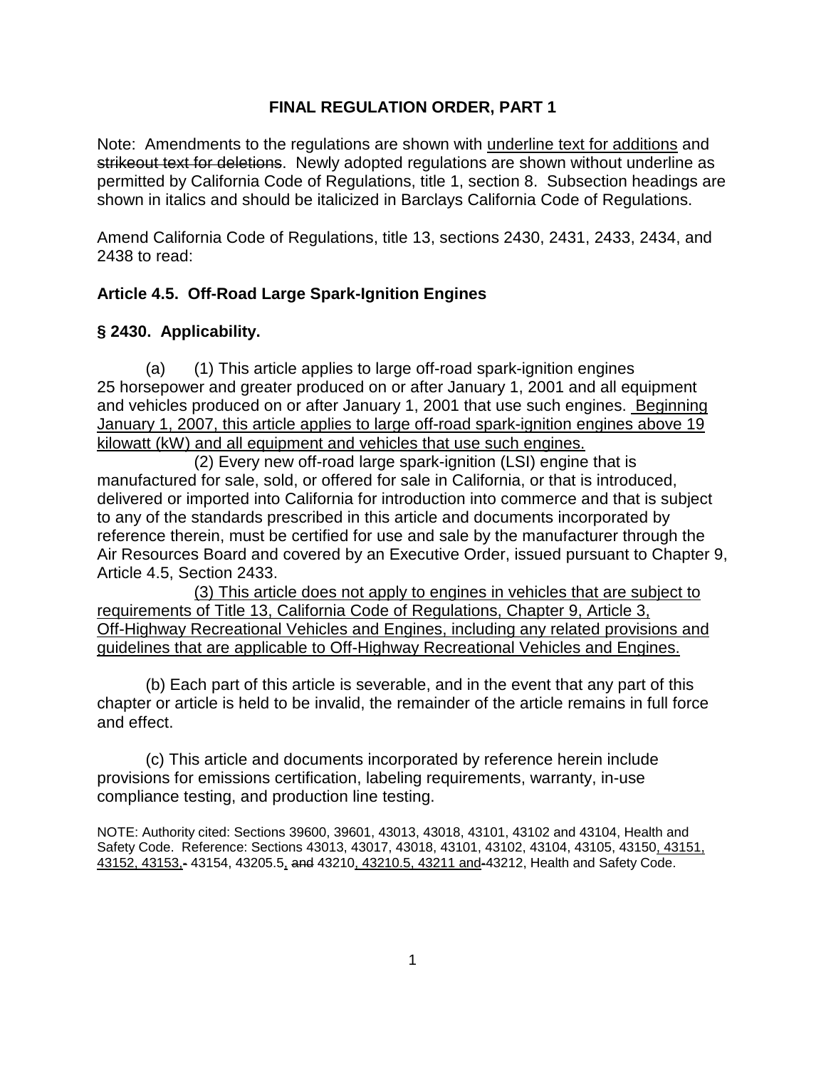## FINAL REGULATION ORDER, PART 1

Note: Amendments to the regulations are shown with <u>underline text for additions</u> and ~~strikeout text for deletions~~. Newly adopted regulations are shown without underline as permitted by California Code of Regulations, title 1, section 8. Subsection headings are shown in italics and should be italicized in Barclays California Code of Regulations.

Amend California Code of Regulations, title 13, sections 2430, 2431, 2433, 2434, and 2438 to read:

### Article 4.5. Off-Road Large Spark-Ignition Engines

### § 2430. Applicability.

(a) (1) This article applies to large off-road spark-ignition engines 25 horsepower and greater produced on or after January 1, 2001 and all equipment and vehicles produced on or after January 1, 2001 that use such engines. <u>Beginning January 1, 2007, this article applies to large off-road spark-ignition engines above 19 kilowatt (kW) and all equipment and vehicles that use such engines.</u>

(2) Every new off-road large spark-ignition (LSI) engine that is manufactured for sale, sold, or offered for sale in California, or that is introduced, delivered or imported into California for introduction into commerce and that is subject to any of the standards prescribed in this article and documents incorporated by reference therein, must be certified for use and sale by the manufacturer through the Air Resources Board and covered by an Executive Order, issued pursuant to Chapter 9, Article 4.5, Section 2433.

<u>(3) This article does not apply to engines in vehicles that are subject to requirements of Title 13, California Code of Regulations, Chapter 9, Article 3, Off-Highway Recreational Vehicles and Engines, including any related provisions and guidelines that are applicable to Off-Highway Recreational Vehicles and Engines.</u>

(b) Each part of this article is severable, and in the event that any part of this chapter or article is held to be invalid, the remainder of the article remains in full force and effect.

(c) This article and documents incorporated by reference herein include provisions for emissions certification, labeling requirements, warranty, in-use compliance testing, and production line testing.

NOTE: Authority cited: Sections 39600, 39601, 43013, 43018, 43101, 43102 and 43104, Health and Safety Code. Reference: Sections 43013, 43017, 43018, 43101, 43102, 43104, 43105, 43150<u>, 43151, 43152, 43153,</u>~~-~~ 43154, 43205.5<u>,</u> ~~and~~ 43210<u>, 43210.5, 43211 and</u>~~-~~43212, Health and Safety Code.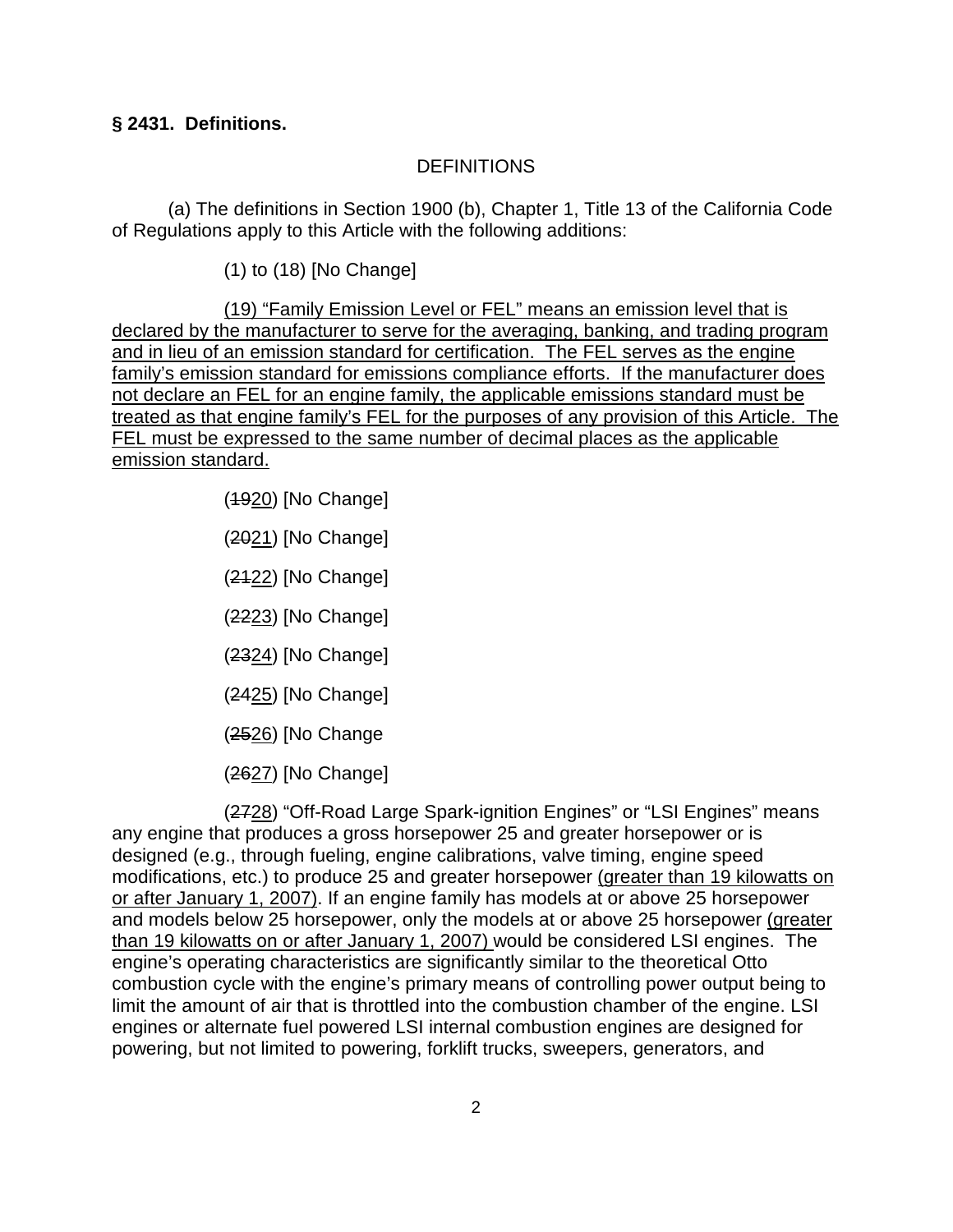**§ 2431. Definitions.**

DEFINITIONS

(a) The definitions in Section 1900 (b), Chapter 1, Title 13 of the California Code of Regulations apply to this Article with the following additions:

(1) to (18) [No Change]

(19) "Family Emission Level or FEL" means an emission level that is declared by the manufacturer to serve for the averaging, banking, and trading program and in lieu of an emission standard for certification. The FEL serves as the engine family's emission standard for emissions compliance efforts. If the manufacturer does not declare an FEL for an engine family, the applicable emissions standard must be treated as that engine family's FEL for the purposes of any provision of this Article. The FEL must be expressed to the same number of decimal places as the applicable emission standard.

(~~19~~20) [No Change]

(~~20~~21) [No Change]

(~~21~~22) [No Change]

(~~22~~23) [No Change]

(~~23~~24) [No Change]

(~~24~~25) [No Change]

(~~25~~26) [No Change

(~~26~~27) [No Change]

(~~27~~28) "Off-Road Large Spark-ignition Engines" or "LSI Engines" means any engine that produces a gross horsepower 25 and greater horsepower or is designed (e.g., through fueling, engine calibrations, valve timing, engine speed modifications, etc.) to produce 25 and greater horsepower (greater than 19 kilowatts on or after January 1, 2007). If an engine family has models at or above 25 horsepower and models below 25 horsepower, only the models at or above 25 horsepower (greater than 19 kilowatts on or after January 1, 2007) would be considered LSI engines. The engine's operating characteristics are significantly similar to the theoretical Otto combustion cycle with the engine's primary means of controlling power output being to limit the amount of air that is throttled into the combustion chamber of the engine. LSI engines or alternate fuel powered LSI internal combustion engines are designed for powering, but not limited to powering, forklift trucks, sweepers, generators, and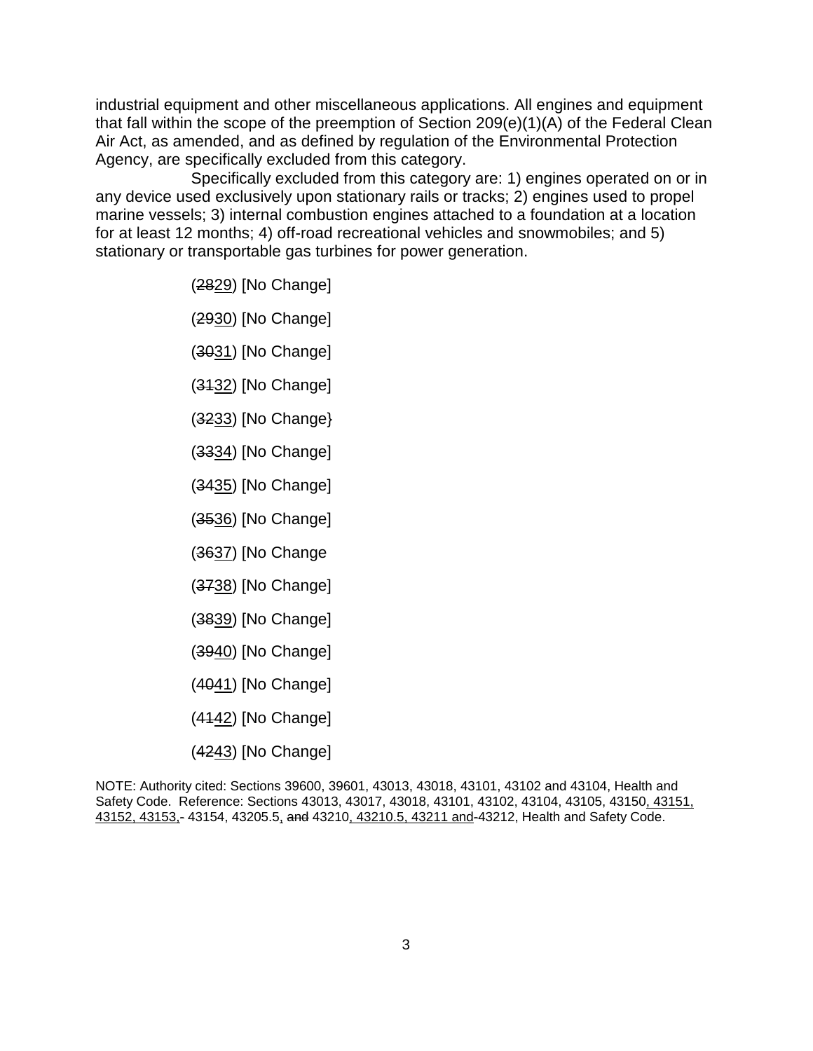industrial equipment and other miscellaneous applications. All engines and equipment that fall within the scope of the preemption of Section 209(e)(1)(A) of the Federal Clean Air Act, as amended, and as defined by regulation of the Environmental Protection Agency, are specifically excluded from this category.

Specifically excluded from this category are: 1) engines operated on or in any device used exclusively upon stationary rails or tracks; 2) engines used to propel marine vessels; 3) internal combustion engines attached to a foundation at a location for at least 12 months; 4) off-road recreational vehicles and snowmobiles; and 5) stationary or transportable gas turbines for power generation.

(~~28~~29) [No Change]

(~~29~~30) [No Change]

(~~30~~31) [No Change]

(~~31~~32) [No Change]

(~~32~~33) [No Change}

(~~33~~34) [No Change]

(~~34~~35) [No Change]

(~~35~~36) [No Change]

(~~36~~37) [No Change

(~~37~~38) [No Change]

(~~38~~39) [No Change]

(~~39~~40) [No Change]

(~~40~~41) [No Change]

(~~41~~42) [No Change]

(~~42~~43) [No Change]

NOTE: Authority cited: Sections 39600, 39601, 43013, 43018, 43101, 43102 and 43104, Health and Safety Code. Reference: Sections 43013, 43017, 43018, 43101, 43102, 43104, 43105, 43150, 43151, 43152, 43153, ~~-~~ 43154, 43205.5, ~~and~~ 43210, 43210.5, 43211 and ~~-~~43212, Health and Safety Code.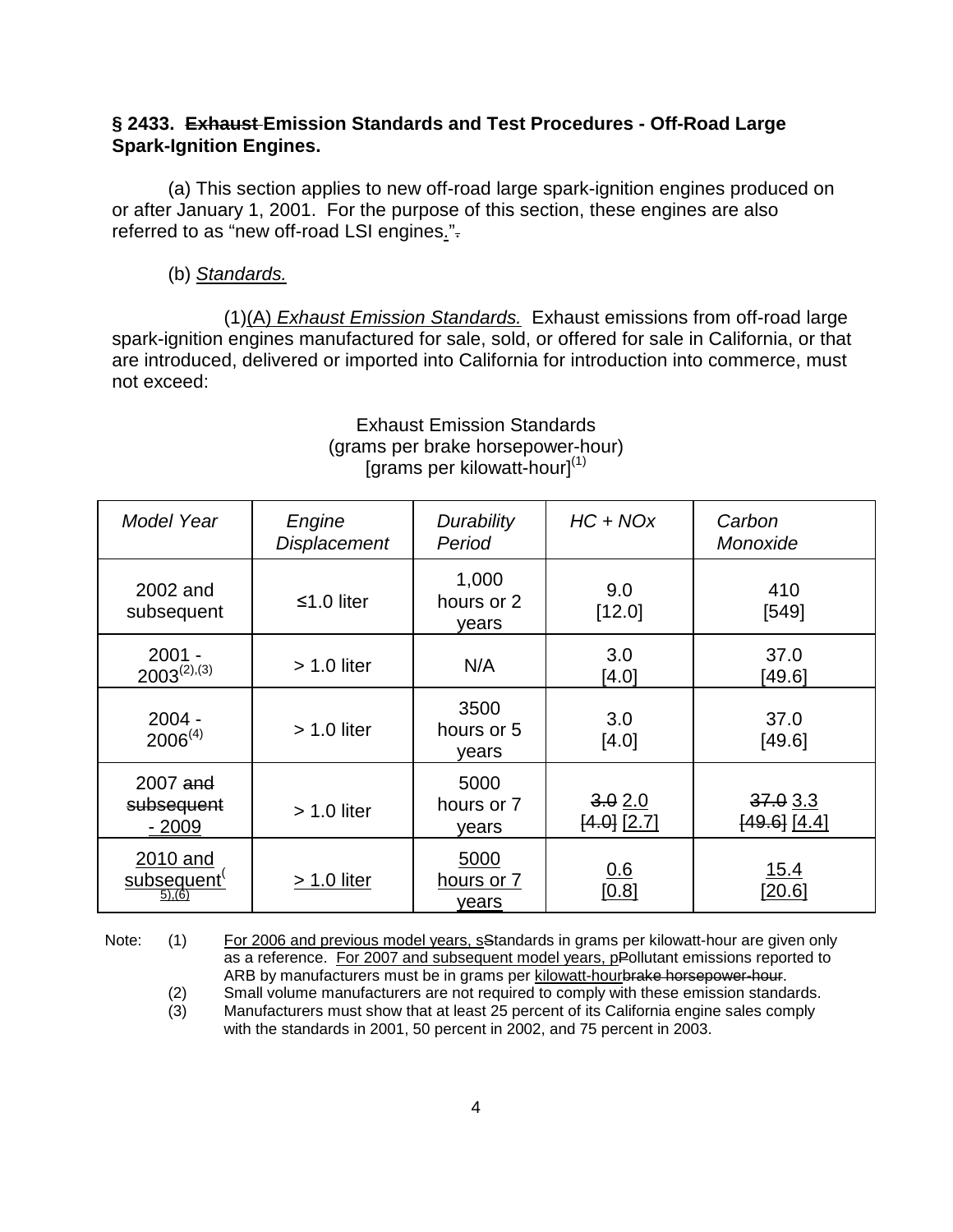**§ 2433. ~~Exhaust~~ Emission Standards and Test Procedures - Off-Road Large Spark-Ignition Engines.**

(a) This section applies to new off-road large spark-ignition engines produced on or after January 1, 2001. For the purpose of this section, these engines are also referred to as "new off-road LSI engines<u>.</u>"~~.~~

(b) <u>*Standards.*</u>

(1)<u>(A)</u> <u>*Exhaust Emission Standards.*</u> Exhaust emissions from off-road large spark-ignition engines manufactured for sale, sold, or offered for sale in California, or that are introduced, delivered or imported into California for introduction into commerce, must not exceed:

Exhaust Emission Standards
(grams per brake horsepower-hour)
[grams per kilowatt-hour][(1)]

| *Model Year* | *Engine Displacement* | *Durability Period* | *HC + NOx* | *Carbon Monoxide* |
|---|---|---|---|---|
| 2002 and subsequent | ≤1.0 liter | 1,000 hours or 2 years | 9.0 [12.0] | 410 [549] |
| 2001 - 2003[(2),(3)] | > 1.0 liter | N/A | 3.0 [4.0] | 37.0 [49.6] |
| 2004 - 2006[(4)] | > 1.0 liter | 3500 hours or 5 years | 3.0 [4.0] | 37.0 [49.6] |
| 2007 ~~and subsequent~~ <u>- 2009</u> | > 1.0 liter | 5000 hours or 7 years | ~~3.0~~ <u>2.0</u> ~~[4.0]~~ <u>[2.7]</u> | ~~37.0~~ <u>3.3</u> ~~[49.6]~~ <u>[4.4]</u> |
| <u>2010 and subsequent[(5),(6)]</u> | <u>> 1.0 liter</u> | <u>5000 hours or 7 years</u> | <u>0.6 [0.8]</u> | <u>15.4 [20.6]</u> |

Note:
(1) <u>For 2006 and previous model years, s</u>~~S~~tandards in grams per kilowatt-hour are given only as a reference. <u>For 2007 and subsequent model years, p</u>~~P~~ollutant emissions reported to ARB by manufacturers must be in grams per <u>kilowatt-hour</u>~~brake horsepower-hour~~.
(2) Small volume manufacturers are not required to comply with these emission standards.
(3) Manufacturers must show that at least 25 percent of its California engine sales comply with the standards in 2001, 50 percent in 2002, and 75 percent in 2003.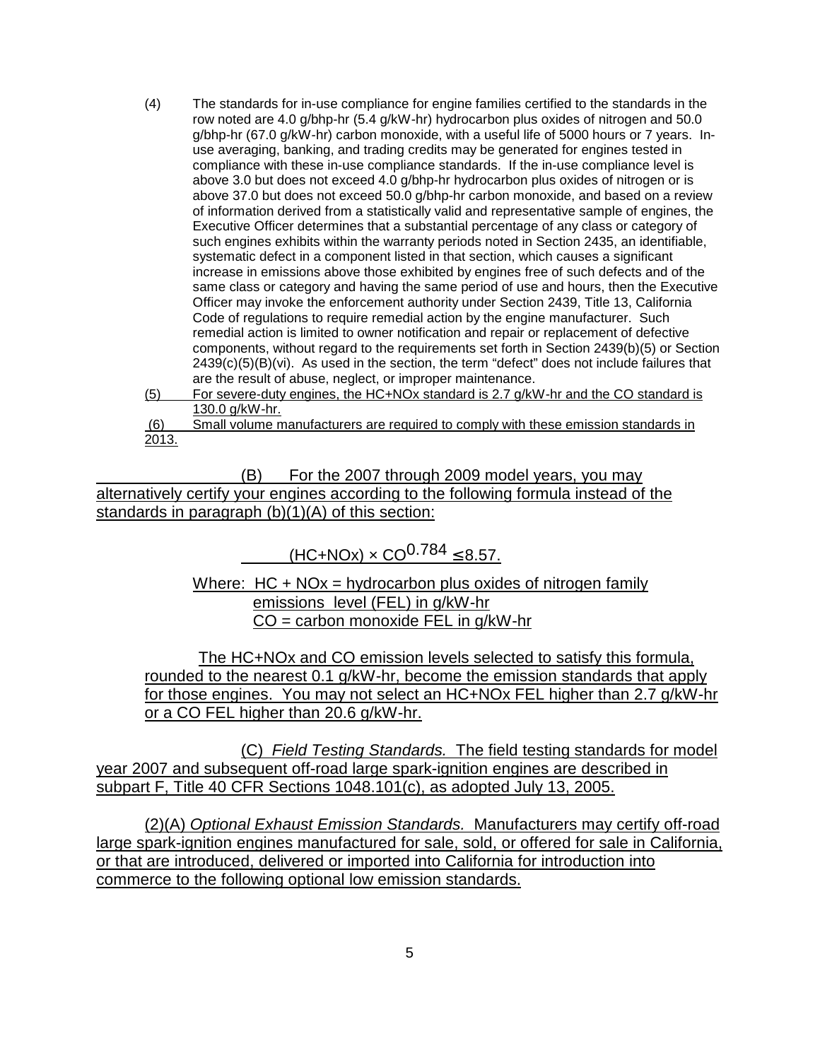(4) The standards for in-use compliance for engine families certified to the standards in the row noted are 4.0 g/bhp-hr (5.4 g/kW-hr) hydrocarbon plus oxides of nitrogen and 50.0 g/bhp-hr (67.0 g/kW-hr) carbon monoxide, with a useful life of 5000 hours or 7 years. In-use averaging, banking, and trading credits may be generated for engines tested in compliance with these in-use compliance standards. If the in-use compliance level is above 3.0 but does not exceed 4.0 g/bhp-hr hydrocarbon plus oxides of nitrogen or is above 37.0 but does not exceed 50.0 g/bhp-hr carbon monoxide, and based on a review of information derived from a statistically valid and representative sample of engines, the Executive Officer determines that a substantial percentage of any class or category of such engines exhibits within the warranty periods noted in Section 2435, an identifiable, systematic defect in a component listed in that section, which causes a significant increase in emissions above those exhibited by engines free of such defects and of the same class or category and having the same period of use and hours, then the Executive Officer may invoke the enforcement authority under Section 2439, Title 13, California Code of regulations to require remedial action by the engine manufacturer. Such remedial action is limited to owner notification and repair or replacement of defective components, without regard to the requirements set forth in Section 2439(b)(5) or Section 2439(c)(5)(B)(vi). As used in the section, the term "defect" does not include failures that are the result of abuse, neglect, or improper maintenance.

(5) For severe-duty engines, the HC+NOx standard is 2.7 g/kW-hr and the CO standard is 130.0 g/kW-hr.

(6) Small volume manufacturers are required to comply with these emission standards in 2013.

(B) For the 2007 through 2009 model years, you may alternatively certify your engines according to the following formula instead of the standards in paragraph (b)(1)(A) of this section:

$$(HC+NOx) \times CO^{0.784} \leq 8.57.$$

Where: HC + NOx = hydrocarbon plus oxides of nitrogen family emissions level (FEL) in g/kW-hr
CO = carbon monoxide FEL in g/kW-hr

The HC+NOx and CO emission levels selected to satisfy this formula, rounded to the nearest 0.1 g/kW-hr, become the emission standards that apply for those engines. You may not select an HC+NOx FEL higher than 2.7 g/kW-hr or a CO FEL higher than 20.6 g/kW-hr.

(C) *Field Testing Standards.* The field testing standards for model year 2007 and subsequent off-road large spark-ignition engines are described in subpart F, Title 40 CFR Sections 1048.101(c), as adopted July 13, 2005.

(2)(A) *Optional Exhaust Emission Standards.* Manufacturers may certify off-road large spark-ignition engines manufactured for sale, sold, or offered for sale in California, or that are introduced, delivered or imported into California for introduction into commerce to the following optional low emission standards.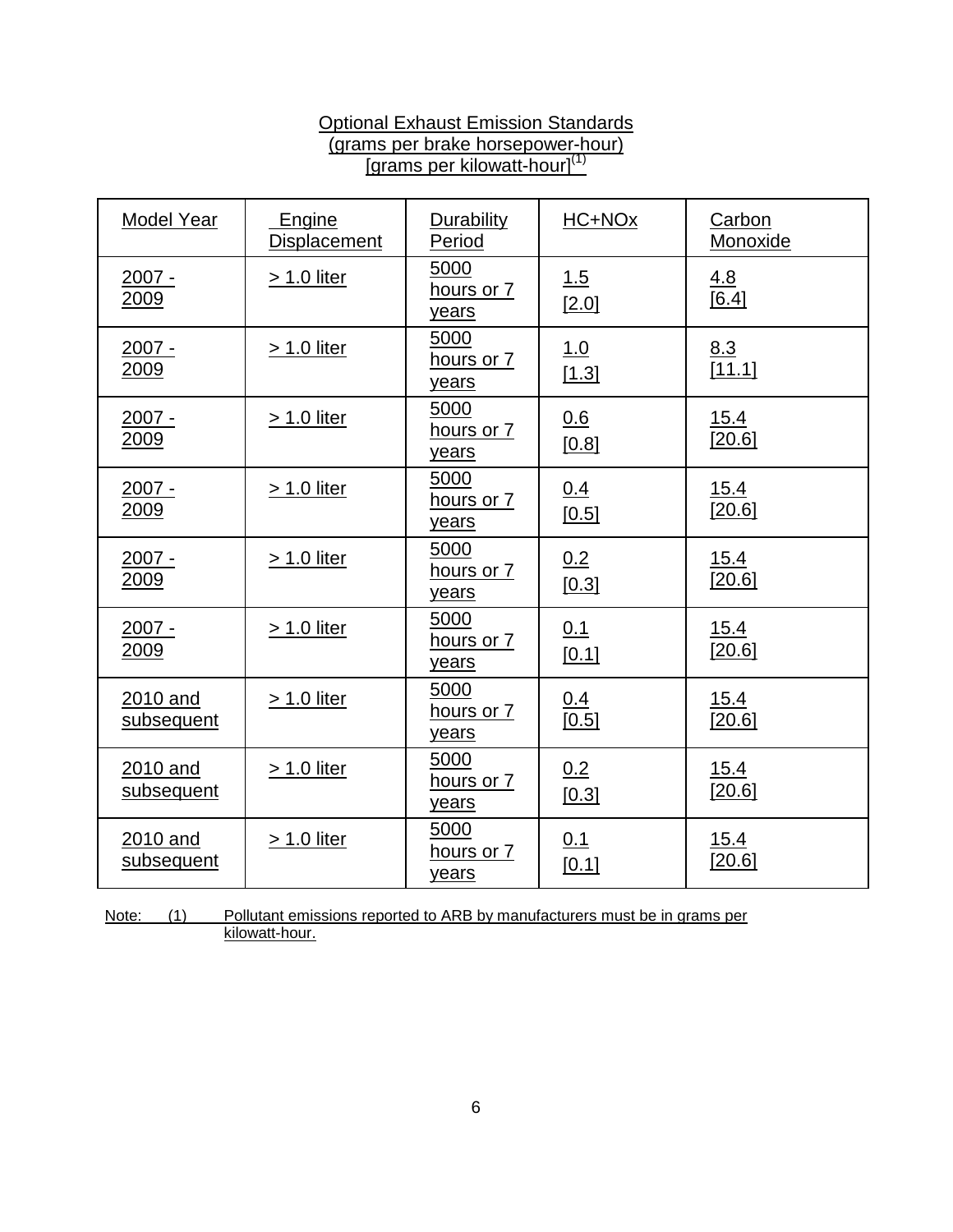Optional Exhaust Emission Standards
(grams per brake horsepower-hour)
[grams per kilowatt-hour][1]

| Model Year | Engine Displacement | Durability Period | HC+NOx | Carbon Monoxide |
|---|---|---|---|---|
| 2007 - 2009 | > 1.0 liter | 5000 hours or 7 years | 1.5 [2.0] | 4.8 [6.4] |
| 2007 - 2009 | > 1.0 liter | 5000 hours or 7 years | 1.0 [1.3] | 8.3 [11.1] |
| 2007 - 2009 | > 1.0 liter | 5000 hours or 7 years | 0.6 [0.8] | 15.4 [20.6] |
| 2007 - 2009 | > 1.0 liter | 5000 hours or 7 years | 0.4 [0.5] | 15.4 [20.6] |
| 2007 - 2009 | > 1.0 liter | 5000 hours or 7 years | 0.2 [0.3] | 15.4 [20.6] |
| 2007 - 2009 | > 1.0 liter | 5000 hours or 7 years | 0.1 [0.1] | 15.4 [20.6] |
| 2010 and subsequent | > 1.0 liter | 5000 hours or 7 years | 0.4 [0.5] | 15.4 [20.6] |
| 2010 and subsequent | > 1.0 liter | 5000 hours or 7 years | 0.2 [0.3] | 15.4 [20.6] |
| 2010 and subsequent | > 1.0 liter | 5000 hours or 7 years | 0.1 [0.1] | 15.4 [20.6] |

Note: (1) Pollutant emissions reported to ARB by manufacturers must be in grams per kilowatt-hour.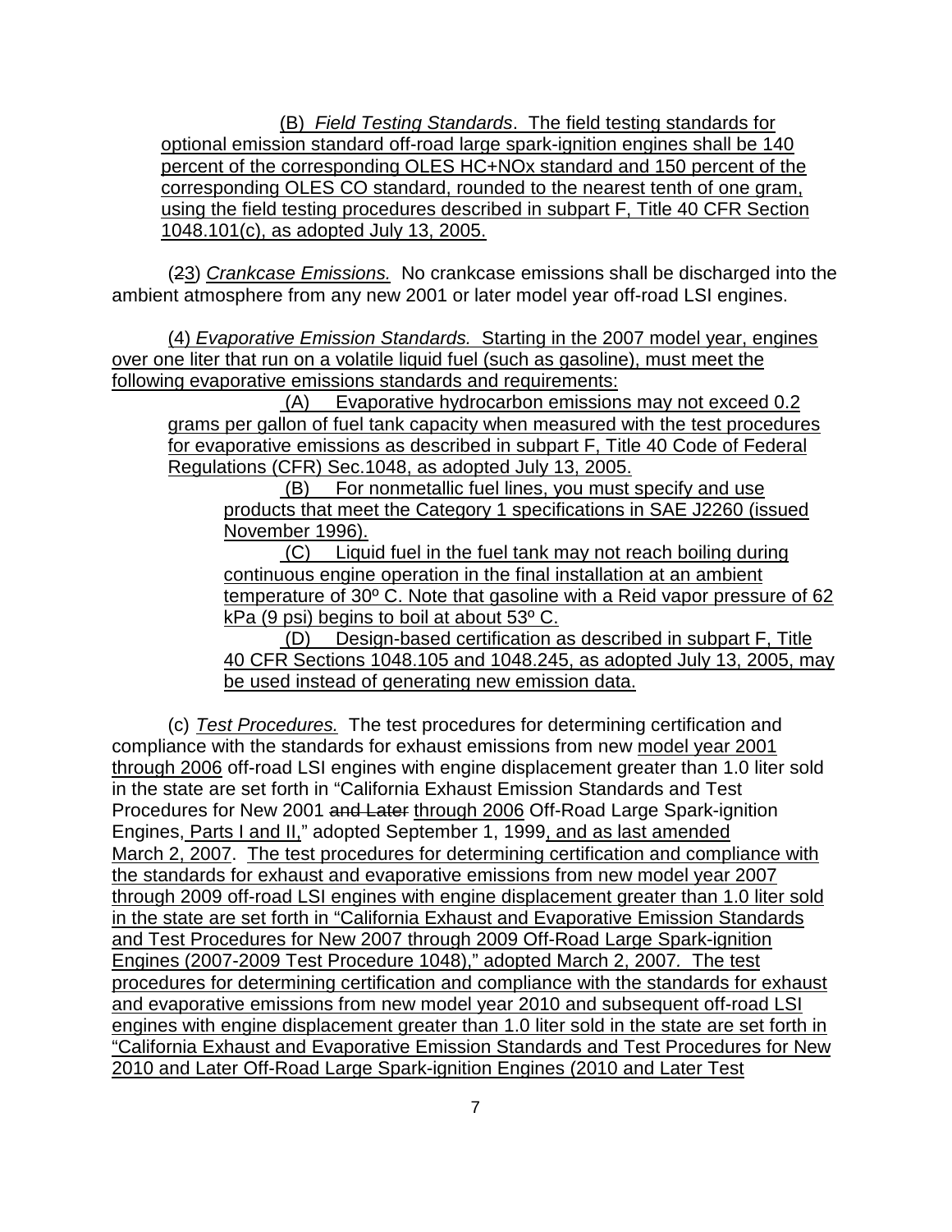(B) *Field Testing Standards*. The field testing standards for optional emission standard off-road large spark-ignition engines shall be 140 percent of the corresponding OLES HC+NOx standard and 150 percent of the corresponding OLES CO standard, rounded to the nearest tenth of one gram, using the field testing procedures described in subpart F, Title 40 CFR Section 1048.101(c), as adopted July 13, 2005.

(~~2~~3) *Crankcase Emissions.* No crankcase emissions shall be discharged into the ambient atmosphere from any new 2001 or later model year off-road LSI engines.

(4) *Evaporative Emission Standards.* Starting in the 2007 model year, engines over one liter that run on a volatile liquid fuel (such as gasoline), must meet the following evaporative emissions standards and requirements:

(A) Evaporative hydrocarbon emissions may not exceed 0.2 grams per gallon of fuel tank capacity when measured with the test procedures for evaporative emissions as described in subpart F, Title 40 Code of Federal Regulations (CFR) Sec.1048, as adopted July 13, 2005.

(B) For nonmetallic fuel lines, you must specify and use products that meet the Category 1 specifications in SAE J2260 (issued November 1996).

(C) Liquid fuel in the fuel tank may not reach boiling during continuous engine operation in the final installation at an ambient temperature of 30º C. Note that gasoline with a Reid vapor pressure of 62 kPa (9 psi) begins to boil at about 53º C.

(D) Design-based certification as described in subpart F, Title 40 CFR Sections 1048.105 and 1048.245, as adopted July 13, 2005, may be used instead of generating new emission data.

(c) *Test Procedures.* The test procedures for determining certification and compliance with the standards for exhaust emissions from new model year 2001 through 2006 off-road LSI engines with engine displacement greater than 1.0 liter sold in the state are set forth in "California Exhaust Emission Standards and Test Procedures for New 2001 ~~and Later~~ through 2006 Off-Road Large Spark-ignition Engines, Parts I and II," adopted September 1, 1999, and as last amended March 2, 2007. The test procedures for determining certification and compliance with the standards for exhaust and evaporative emissions from new model year 2007 through 2009 off-road LSI engines with engine displacement greater than 1.0 liter sold in the state are set forth in "California Exhaust and Evaporative Emission Standards and Test Procedures for New 2007 through 2009 Off-Road Large Spark-ignition Engines (2007-2009 Test Procedure 1048)," adopted March 2, 2007. The test procedures for determining certification and compliance with the standards for exhaust and evaporative emissions from new model year 2010 and subsequent off-road LSI engines with engine displacement greater than 1.0 liter sold in the state are set forth in "California Exhaust and Evaporative Emission Standards and Test Procedures for New 2010 and Later Off-Road Large Spark-ignition Engines (2010 and Later Test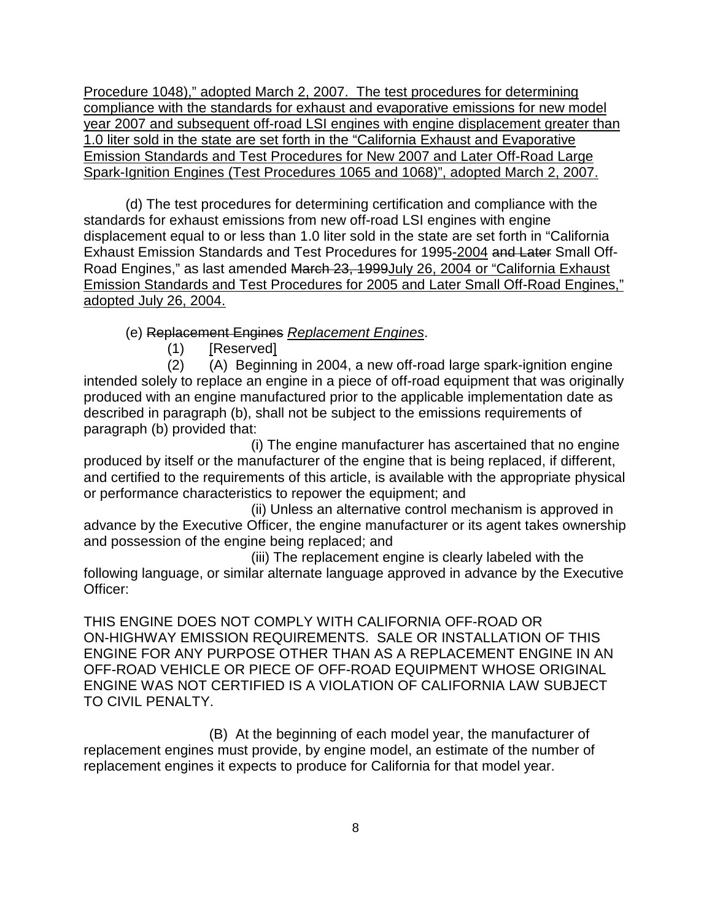Procedure 1048)," adopted March 2, 2007. The test procedures for determining compliance with the standards for exhaust and evaporative emissions for new model year 2007 and subsequent off-road LSI engines with engine displacement greater than 1.0 liter sold in the state are set forth in the "California Exhaust and Evaporative Emission Standards and Test Procedures for New 2007 and Later Off-Road Large Spark-Ignition Engines (Test Procedures 1065 and 1068)", adopted March 2, 2007.

(d) The test procedures for determining certification and compliance with the standards for exhaust emissions from new off-road LSI engines with engine displacement equal to or less than 1.0 liter sold in the state are set forth in "California Exhaust Emission Standards and Test Procedures for 1995-2004 ~~and Later~~ Small Off-Road Engines," as last amended ~~March 23, 1999~~July 26, 2004 or "California Exhaust Emission Standards and Test Procedures for 2005 and Later Small Off-Road Engines," adopted July 26, 2004.

(e) ~~Replacement Engines~~ *Replacement Engines*.

(1) [Reserved]

(2) (A) Beginning in 2004, a new off-road large spark-ignition engine intended solely to replace an engine in a piece of off-road equipment that was originally produced with an engine manufactured prior to the applicable implementation date as described in paragraph (b), shall not be subject to the emissions requirements of paragraph (b) provided that:

(i) The engine manufacturer has ascertained that no engine produced by itself or the manufacturer of the engine that is being replaced, if different, and certified to the requirements of this article, is available with the appropriate physical or performance characteristics to repower the equipment; and

(ii) Unless an alternative control mechanism is approved in advance by the Executive Officer, the engine manufacturer or its agent takes ownership and possession of the engine being replaced; and

(iii) The replacement engine is clearly labeled with the following language, or similar alternate language approved in advance by the Executive Officer:

THIS ENGINE DOES NOT COMPLY WITH CALIFORNIA OFF-ROAD OR ON-HIGHWAY EMISSION REQUIREMENTS. SALE OR INSTALLATION OF THIS ENGINE FOR ANY PURPOSE OTHER THAN AS A REPLACEMENT ENGINE IN AN OFF-ROAD VEHICLE OR PIECE OF OFF-ROAD EQUIPMENT WHOSE ORIGINAL ENGINE WAS NOT CERTIFIED IS A VIOLATION OF CALIFORNIA LAW SUBJECT TO CIVIL PENALTY.

(B) At the beginning of each model year, the manufacturer of replacement engines must provide, by engine model, an estimate of the number of replacement engines it expects to produce for California for that model year.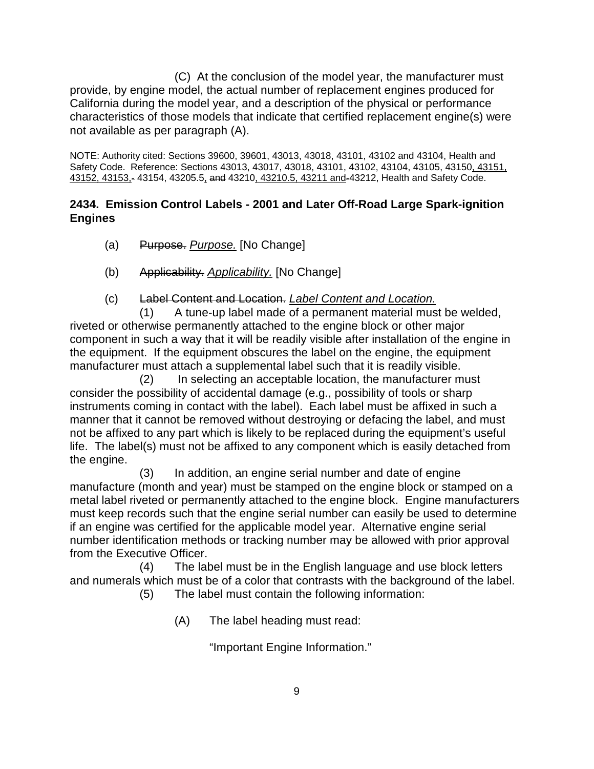(C) At the conclusion of the model year, the manufacturer must provide, by engine model, the actual number of replacement engines produced for California during the model year, and a description of the physical or performance characteristics of those models that indicate that certified replacement engine(s) were not available as per paragraph (A).

NOTE: Authority cited: Sections 39600, 39601, 43013, 43018, 43101, 43102 and 43104, Health and Safety Code. Reference: Sections 43013, 43017, 43018, 43101, 43102, 43104, 43105, 43150<u>, 43151, 43152, 43153,</u>~~-~~ 43154, 43205.5<u>,</u> ~~and~~ 43210<u>, 43210.5, 43211 and</u>~~-~~43212, Health and Safety Code.

**2434. Emission Control Labels - 2001 and Later Off-Road Large Spark-ignition Engines**

(a) ~~Purpose.~~ <u>*Purpose.*</u> [No Change]

(b) ~~Applicability.~~ <u>*Applicability.*</u> [No Change]

(c) ~~Label Content and Location.~~ <u>*Label Content and Location.*</u>

(1) A tune-up label made of a permanent material must be welded, riveted or otherwise permanently attached to the engine block or other major component in such a way that it will be readily visible after installation of the engine in the equipment. If the equipment obscures the label on the engine, the equipment manufacturer must attach a supplemental label such that it is readily visible.

(2) In selecting an acceptable location, the manufacturer must consider the possibility of accidental damage (e.g., possibility of tools or sharp instruments coming in contact with the label). Each label must be affixed in such a manner that it cannot be removed without destroying or defacing the label, and must not be affixed to any part which is likely to be replaced during the equipment's useful life. The label(s) must not be affixed to any component which easily detached from the engine.

(3) In addition, an engine serial number and date of engine manufacture (month and year) must be stamped on the engine block or stamped on a metal label riveted or permanently attached to the engine block. Engine manufacturers must keep records such that the engine serial number can easily be used to determine if an engine was certified for the applicable model year. Alternative engine serial number identification methods or tracking number may be allowed with prior approval from the Executive Officer.

(4) The label must be in the English language and use block letters and numerals which must be of a color that contrasts with the background of the label.

(5) The label must contain the following information:

(A) The label heading must read:

"Important Engine Information."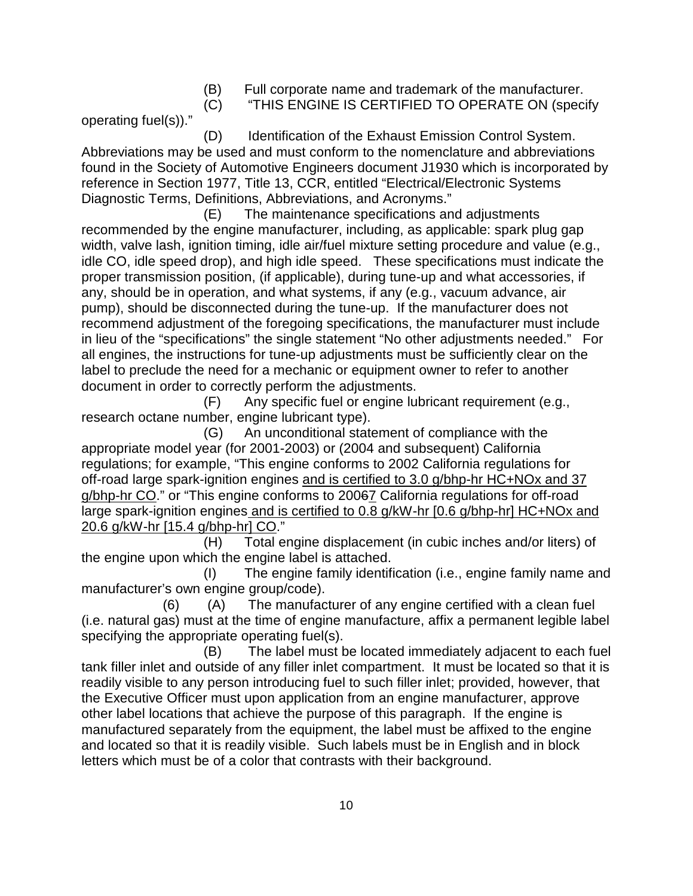(B) Full corporate name and trademark of the manufacturer.

(C) "THIS ENGINE IS CERTIFIED TO OPERATE ON (specify operating fuel(s))."

(D) Identification of the Exhaust Emission Control System. Abbreviations may be used and must conform to the nomenclature and abbreviations found in the Society of Automotive Engineers document J1930 which is incorporated by reference in Section 1977, Title 13, CCR, entitled "Electrical/Electronic Systems Diagnostic Terms, Definitions, Abbreviations, and Acronyms."

(E) The maintenance specifications and adjustments recommended by the engine manufacturer, including, as applicable: spark plug gap width, valve lash, ignition timing, idle air/fuel mixture setting procedure and value (e.g., idle CO, idle speed drop), and high idle speed. These specifications must indicate the proper transmission position, (if applicable), during tune-up and what accessories, if any, should be in operation, and what systems, if any (e.g., vacuum advance, air pump), should be disconnected during the tune-up. If the manufacturer does not recommend adjustment of the foregoing specifications, the manufacturer must include in lieu of the "specifications" the single statement "No other adjustments needed." For all engines, the instructions for tune-up adjustments must be sufficiently clear on the label to preclude the need for a mechanic or equipment owner to refer to another document in order to correctly perform the adjustments.

(F) Any specific fuel or engine lubricant requirement (e.g., research octane number, engine lubricant type).

(G) An unconditional statement of compliance with the appropriate model year (for 2001-2003) or (2004 and subsequent) California regulations; for example, "This engine conforms to 2002 California regulations for off-road large spark-ignition engines <u>and is certified to 3.0 g/bhp-hr HC+NOx and 37 g/bhp-hr CO</u>." or "This engine conforms to 200~~6~~<u>7</u> California regulations for off-road large spark-ignition engines<u> and is certified to 0.8 g/kW-hr [0.6 g/bhp-hr] HC+NOx and 20.6 g/kW-hr [15.4 g/bhp-hr] CO</u>."

(H) Total engine displacement (in cubic inches and/or liters) of the engine upon which the engine label is attached.

(I) The engine family identification (i.e., engine family name and manufacturer's own engine group/code).

(6) (A) The manufacturer of any engine certified with a clean fuel (i.e. natural gas) must at the time of engine manufacture, affix a permanent legible label specifying the appropriate operating fuel(s).

(B) The label must be located immediately adjacent to each fuel tank filler inlet and outside of any filler inlet compartment. It must be located so that it is readily visible to any person introducing fuel to such filler inlet; provided, however, that the Executive Officer must upon application from an engine manufacturer, approve other label locations that achieve the purpose of this paragraph. If the engine is manufactured separately from the equipment, the label must be affixed to the engine and located so that it is readily visible. Such labels must be in English and in block letters which must be of a color that contrasts with their background.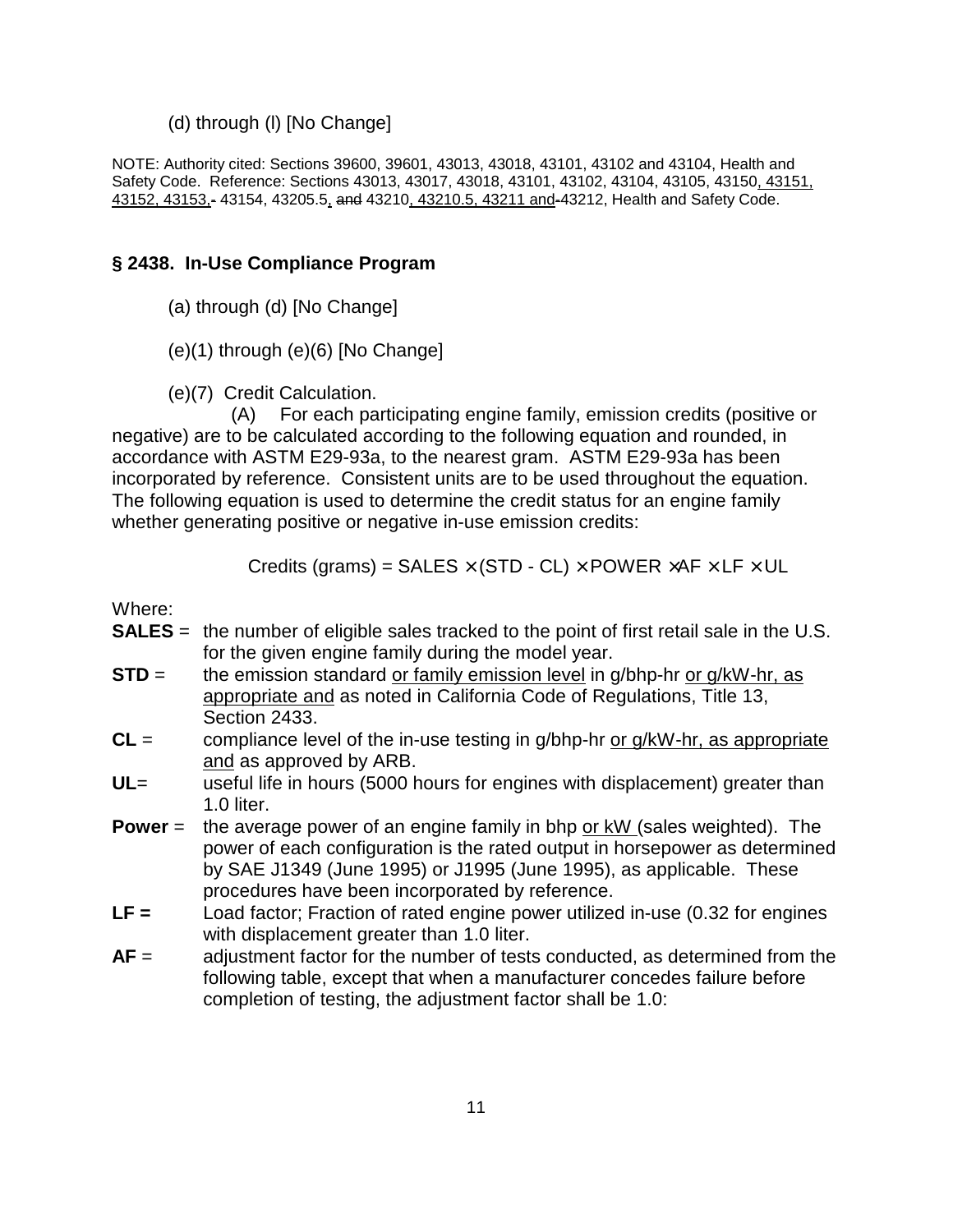(d) through (l) [No Change]

NOTE: Authority cited: Sections 39600, 39601, 43013, 43018, 43101, 43102 and 43104, Health and Safety Code. Reference: Sections 43013, 43017, 43018, 43101, 43102, 43104, 43105, 43150, 43151, 43152, 43153, 43154, 43205.5, ~~and~~ 43210, 43210.5, 43211 and 43212, Health and Safety Code.

## § 2438. In-Use Compliance Program

(a) through (d) [No Change]

(e)(1) through (e)(6) [No Change]

(e)(7) Credit Calculation.

(A) For each participating engine family, emission credits (positive or negative) are to be calculated according to the following equation and rounded, in accordance with ASTM E29-93a, to the nearest gram. ASTM E29-93a has been incorporated by reference. Consistent units are to be used throughout the equation. The following equation is used to determine the credit status for an engine family whether generating positive or negative in-use emission credits:

$$\text{Credits (grams)} = \text{SALES} \times (\text{STD} - \text{CL}) \times \text{POWER} \times \text{AF} \times \text{LF} \times \text{UL}$$

Where:

**SALES** = the number of eligible sales tracked to the point of first retail sale in the U.S. for the given engine family during the model year.

**STD** = the emission standard or family emission level in g/bhp-hr or g/kW-hr, as appropriate and as noted in California Code of Regulations, Title 13, Section 2433.

**CL** = compliance level of the in-use testing in g/bhp-hr or g/kW-hr, as appropriate and as approved by ARB.

**UL**= useful life in hours (5000 hours for engines with displacement) greater than 1.0 liter.

**Power** = the average power of an engine family in bhp or kW (sales weighted). The power of each configuration is the rated output in horsepower as determined by SAE J1349 (June 1995) or J1995 (June 1995), as applicable. These procedures have been incorporated by reference.

**LF =** Load factor; Fraction of rated engine power utilized in-use (0.32 for engines with displacement greater than 1.0 liter.

**AF** = adjustment factor for the number of tests conducted, as determined from the following table, except that when a manufacturer concedes failure before completion of testing, the adjustment factor shall be 1.0: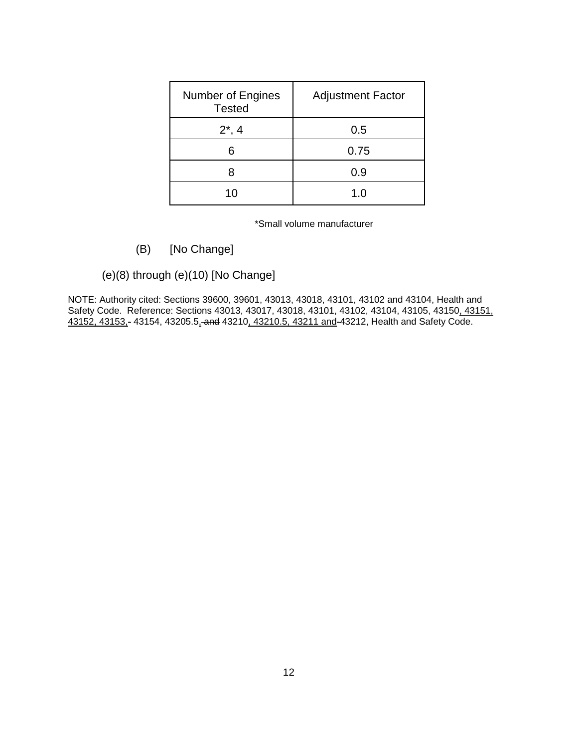| Number of Engines Tested | Adjustment Factor |
|---|---|
| 2*, 4 | 0.5 |
| 6 | 0.75 |
| 8 | 0.9 |
| 10 | 1.0 |

*Small volume manufacturer

(B) [No Change]

(e)(8) through (e)(10) [No Change]

NOTE: Authority cited: Sections 39600, 39601, 43013, 43018, 43101, 43102 and 43104, Health and Safety Code. Reference: Sections 43013, 43017, 43018, 43101, 43102, 43104, 43105, 43150<u>, 43151, 43152, 43153,</u>~~-~~ 43154, 43205.5<u>,</u>~~ and~~ 43210<u>, 43210.5, 43211 and</u>~~-~~43212, Health and Safety Code.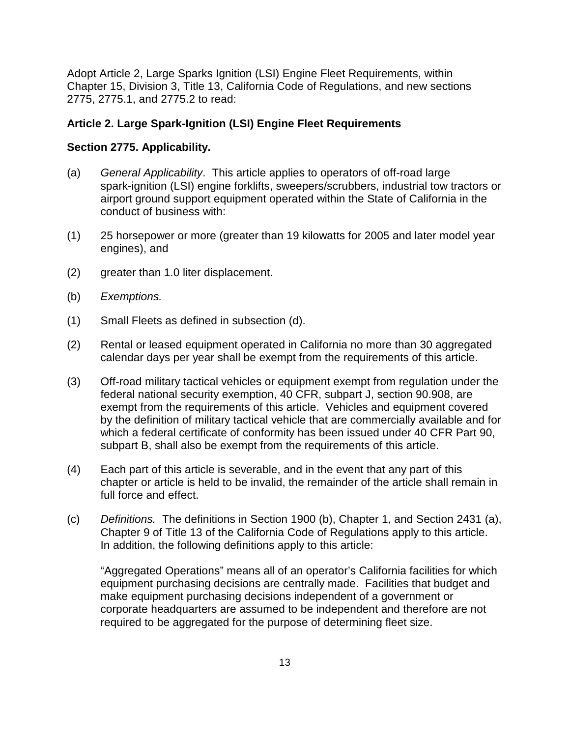Adopt Article 2, Large Sparks Ignition (LSI) Engine Fleet Requirements, within Chapter 15, Division 3, Title 13, California Code of Regulations, and new sections 2775, 2775.1, and 2775.2 to read:

**Article 2. Large Spark-Ignition (LSI) Engine Fleet Requirements**

**Section 2775. Applicability.**

(a) *General Applicability*. This article applies to operators of off-road large spark-ignition (LSI) engine forklifts, sweepers/scrubbers, industrial tow tractors or airport ground support equipment operated within the State of California in the conduct of business with:

(1) 25 horsepower or more (greater than 19 kilowatts for 2005 and later model year engines), and

(2) greater than 1.0 liter displacement.

(b) *Exemptions.*

(1) Small Fleets as defined in subsection (d).

(2) Rental or leased equipment operated in California no more than 30 aggregated calendar days per year shall be exempt from the requirements of this article.

(3) Off-road military tactical vehicles or equipment exempt from regulation under the federal national security exemption, 40 CFR, subpart J, section 90.908, are exempt from the requirements of this article. Vehicles and equipment covered by the definition of military tactical vehicle that are commercially available and for which a federal certificate of conformity has been issued under 40 CFR Part 90, subpart B, shall also be exempt from the requirements of this article.

(4) Each part of this article is severable, and in the event that any part of this chapter or article is held to be invalid, the remainder of the article shall remain in full force and effect.

(c) *Definitions.* The definitions in Section 1900 (b), Chapter 1, and Section 2431 (a), Chapter 9 of Title 13 of the California Code of Regulations apply to this article. In addition, the following definitions apply to this article:

"Aggregated Operations" means all of an operator's California facilities for which equipment purchasing decisions are centrally made. Facilities that budget and make equipment purchasing decisions independent of a government or corporate headquarters are assumed to be independent and therefore are not required to be aggregated for the purpose of determining fleet size.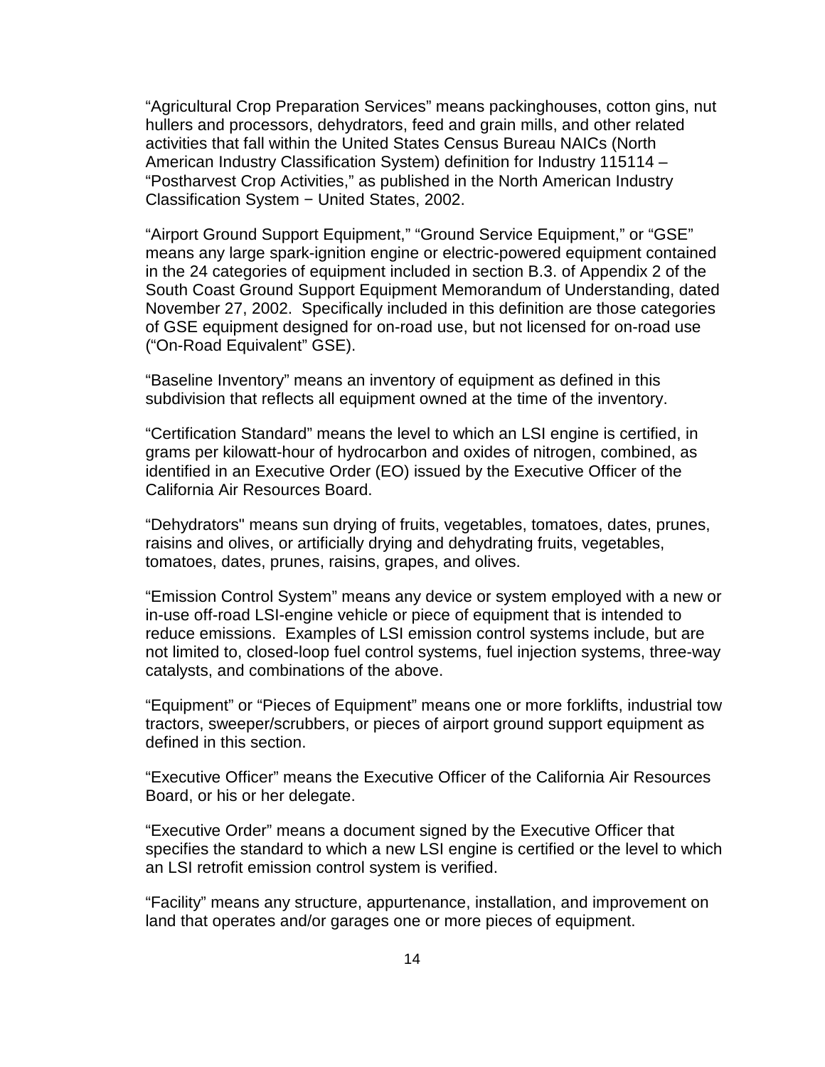"Agricultural Crop Preparation Services" means packinghouses, cotton gins, nut hullers and processors, dehydrators, feed and grain mills, and other related activities that fall within the United States Census Bureau NAICs (North American Industry Classification System) definition for Industry 115114 – "Postharvest Crop Activities," as published in the North American Industry Classification System − United States, 2002.

"Airport Ground Support Equipment," "Ground Service Equipment," or "GSE" means any large spark-ignition engine or electric-powered equipment contained in the 24 categories of equipment included in section B.3. of Appendix 2 of the South Coast Ground Support Equipment Memorandum of Understanding, dated November 27, 2002. Specifically included in this definition are those categories of GSE equipment designed for on-road use, but not licensed for on-road use ("On-Road Equivalent" GSE).

"Baseline Inventory" means an inventory of equipment as defined in this subdivision that reflects all equipment owned at the time of the inventory.

"Certification Standard" means the level to which an LSI engine is certified, in grams per kilowatt-hour of hydrocarbon and oxides of nitrogen, combined, as identified in an Executive Order (EO) issued by the Executive Officer of the California Air Resources Board.

"Dehydrators" means sun drying of fruits, vegetables, tomatoes, dates, prunes, raisins and olives, or artificially drying and dehydrating fruits, vegetables, tomatoes, dates, prunes, raisins, grapes, and olives.

"Emission Control System" means any device or system employed with a new or in-use off-road LSI-engine vehicle or piece of equipment that is intended to reduce emissions. Examples of LSI emission control systems include, but are not limited to, closed-loop fuel control systems, fuel injection systems, three-way catalysts, and combinations of the above.

"Equipment" or "Pieces of Equipment" means one or more forklifts, industrial tow tractors, sweeper/scrubbers, or pieces of airport ground support equipment as defined in this section.

"Executive Officer" means the Executive Officer of the California Air Resources Board, or his or her delegate.

"Executive Order" means a document signed by the Executive Officer that specifies the standard to which a new LSI engine is certified or the level to which an LSI retrofit emission control system is verified.

"Facility" means any structure, appurtenance, installation, and improvement on land that operates and/or garages one or more pieces of equipment.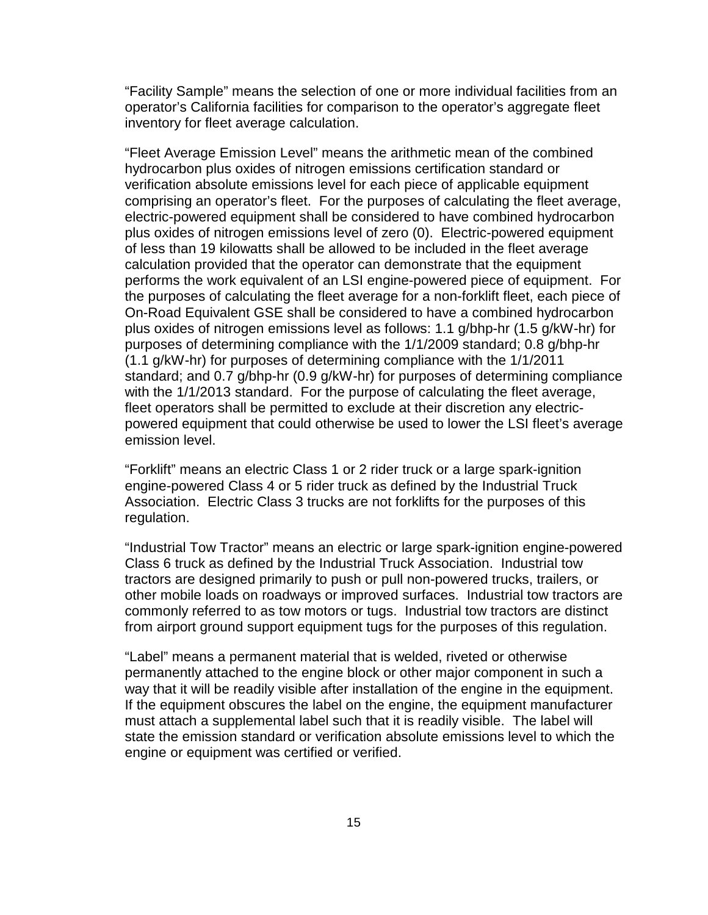“Facility Sample” means the selection of one or more individual facilities from an operator’s California facilities for comparison to the operator’s aggregate fleet inventory for fleet average calculation.

“Fleet Average Emission Level” means the arithmetic mean of the combined hydrocarbon plus oxides of nitrogen emissions certification standard or verification absolute emissions level for each piece of applicable equipment comprising an operator’s fleet. For the purposes of calculating the fleet average, electric-powered equipment shall be considered to have combined hydrocarbon plus oxides of nitrogen emissions level of zero (0). Electric-powered equipment of less than 19 kilowatts shall be allowed to be included in the fleet average calculation provided that the operator can demonstrate that the equipment performs the work equivalent of an LSI engine-powered piece of equipment. For the purposes of calculating the fleet average for a non-forklift fleet, each piece of On-Road Equivalent GSE shall be considered to have a combined hydrocarbon plus oxides of nitrogen emissions level as follows: 1.1 g/bhp-hr (1.5 g/kW-hr) for purposes of determining compliance with the 1/1/2009 standard; 0.8 g/bhp-hr (1.1 g/kW-hr) for purposes of determining compliance with the 1/1/2011 standard; and 0.7 g/bhp-hr (0.9 g/kW-hr) for purposes of determining compliance with the 1/1/2013 standard. For the purpose of calculating the fleet average, fleet operators shall be permitted to exclude at their discretion any electric-powered equipment that could otherwise be used to lower the LSI fleet’s average emission level.

“Forklift” means an electric Class 1 or 2 rider truck or a large spark-ignition engine-powered Class 4 or 5 rider truck as defined by the Industrial Truck Association. Electric Class 3 trucks are not forklifts for the purposes of this regulation.

“Industrial Tow Tractor” means an electric or large spark-ignition engine-powered Class 6 truck as defined by the Industrial Truck Association. Industrial tow tractors are designed primarily to push or pull non-powered trucks, trailers, or other mobile loads on roadways or improved surfaces. Industrial tow tractors are commonly referred to as tow motors or tugs. Industrial tow tractors are distinct from airport ground support equipment tugs for the purposes of this regulation.

“Label” means a permanent material that is welded, riveted or otherwise permanently attached to the engine block or other major component in such a way that it will be readily visible after installation of the engine in the equipment. If the equipment obscures the label on the engine, the equipment manufacturer must attach a supplemental label such that it is readily visible. The label will state the emission standard or verification absolute emissions level to which the engine or equipment was certified or verified.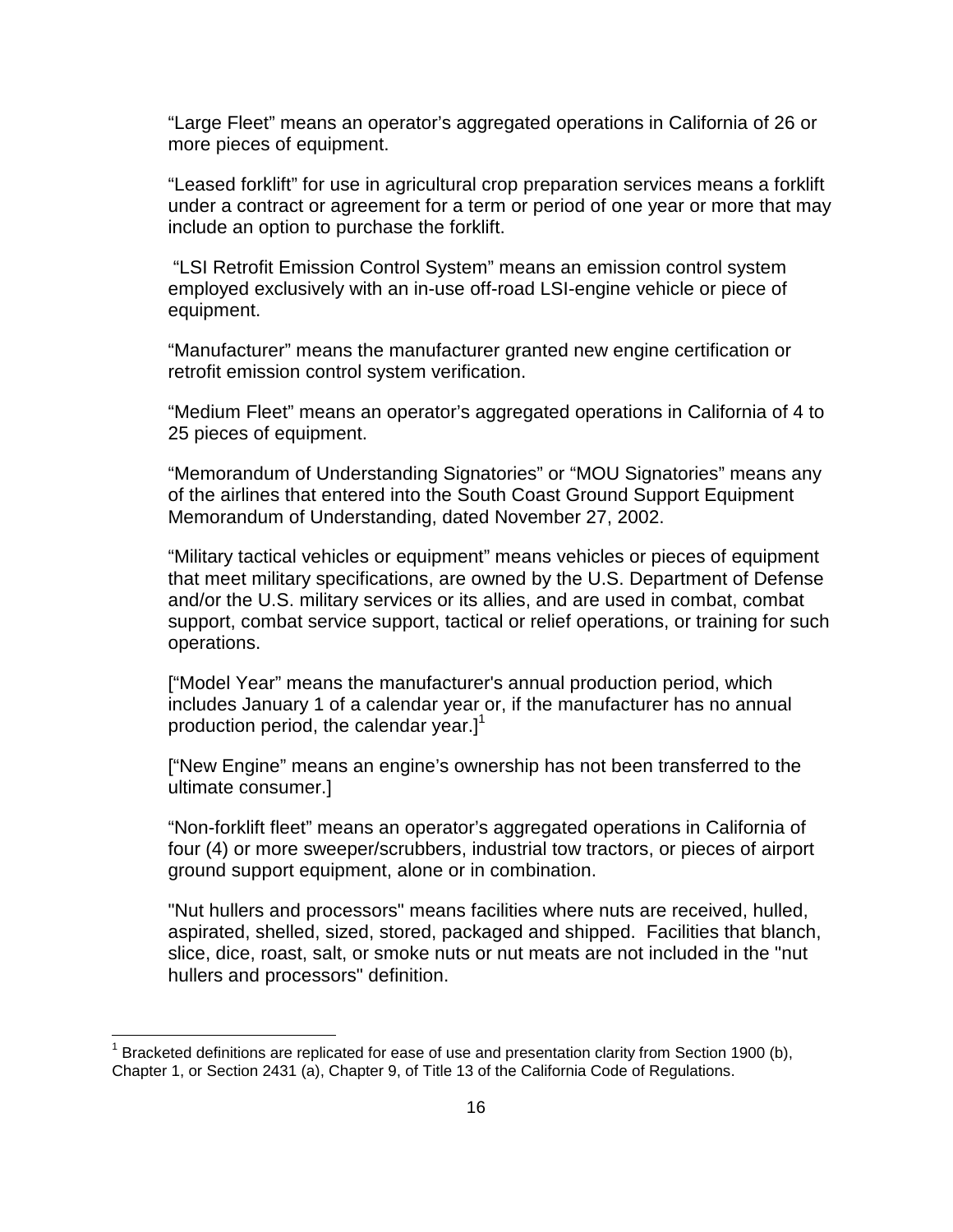"Large Fleet" means an operator's aggregated operations in California of 26 or more pieces of equipment.

"Leased forklift" for use in agricultural crop preparation services means a forklift under a contract or agreement for a term or period of one year or more that may include an option to purchase the forklift.

"LSI Retrofit Emission Control System" means an emission control system employed exclusively with an in-use off-road LSI-engine vehicle or piece of equipment.

"Manufacturer" means the manufacturer granted new engine certification or retrofit emission control system verification.

"Medium Fleet" means an operator's aggregated operations in California of 4 to 25 pieces of equipment.

"Memorandum of Understanding Signatories" or "MOU Signatories" means any of the airlines that entered into the South Coast Ground Support Equipment Memorandum of Understanding, dated November 27, 2002.

"Military tactical vehicles or equipment" means vehicles or pieces of equipment that meet military specifications, are owned by the U.S. Department of Defense and/or the U.S. military services or its allies, and are used in combat, combat support, combat service support, tactical or relief operations, or training for such operations.

["Model Year" means the manufacturer's annual production period, which includes January 1 of a calendar year or, if the manufacturer has no annual production period, the calendar year.][1]

["New Engine" means an engine's ownership has not been transferred to the ultimate consumer.]

"Non-forklift fleet" means an operator's aggregated operations in California of four (4) or more sweeper/scrubbers, industrial tow tractors, or pieces of airport ground support equipment, alone or in combination.

"Nut hullers and processors" means facilities where nuts are received, hulled, aspirated, shelled, sized, stored, packaged and shipped. Facilities that blanch, slice, dice, roast, salt, or smoke nuts or nut meats are not included in the "nut hullers and processors" definition.

[1] Bracketed definitions are replicated for ease of use and presentation clarity from Section 1900 (b), Chapter 1, or Section 2431 (a), Chapter 9, of Title 13 of the California Code of Regulations.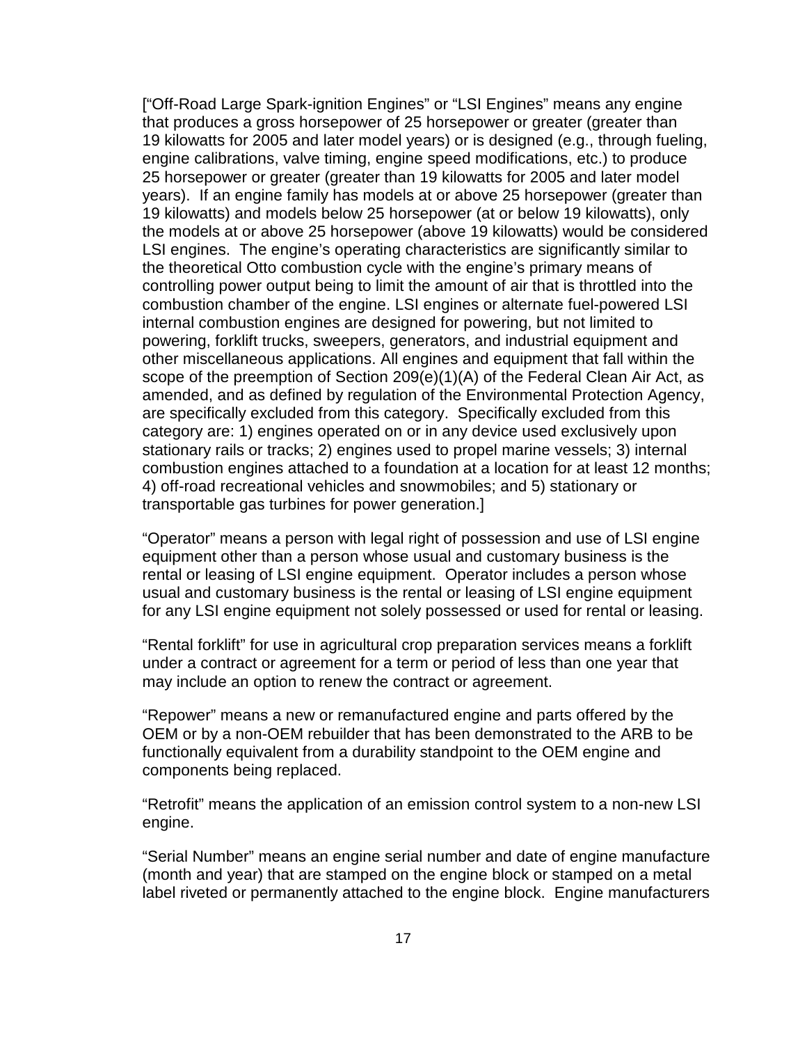["Off-Road Large Spark-ignition Engines" or "LSI Engines" means any engine that produces a gross horsepower of 25 horsepower or greater (greater than 19 kilowatts for 2005 and later model years) or is designed (e.g., through fueling, engine calibrations, valve timing, engine speed modifications, etc.) to produce 25 horsepower or greater (greater than 19 kilowatts for 2005 and later model years). If an engine family has models at or above 25 horsepower (greater than 19 kilowatts) and models below 25 horsepower (at or below 19 kilowatts), only the models at or above 25 horsepower (above 19 kilowatts) would be considered LSI engines. The engine's operating characteristics are significantly similar to the theoretical Otto combustion cycle with the engine's primary means of controlling power output being to limit the amount of air that is throttled into the combustion chamber of the engine. LSI engines or alternate fuel-powered LSI internal combustion engines are designed for powering, but not limited to powering, forklift trucks, sweepers, generators, and industrial equipment and other miscellaneous applications. All engines and equipment that fall within the scope of the preemption of Section 209(e)(1)(A) of the Federal Clean Air Act, as amended, and as defined by regulation of the Environmental Protection Agency, are specifically excluded from this category. Specifically excluded from this category are: 1) engines operated on or in any device used exclusively upon stationary rails or tracks; 2) engines used to propel marine vessels; 3) internal combustion engines attached to a foundation at a location for at least 12 months; 4) off-road recreational vehicles and snowmobiles; and 5) stationary or transportable gas turbines for power generation.]

"Operator" means a person with legal right of possession and use of LSI engine equipment other than a person whose usual and customary business is the rental or leasing of LSI engine equipment. Operator includes a person whose usual and customary business is the rental or leasing of LSI engine equipment for any LSI engine equipment not solely possessed or used for rental or leasing.

"Rental forklift" for use in agricultural crop preparation services means a forklift under a contract or agreement for a term or period of less than one year that may include an option to renew the contract or agreement.

"Repower" means a new or remanufactured engine and parts offered by the OEM or by a non-OEM rebuilder that has been demonstrated to the ARB to be functionally equivalent from a durability standpoint to the OEM engine and components being replaced.

"Retrofit" means the application of an emission control system to a non-new LSI engine.

"Serial Number" means an engine serial number and date of engine manufacture (month and year) that are stamped on the engine block or stamped on a metal label riveted or permanently attached to the engine block. Engine manufacturers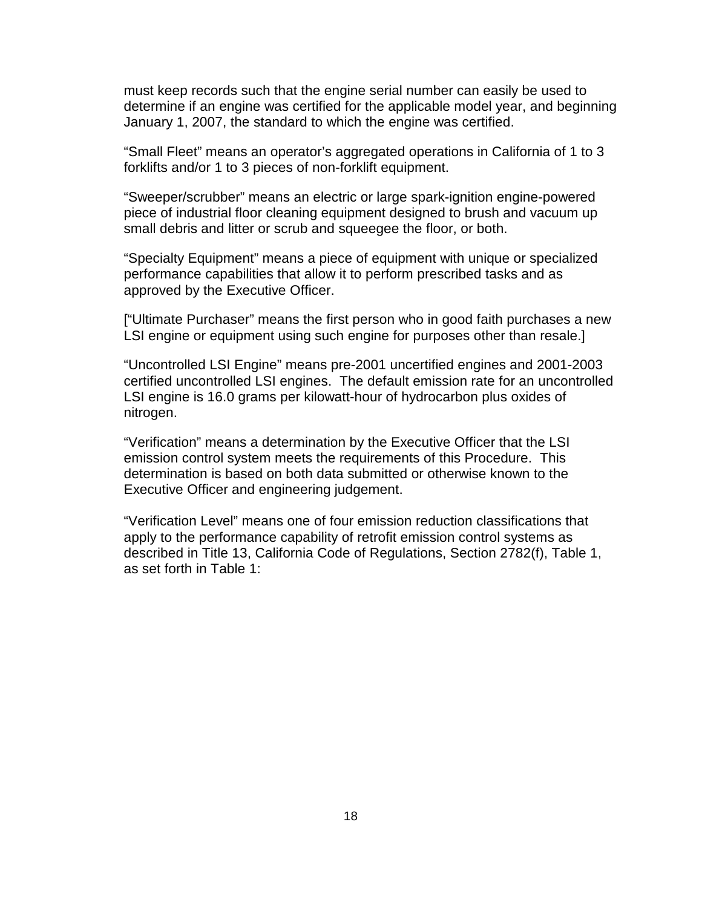must keep records such that the engine serial number can easily be used to determine if an engine was certified for the applicable model year, and beginning January 1, 2007, the standard to which the engine was certified.

"Small Fleet" means an operator's aggregated operations in California of 1 to 3 forklifts and/or 1 to 3 pieces of non-forklift equipment.

"Sweeper/scrubber" means an electric or large spark-ignition engine-powered piece of industrial floor cleaning equipment designed to brush and vacuum up small debris and litter or scrub and squeegee the floor, or both.

"Specialty Equipment" means a piece of equipment with unique or specialized performance capabilities that allow it to perform prescribed tasks and as approved by the Executive Officer.

["Ultimate Purchaser" means the first person who in good faith purchases a new LSI engine or equipment using such engine for purposes other than resale.]

"Uncontrolled LSI Engine" means pre-2001 uncertified engines and 2001-2003 certified uncontrolled LSI engines. The default emission rate for an uncontrolled LSI engine is 16.0 grams per kilowatt-hour of hydrocarbon plus oxides of nitrogen.

"Verification" means a determination by the Executive Officer that the LSI emission control system meets the requirements of this Procedure. This determination is based on both data submitted or otherwise known to the Executive Officer and engineering judgement.

"Verification Level" means one of four emission reduction classifications that apply to the performance capability of retrofit emission control systems as described in Title 13, California Code of Regulations, Section 2782(f), Table 1, as set forth in Table 1: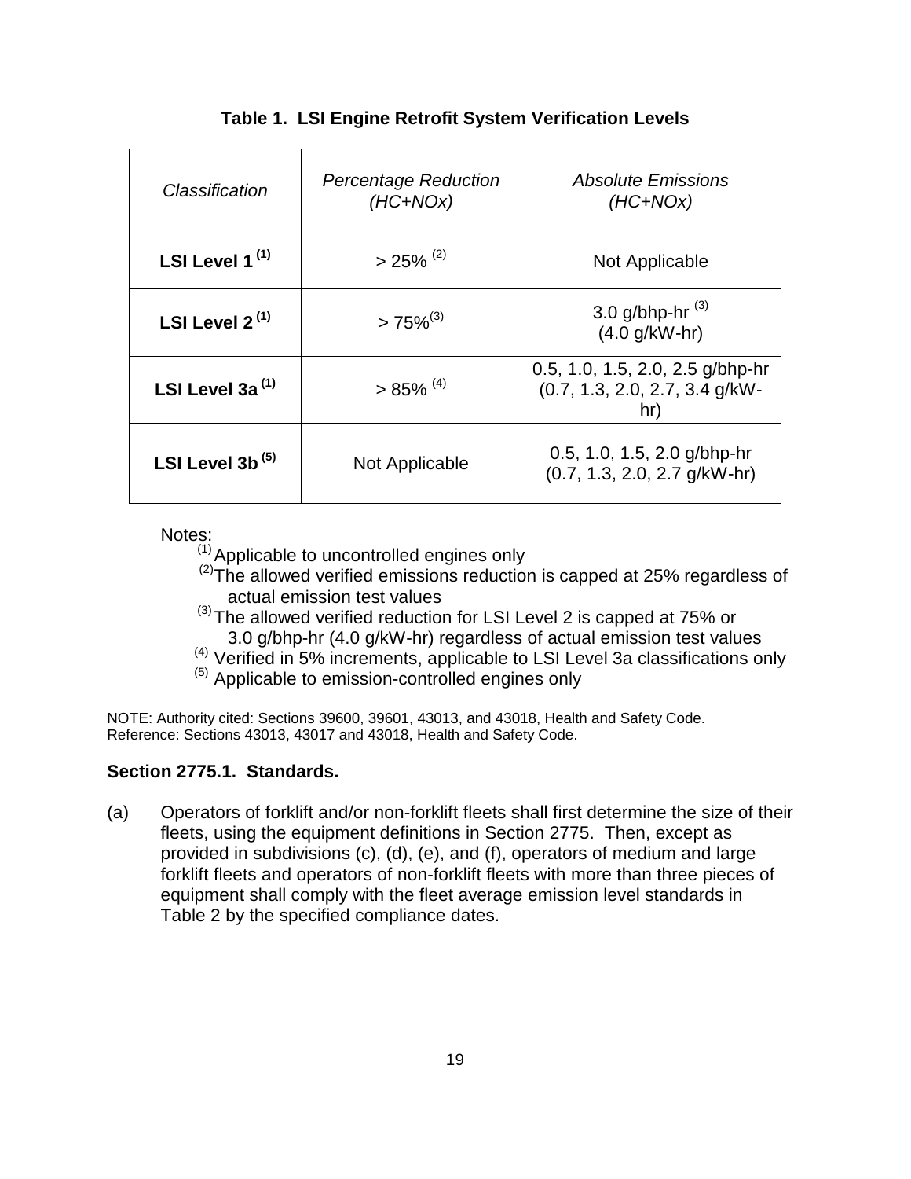**Table 1. LSI Engine Retrofit System Verification Levels**

| *Classification* | *Percentage Reduction (HC+NOx)* | *Absolute Emissions (HC+NOx)* |
|---|---|---|
| **LSI Level 1 [(1)]** | > 25% [(2)] | Not Applicable |
| **LSI Level 2 [(1)]** | > 75%[(3)] | 3.0 g/bhp-hr [(3)] (4.0 g/kW-hr) |
| **LSI Level 3a [(1)]** | > 85% [(4)] | 0.5, 1.0, 1.5, 2.0, 2.5 g/bhp-hr (0.7, 1.3, 2.0, 2.7, 3.4 g/kW-hr) |
| **LSI Level 3b [(5)]** | Not Applicable | 0.5, 1.0, 1.5, 2.0 g/bhp-hr (0.7, 1.3, 2.0, 2.7 g/kW-hr) |

Notes:

[(1)] Applicable to uncontrolled engines only

[(2)] The allowed verified emissions reduction is capped at 25% regardless of actual emission test values

[(3)] The allowed verified reduction for LSI Level 2 is capped at 75% or 3.0 g/bhp-hr (4.0 g/kW-hr) regardless of actual emission test values

[(4)] Verified in 5% increments, applicable to LSI Level 3a classifications only

[(5)] Applicable to emission-controlled engines only

NOTE: Authority cited: Sections 39600, 39601, 43013, and 43018, Health and Safety Code. Reference: Sections 43013, 43017 and 43018, Health and Safety Code.

### Section 2775.1. Standards.

(a) Operators of forklift and/or non-forklift fleets shall first determine the size of their fleets, using the equipment definitions in Section 2775. Then, except as provided in subdivisions (c), (d), (e), and (f), operators of medium and large forklift fleets and operators of non-forklift fleets with more than three pieces of equipment shall comply with the fleet average emission level standards in Table 2 by the specified compliance dates.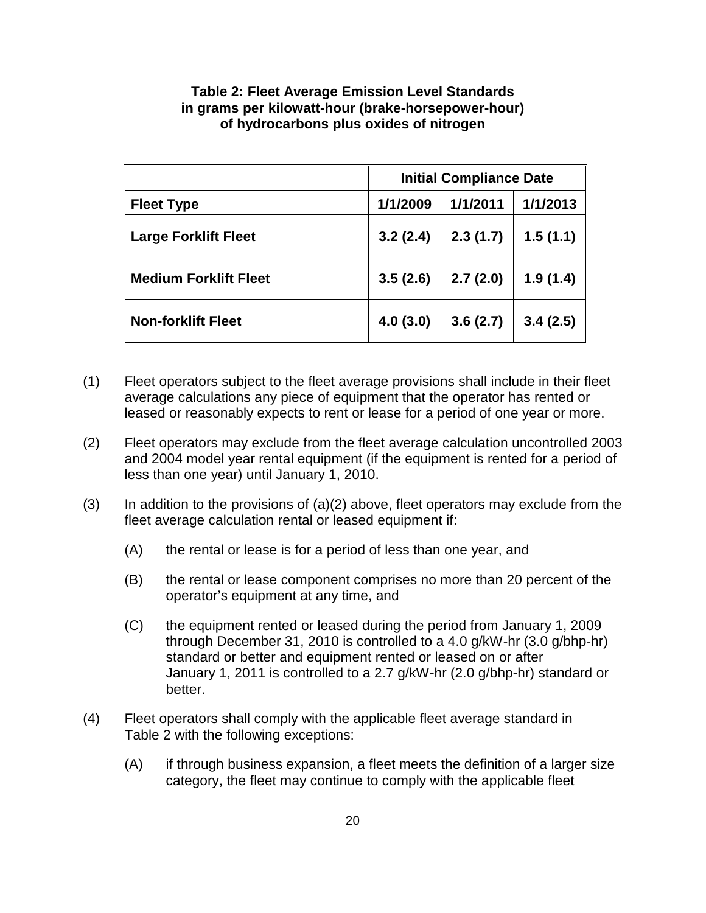**Table 2: Fleet Average Emission Level Standards in grams per kilowatt-hour (brake-horsepower-hour) of hydrocarbons plus oxides of nitrogen**

| | Initial Compliance Date | | |
|---|---|---|---|
| **Fleet Type** | **1/1/2009** | **1/1/2011** | **1/1/2013** |
| **Large Forklift Fleet** | **3.2 (2.4)** | **2.3 (1.7)** | **1.5 (1.1)** |
| **Medium Forklift Fleet** | **3.5 (2.6)** | **2.7 (2.0)** | **1.9 (1.4)** |
| **Non-forklift Fleet** | **4.0 (3.0)** | **3.6 (2.7)** | **3.4 (2.5)** |

(1) Fleet operators subject to the fleet average provisions shall include in their fleet average calculations any piece of equipment that the operator has rented or leased or reasonably expects to rent or lease for a period of one year or more.

(2) Fleet operators may exclude from the fleet average calculation uncontrolled 2003 and 2004 model year rental equipment (if the equipment is rented for a period of less than one year) until January 1, 2010.

(3) In addition to the provisions of (a)(2) above, fleet operators may exclude from the fleet average calculation rental or leased equipment if:

  (A) the rental or lease is for a period of less than one year, and

  (B) the rental or lease component comprises no more than 20 percent of the operator's equipment at any time, and

  (C) the equipment rented or leased during the period from January 1, 2009 through December 31, 2010 is controlled to a 4.0 g/kW-hr (3.0 g/bhp-hr) standard or better and equipment rented or leased on or after January 1, 2011 is controlled to a 2.7 g/kW-hr (2.0 g/bhp-hr) standard or better.

(4) Fleet operators shall comply with the applicable fleet average standard in Table 2 with the following exceptions:

  (A) if through business expansion, a fleet meets the definition of a larger size category, the fleet may continue to comply with the applicable fleet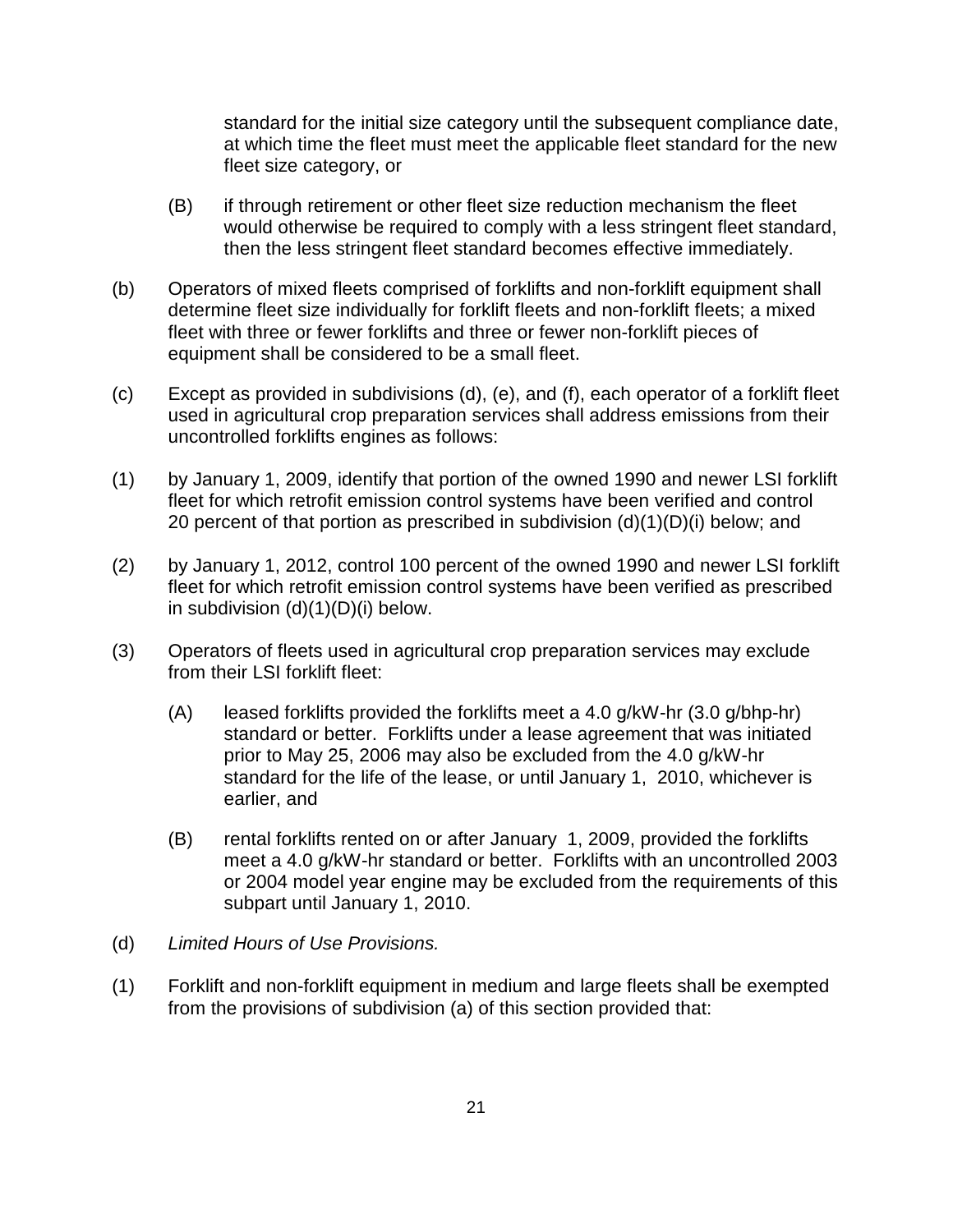standard for the initial size category until the subsequent compliance date, at which time the fleet must meet the applicable fleet standard for the new fleet size category, or

(B) if through retirement or other fleet size reduction mechanism the fleet would otherwise be required to comply with a less stringent fleet standard, then the less stringent fleet standard becomes effective immediately.

(b) Operators of mixed fleets comprised of forklifts and non-forklift equipment shall determine fleet size individually for forklift fleets and non-forklift fleets; a mixed fleet with three or fewer forklifts and three or fewer non-forklift pieces of equipment shall be considered to be a small fleet.

(c) Except as provided in subdivisions (d), (e), and (f), each operator of a forklift fleet used in agricultural crop preparation services shall address emissions from their uncontrolled forklifts engines as follows:

(1) by January 1, 2009, identify that portion of the owned 1990 and newer LSI forklift fleet for which retrofit emission control systems have been verified and control 20 percent of that portion as prescribed in subdivision (d)(1)(D)(i) below; and

(2) by January 1, 2012, control 100 percent of the owned 1990 and newer LSI forklift fleet for which retrofit emission control systems have been verified as prescribed in subdivision (d)(1)(D)(i) below.

(3) Operators of fleets used in agricultural crop preparation services may exclude from their LSI forklift fleet:

(A) leased forklifts provided the forklifts meet a 4.0 g/kW-hr (3.0 g/bhp-hr) standard or better. Forklifts under a lease agreement that was initiated prior to May 25, 2006 may also be excluded from the 4.0 g/kW-hr standard for the life of the lease, or until January 1, 2010, whichever is earlier, and

(B) rental forklifts rented on or after January 1, 2009, provided the forklifts meet a 4.0 g/kW-hr standard or better. Forklifts with an uncontrolled 2003 or 2004 model year engine may be excluded from the requirements of this subpart until January 1, 2010.

(d) *Limited Hours of Use Provisions.*

(1) Forklift and non-forklift equipment in medium and large fleets shall be exempted from the provisions of subdivision (a) of this section provided that: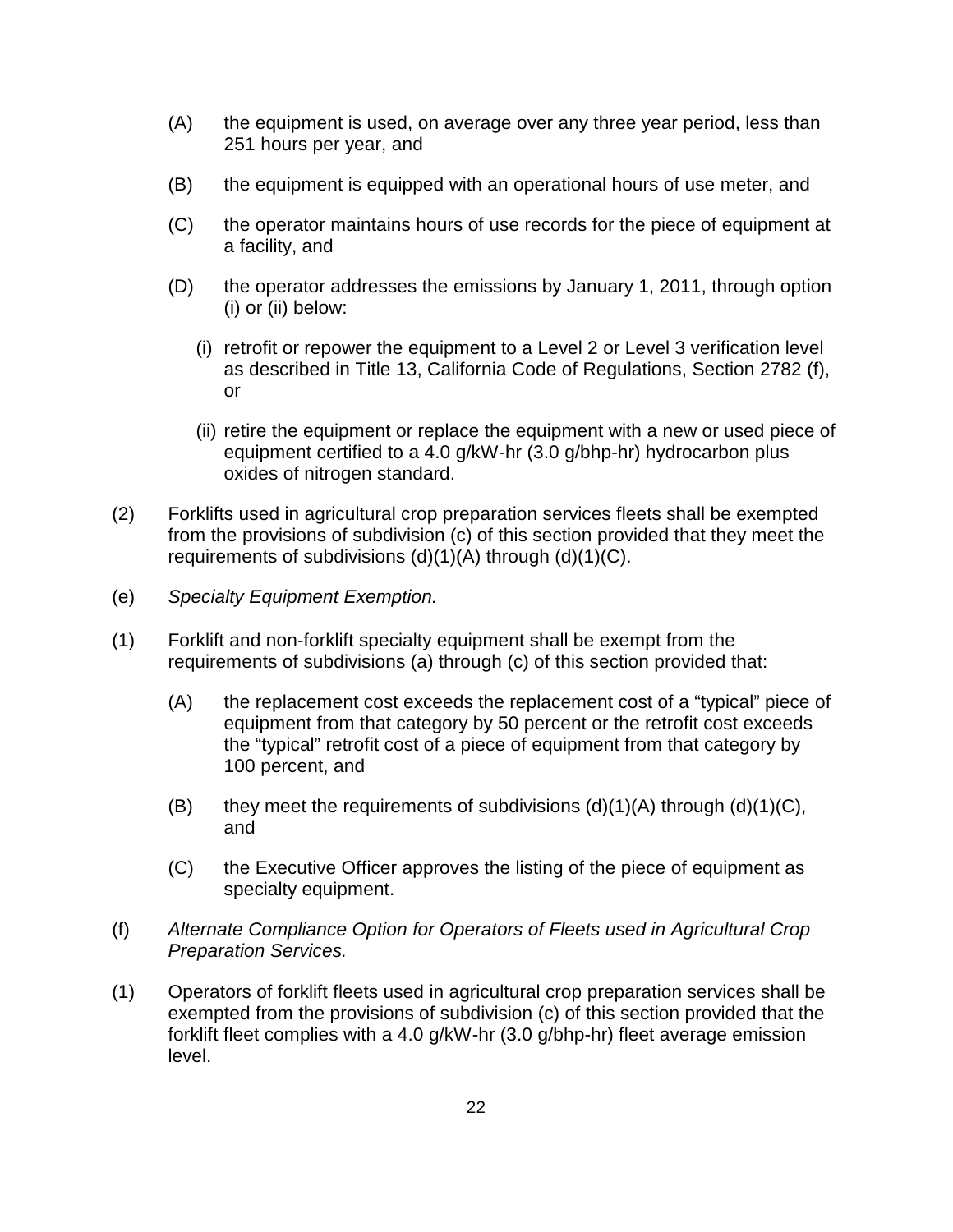(A) the equipment is used, on average over any three year period, less than 251 hours per year, and

(B) the equipment is equipped with an operational hours of use meter, and

(C) the operator maintains hours of use records for the piece of equipment at a facility, and

(D) the operator addresses the emissions by January 1, 2011, through option (i) or (ii) below:

(i) retrofit or repower the equipment to a Level 2 or Level 3 verification level as described in Title 13, California Code of Regulations, Section 2782 (f), or

(ii) retire the equipment or replace the equipment with a new or used piece of equipment certified to a 4.0 g/kW-hr (3.0 g/bhp-hr) hydrocarbon plus oxides of nitrogen standard.

(2) Forklifts used in agricultural crop preparation services fleets shall be exempted from the provisions of subdivision (c) of this section provided that they meet the requirements of subdivisions (d)(1)(A) through (d)(1)(C).

(e) *Specialty Equipment Exemption.*

(1) Forklift and non-forklift specialty equipment shall be exempt from the requirements of subdivisions (a) through (c) of this section provided that:

(A) the replacement cost exceeds the replacement cost of a “typical” piece of equipment from that category by 50 percent or the retrofit cost exceeds the “typical” retrofit cost of a piece of equipment from that category by 100 percent, and

(B) they meet the requirements of subdivisions (d)(1)(A) through (d)(1)(C), and

(C) the Executive Officer approves the listing of the piece of equipment as specialty equipment.

(f) *Alternate Compliance Option for Operators of Fleets used in Agricultural Crop Preparation Services.*

(1) Operators of forklift fleets used in agricultural crop preparation services shall be exempted from the provisions of subdivision (c) of this section provided that the forklift fleet complies with a 4.0 g/kW-hr (3.0 g/bhp-hr) fleet average emission level.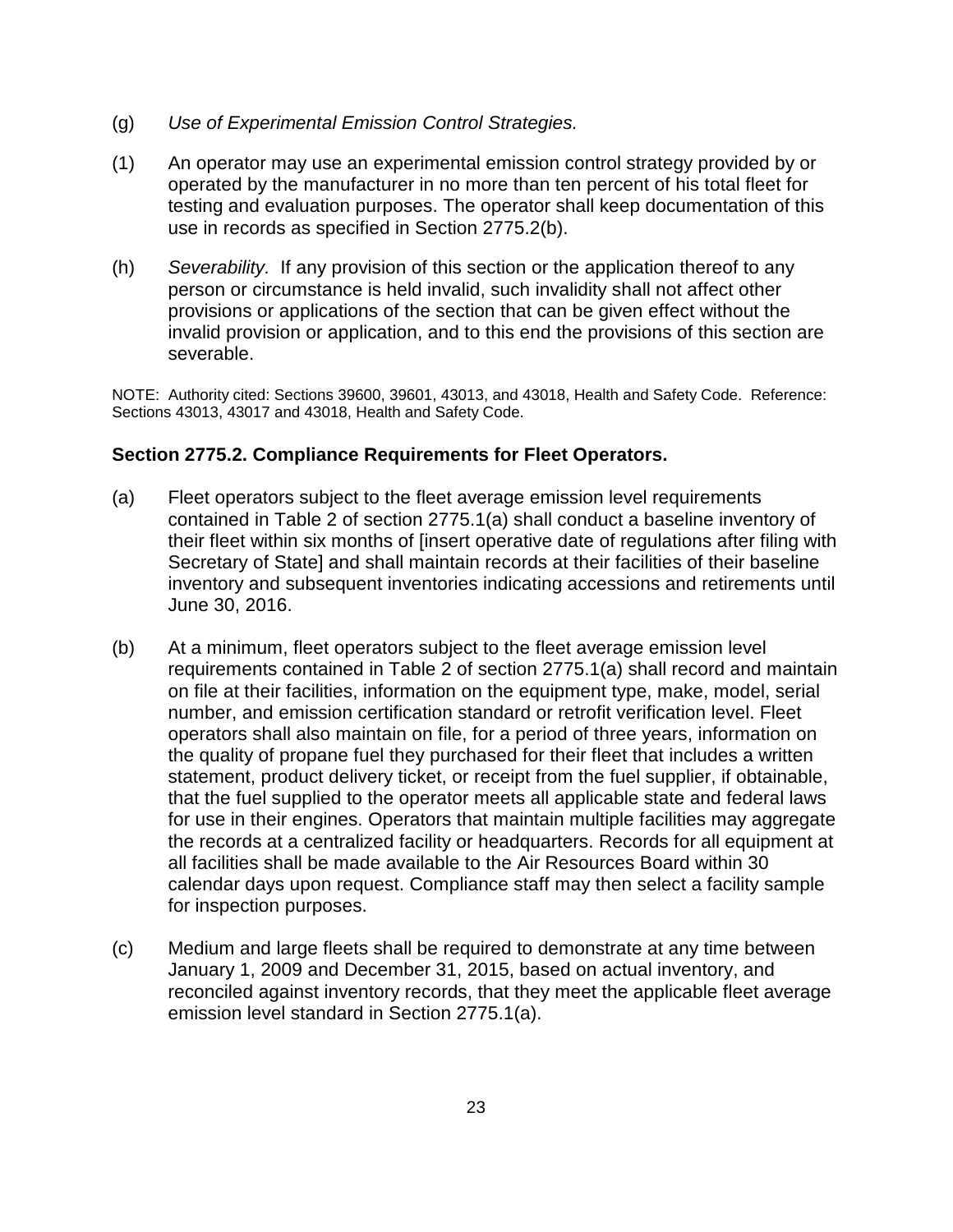(g) *Use of Experimental Emission Control Strategies.*

(1) An operator may use an experimental emission control strategy provided by or operated by the manufacturer in no more than ten percent of his total fleet for testing and evaluation purposes. The operator shall keep documentation of this use in records as specified in Section 2775.2(b).

(h) *Severability.* If any provision of this section or the application thereof to any person or circumstance is held invalid, such invalidity shall not affect other provisions or applications of the section that can be given effect without the invalid provision or application, and to this end the provisions of this section are severable.

NOTE: Authority cited: Sections 39600, 39601, 43013, and 43018, Health and Safety Code. Reference: Sections 43013, 43017 and 43018, Health and Safety Code.

**Section 2775.2. Compliance Requirements for Fleet Operators.**

(a) Fleet operators subject to the fleet average emission level requirements contained in Table 2 of section 2775.1(a) shall conduct a baseline inventory of their fleet within six months of [insert operative date of regulations after filing with Secretary of State] and shall maintain records at their facilities of their baseline inventory and subsequent inventories indicating accessions and retirements until June 30, 2016.

(b) At a minimum, fleet operators subject to the fleet average emission level requirements contained in Table 2 of section 2775.1(a) shall record and maintain on file at their facilities, information on the equipment type, make, model, serial number, and emission certification standard or retrofit verification level. Fleet operators shall also maintain on file, for a period of three years, information on the quality of propane fuel they purchased for their fleet that includes a written statement, product delivery ticket, or receipt from the fuel supplier, if obtainable, that the fuel supplied to the operator meets all applicable state and federal laws for use in their engines. Operators that maintain multiple facilities may aggregate the records at a centralized facility or headquarters. Records for all equipment at all facilities shall be made available to the Air Resources Board within 30 calendar days upon request. Compliance staff may then select a facility sample for inspection purposes.

(c) Medium and large fleets shall be required to demonstrate at any time between January 1, 2009 and December 31, 2015, based on actual inventory, and reconciled against inventory records, that they meet the applicable fleet average emission level standard in Section 2775.1(a).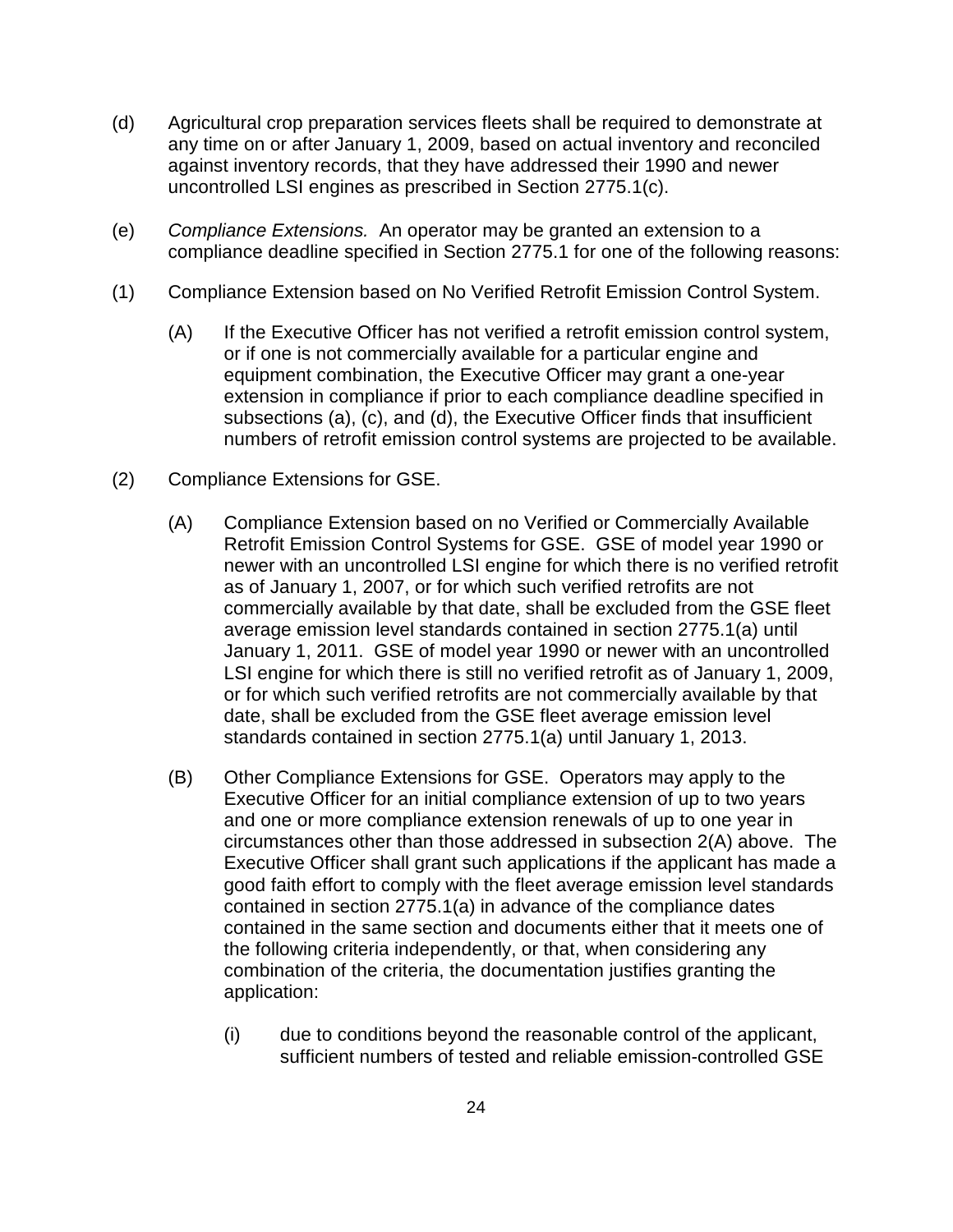(d) Agricultural crop preparation services fleets shall be required to demonstrate at any time on or after January 1, 2009, based on actual inventory and reconciled against inventory records, that they have addressed their 1990 and newer uncontrolled LSI engines as prescribed in Section 2775.1(c).

(e) *Compliance Extensions.* An operator may be granted an extension to a compliance deadline specified in Section 2775.1 for one of the following reasons:

(1) Compliance Extension based on No Verified Retrofit Emission Control System.

> (A) If the Executive Officer has not verified a retrofit emission control system, or if one is not commercially available for a particular engine and equipment combination, the Executive Officer may grant a one-year extension in compliance if prior to each compliance deadline specified in subsections (a), (c), and (d), the Executive Officer finds that insufficient numbers of retrofit emission control systems are projected to be available.

(2) Compliance Extensions for GSE.

> (A) Compliance Extension based on no Verified or Commercially Available Retrofit Emission Control Systems for GSE. GSE of model year 1990 or newer with an uncontrolled LSI engine for which there is no verified retrofit as of January 1, 2007, or for which such verified retrofits are not commercially available by that date, shall be excluded from the GSE fleet average emission level standards contained in section 2775.1(a) until January 1, 2011. GSE of model year 1990 or newer with an uncontrolled LSI engine for which there is still no verified retrofit as of January 1, 2009, or for which such verified retrofits are not commercially available by that date, shall be excluded from the GSE fleet average emission level standards contained in section 2775.1(a) until January 1, 2013.
>
> (B) Other Compliance Extensions for GSE. Operators may apply to the Executive Officer for an initial compliance extension of up to two years and one or more compliance extension renewals of up to one year in circumstances other than those addressed in subsection 2(A) above. The Executive Officer shall grant such applications if the applicant has made a good faith effort to comply with the fleet average emission level standards contained in section 2775.1(a) in advance of the compliance dates contained in the same section and documents either that it meets one of the following criteria independently, or that, when considering any combination of the criteria, the documentation justifies granting the application:
>
> > (i) due to conditions beyond the reasonable control of the applicant, sufficient numbers of tested and reliable emission-controlled GSE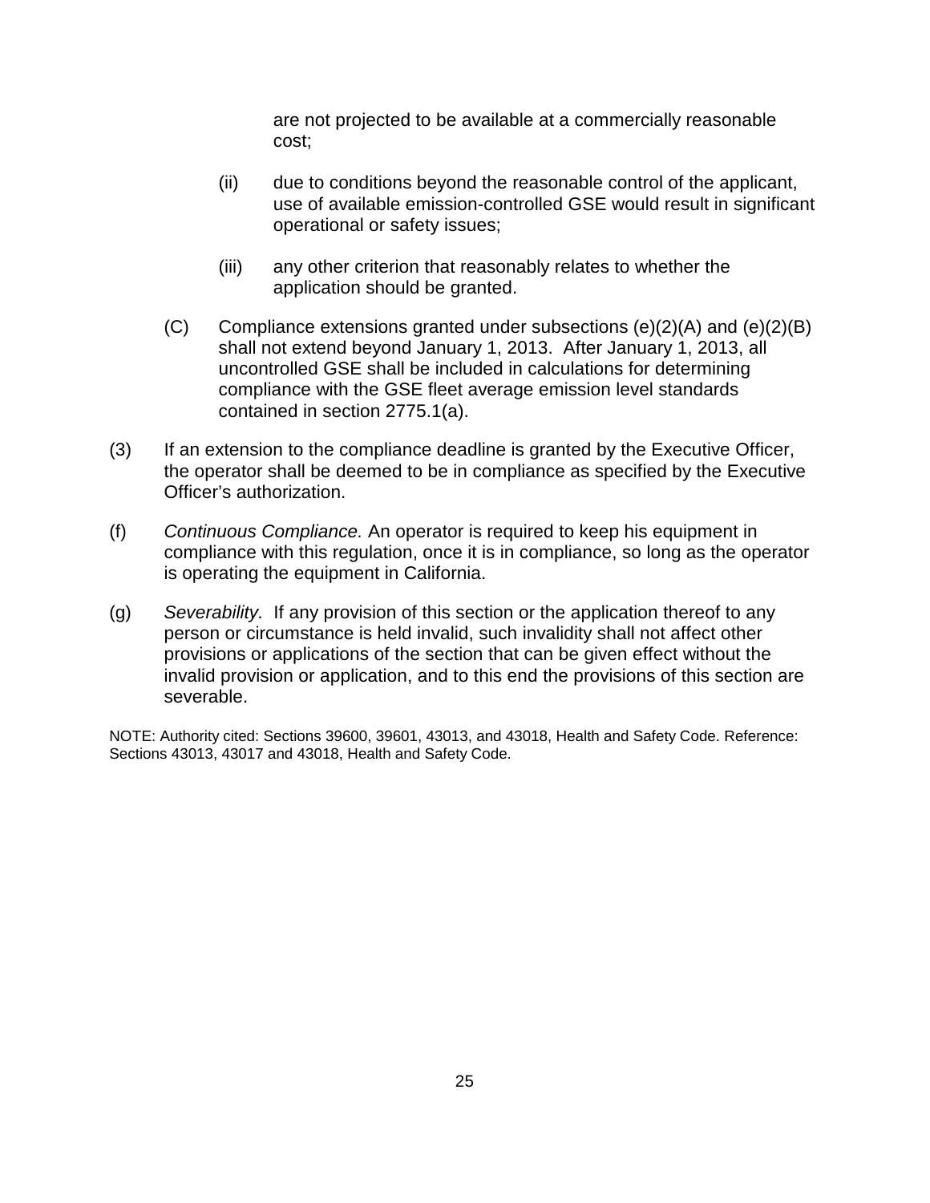are not projected to be available at a commercially reasonable cost;

(ii) due to conditions beyond the reasonable control of the applicant, use of available emission-controlled GSE would result in significant operational or safety issues;

(iii) any other criterion that reasonably relates to whether the application should be granted.

(C) Compliance extensions granted under subsections (e)(2)(A) and (e)(2)(B) shall not extend beyond January 1, 2013. After January 1, 2013, all uncontrolled GSE shall be included in calculations for determining compliance with the GSE fleet average emission level standards contained in section 2775.1(a).

(3) If an extension to the compliance deadline is granted by the Executive Officer, the operator shall be deemed to be in compliance as specified by the Executive Officer's authorization.

(f) *Continuous Compliance.* An operator is required to keep his equipment in compliance with this regulation, once it is in compliance, so long as the operator is operating the equipment in California.

(g) *Severability.* If any provision of this section or the application thereof to any person or circumstance is held invalid, such invalidity shall not affect other provisions or applications of the section that can be given effect without the invalid provision or application, and to this end the provisions of this section are severable.

NOTE: Authority cited: Sections 39600, 39601, 43013, and 43018, Health and Safety Code. Reference: Sections 43013, 43017 and 43018, Health and Safety Code.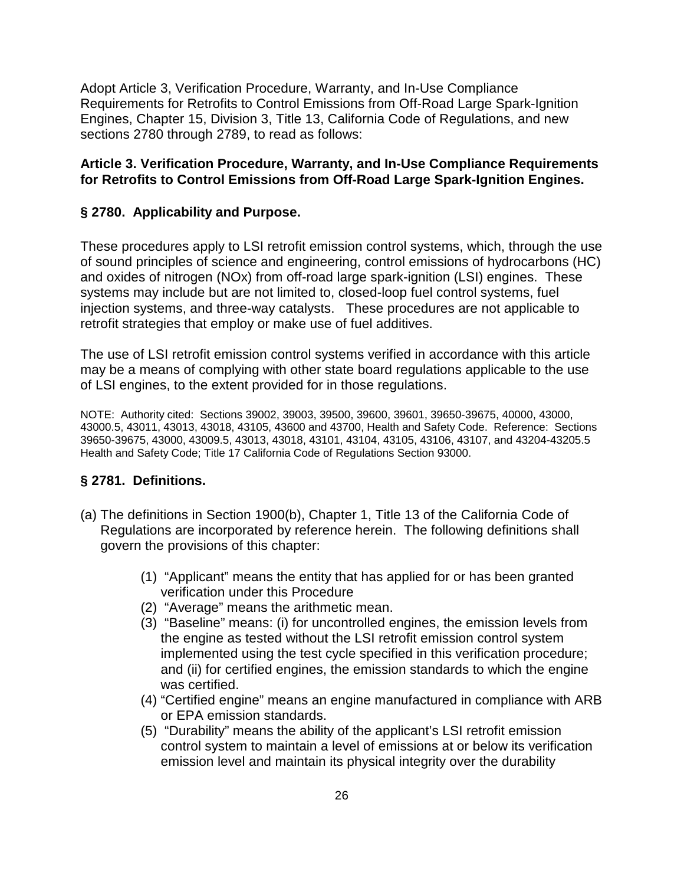Adopt Article 3, Verification Procedure, Warranty, and In-Use Compliance Requirements for Retrofits to Control Emissions from Off-Road Large Spark-Ignition Engines, Chapter 15, Division 3, Title 13, California Code of Regulations, and new sections 2780 through 2789, to read as follows:

## Article 3. Verification Procedure, Warranty, and In-Use Compliance Requirements for Retrofits to Control Emissions from Off-Road Large Spark-Ignition Engines.

### § 2780. Applicability and Purpose.

These procedures apply to LSI retrofit emission control systems, which, through the use of sound principles of science and engineering, control emissions of hydrocarbons (HC) and oxides of nitrogen (NOx) from off-road large spark-ignition (LSI) engines. These systems may include but are not limited to, closed-loop fuel control systems, fuel injection systems, and three-way catalysts. These procedures are not applicable to retrofit strategies that employ or make use of fuel additives.

The use of LSI retrofit emission control systems verified in accordance with this article may be a means of complying with other state board regulations applicable to the use of LSI engines, to the extent provided for in those regulations.

NOTE: Authority cited: Sections 39002, 39003, 39500, 39600, 39601, 39650-39675, 40000, 43000, 43000.5, 43011, 43013, 43018, 43105, 43600 and 43700, Health and Safety Code. Reference: Sections 39650-39675, 43000, 43009.5, 43013, 43018, 43101, 43104, 43105, 43106, 43107, and 43204-43205.5 Health and Safety Code; Title 17 California Code of Regulations Section 93000.

### § 2781. Definitions.

(a) The definitions in Section 1900(b), Chapter 1, Title 13 of the California Code of Regulations are incorporated by reference herein. The following definitions shall govern the provisions of this chapter:

(1) "Applicant" means the entity that has applied for or has been granted verification under this Procedure

(2) "Average" means the arithmetic mean.

(3) "Baseline" means: (i) for uncontrolled engines, the emission levels from the engine as tested without the LSI retrofit emission control system implemented using the test cycle specified in this verification procedure; and (ii) for certified engines, the emission standards to which the engine was certified.

(4) "Certified engine" means an engine manufactured in compliance with ARB or EPA emission standards.

(5) "Durability" means the ability of the applicant's LSI retrofit emission control system to maintain a level of emissions at or below its verification emission level and maintain its physical integrity over the durability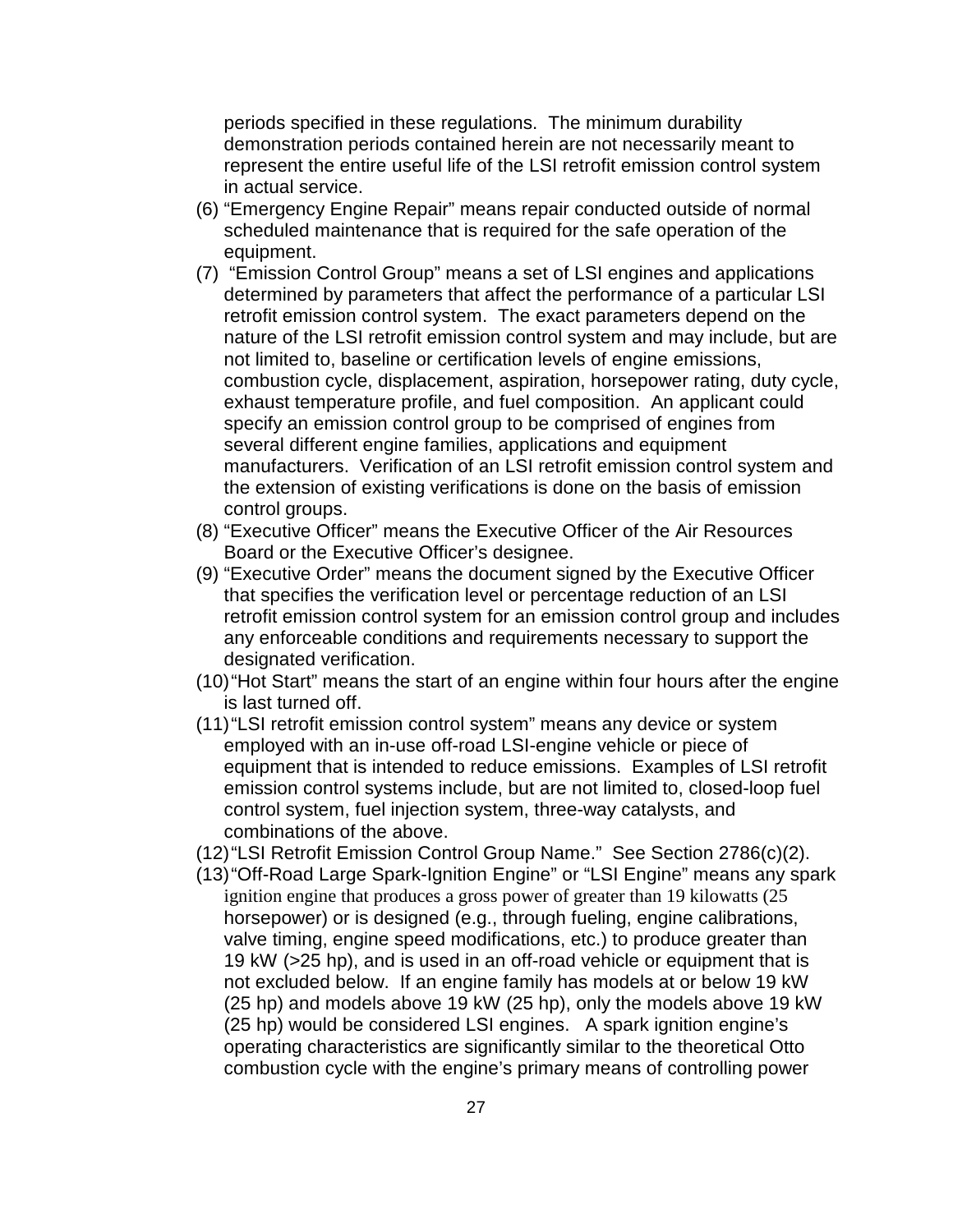periods specified in these regulations. The minimum durability demonstration periods contained herein are not necessarily meant to represent the entire useful life of the LSI retrofit emission control system in actual service.

(6) “Emergency Engine Repair” means repair conducted outside of normal scheduled maintenance that is required for the safe operation of the equipment.

(7) “Emission Control Group” means a set of LSI engines and applications determined by parameters that affect the performance of a particular LSI retrofit emission control system. The exact parameters depend on the nature of the LSI retrofit emission control system and may include, but are not limited to, baseline or certification levels of engine emissions, combustion cycle, displacement, aspiration, horsepower rating, duty cycle, exhaust temperature profile, and fuel composition. An applicant could specify an emission control group to be comprised of engines from several different engine families, applications and equipment manufacturers. Verification of an LSI retrofit emission control system and the extension of existing verifications is done on the basis of emission control groups.

(8) “Executive Officer” means the Executive Officer of the Air Resources Board or the Executive Officer’s designee.

(9) “Executive Order” means the document signed by the Executive Officer that specifies the verification level or percentage reduction of an LSI retrofit emission control system for an emission control group and includes any enforceable conditions and requirements necessary to support the designated verification.

(10) “Hot Start” means the start of an engine within four hours after the engine is last turned off.

(11) “LSI retrofit emission control system” means any device or system employed with an in-use off-road LSI-engine vehicle or piece of equipment that is intended to reduce emissions. Examples of LSI retrofit emission control systems include, but are not limited to, closed-loop fuel control system, fuel injection system, three-way catalysts, and combinations of the above.

(12) “LSI Retrofit Emission Control Group Name.” See Section 2786(c)(2).

(13) “Off-Road Large Spark-Ignition Engine” or “LSI Engine” means any spark ignition engine that produces a gross power of greater than 19 kilowatts (25 horsepower) or is designed (e.g., through fueling, engine calibrations, valve timing, engine speed modifications, etc.) to produce greater than 19 kW (>25 hp), and is used in an off-road vehicle or equipment that is not excluded below. If an engine family has models at or below 19 kW (25 hp) and models above 19 kW (25 hp), only the models above 19 kW (25 hp) would be considered LSI engines. A spark ignition engine’s operating characteristics are significantly similar to the theoretical Otto combustion cycle with the engine’s primary means of controlling power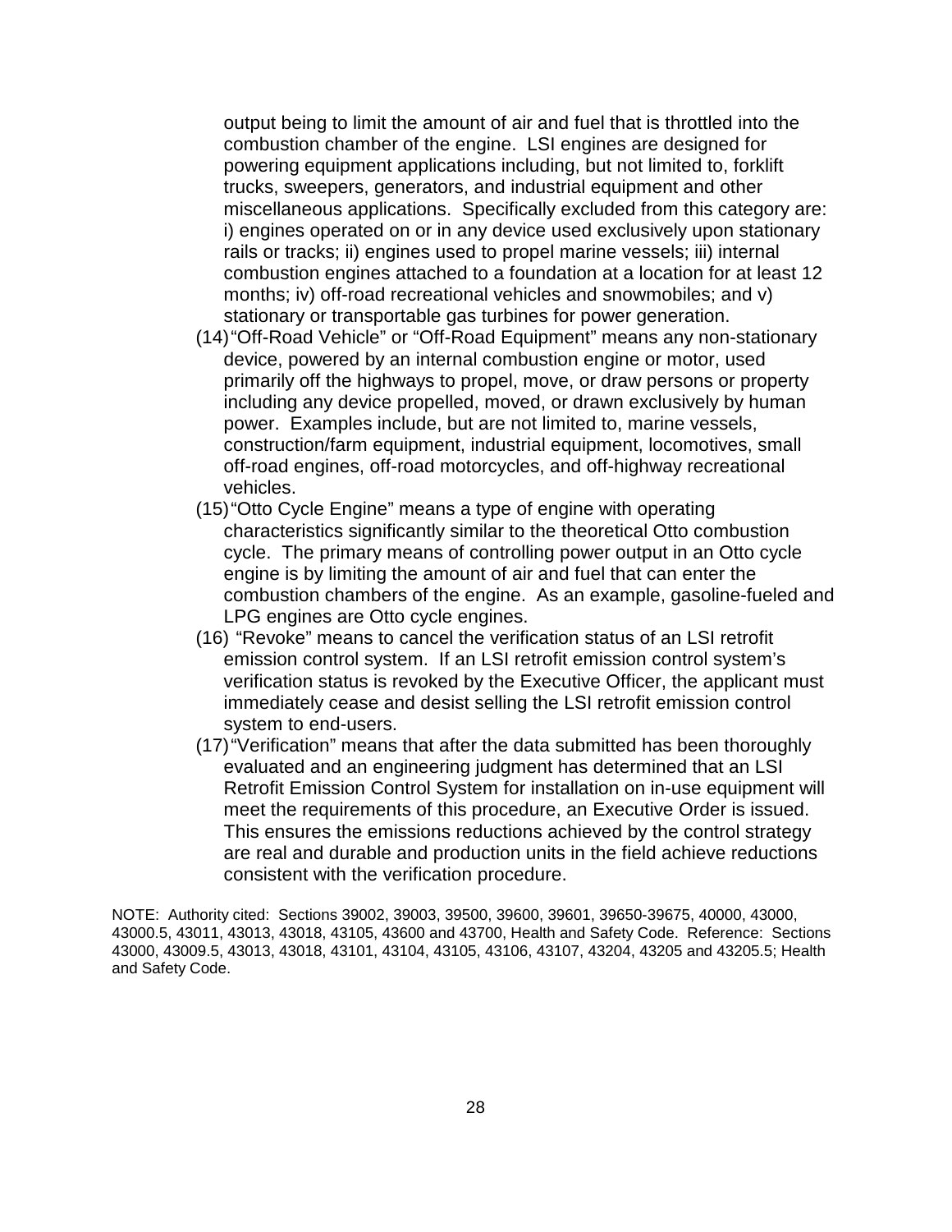output being to limit the amount of air and fuel that is throttled into the combustion chamber of the engine. LSI engines are designed for powering equipment applications including, but not limited to, forklift trucks, sweepers, generators, and industrial equipment and other miscellaneous applications. Specifically excluded from this category are: i) engines operated on or in any device used exclusively upon stationary rails or tracks; ii) engines used to propel marine vessels; iii) internal combustion engines attached to a foundation at a location for at least 12 months; iv) off-road recreational vehicles and snowmobiles; and v) stationary or transportable gas turbines for power generation.

(14) "Off-Road Vehicle" or "Off-Road Equipment" means any non-stationary device, powered by an internal combustion engine or motor, used primarily off the highways to propel, move, or draw persons or property including any device propelled, moved, or drawn exclusively by human power. Examples include, but are not limited to, marine vessels, construction/farm equipment, industrial equipment, locomotives, small off-road engines, off-road motorcycles, and off-highway recreational vehicles.

(15) "Otto Cycle Engine" means a type of engine with operating characteristics significantly similar to the theoretical Otto combustion cycle. The primary means of controlling power output in an Otto cycle engine is by limiting the amount of air and fuel that can enter the combustion chambers of the engine. As an example, gasoline-fueled and LPG engines are Otto cycle engines.

(16) "Revoke" means to cancel the verification status of an LSI retrofit emission control system. If an LSI retrofit emission control system's verification status is revoked by the Executive Officer, the applicant must immediately cease and desist selling the LSI retrofit emission control system to end-users.

(17) "Verification" means that after the data submitted has been thoroughly evaluated and an engineering judgment has determined that an LSI Retrofit Emission Control System for installation on in-use equipment will meet the requirements of this procedure, an Executive Order is issued. This ensures the emissions reductions achieved by the control strategy are real and durable and production units in the field achieve reductions consistent with the verification procedure.

NOTE: Authority cited: Sections 39002, 39003, 39500, 39600, 39601, 39650-39675, 40000, 43000, 43000.5, 43011, 43013, 43018, 43105, 43600 and 43700, Health and Safety Code. Reference: Sections 43000, 43009.5, 43013, 43018, 43101, 43104, 43105, 43106, 43107, 43204, 43205 and 43205.5; Health and Safety Code.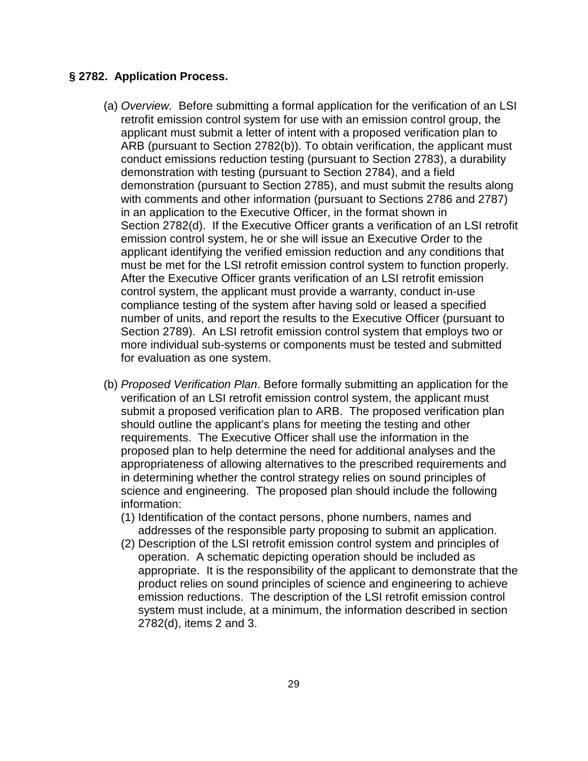### § 2782. Application Process.

(a) *Overview.* Before submitting a formal application for the verification of an LSI retrofit emission control system for use with an emission control group, the applicant must submit a letter of intent with a proposed verification plan to ARB (pursuant to Section 2782(b)). To obtain verification, the applicant must conduct emissions reduction testing (pursuant to Section 2783), a durability demonstration with testing (pursuant to Section 2784), and a field demonstration (pursuant to Section 2785), and must submit the results along with comments and other information (pursuant to Sections 2786 and 2787) in an application to the Executive Officer, in the format shown in Section 2782(d). If the Executive Officer grants a verification of an LSI retrofit emission control system, he or she will issue an Executive Order to the applicant identifying the verified emission reduction and any conditions that must be met for the LSI retrofit emission control system to function properly. After the Executive Officer grants verification of an LSI retrofit emission control system, the applicant must provide a warranty, conduct in-use compliance testing of the system after having sold or leased a specified number of units, and report the results to the Executive Officer (pursuant to Section 2789). An LSI retrofit emission control system that employs two or more individual sub-systems or components must be tested and submitted for evaluation as one system.

(b) *Proposed Verification Plan*. Before formally submitting an application for the verification of an LSI retrofit emission control system, the applicant must submit a proposed verification plan to ARB. The proposed verification plan should outline the applicant's plans for meeting the testing and other requirements. The Executive Officer shall use the information in the proposed plan to help determine the need for additional analyses and the appropriateness of allowing alternatives to the prescribed requirements and in determining whether the control strategy relies on sound principles of science and engineering. The proposed plan should include the following information:

(1) Identification of the contact persons, phone numbers, names and addresses of the responsible party proposing to submit an application.

(2) Description of the LSI retrofit emission control system and principles of operation. A schematic depicting operation should be included as appropriate. It is the responsibility of the applicant to demonstrate that the product relies on sound principles of science and engineering to achieve emission reductions. The description of the LSI retrofit emission control system must include, at a minimum, the information described in section 2782(d), items 2 and 3.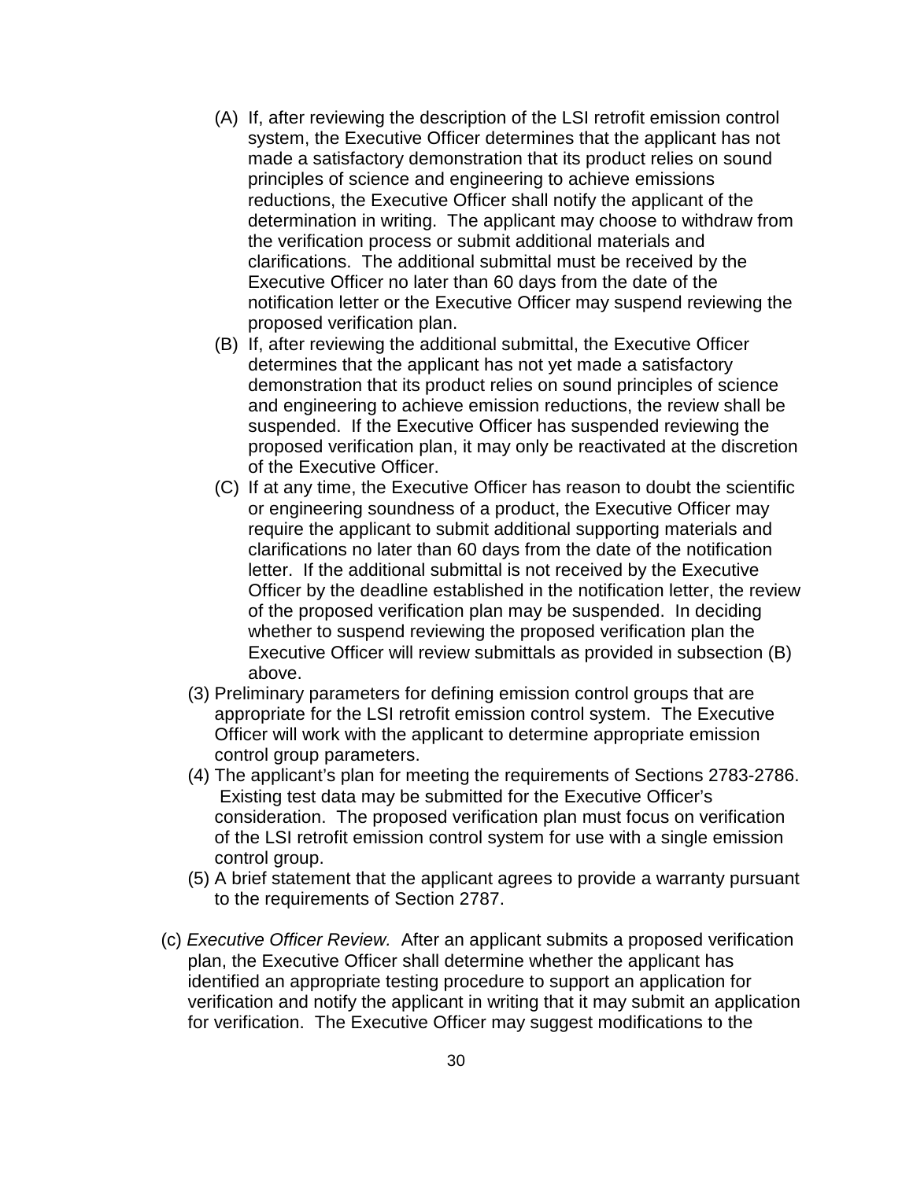(A) If, after reviewing the description of the LSI retrofit emission control system, the Executive Officer determines that the applicant has not made a satisfactory demonstration that its product relies on sound principles of science and engineering to achieve emissions reductions, the Executive Officer shall notify the applicant of the determination in writing. The applicant may choose to withdraw from the verification process or submit additional materials and clarifications. The additional submittal must be received by the Executive Officer no later than 60 days from the date of the notification letter or the Executive Officer may suspend reviewing the proposed verification plan.

(B) If, after reviewing the additional submittal, the Executive Officer determines that the applicant has not yet made a satisfactory demonstration that its product relies on sound principles of science and engineering to achieve emission reductions, the review shall be suspended. If the Executive Officer has suspended reviewing the proposed verification plan, it may only be reactivated at the discretion of the Executive Officer.

(C) If at any time, the Executive Officer has reason to doubt the scientific or engineering soundness of a product, the Executive Officer may require the applicant to submit additional supporting materials and clarifications no later than 60 days from the date of the notification letter. If the additional submittal is not received by the Executive Officer by the deadline established in the notification letter, the review of the proposed verification plan may be suspended. In deciding whether to suspend reviewing the proposed verification plan the Executive Officer will review submittals as provided in subsection (B) above.

(3) Preliminary parameters for defining emission control groups that are appropriate for the LSI retrofit emission control system. The Executive Officer will work with the applicant to determine appropriate emission control group parameters.

(4) The applicant's plan for meeting the requirements of Sections 2783-2786. Existing test data may be submitted for the Executive Officer's consideration. The proposed verification plan must focus on verification of the LSI retrofit emission control system for use with a single emission control group.

(5) A brief statement that the applicant agrees to provide a warranty pursuant to the requirements of Section 2787.

(c) *Executive Officer Review.* After an applicant submits a proposed verification plan, the Executive Officer shall determine whether the applicant has identified an appropriate testing procedure to support an application for verification and notify the applicant in writing that it may submit an application for verification. The Executive Officer may suggest modifications to the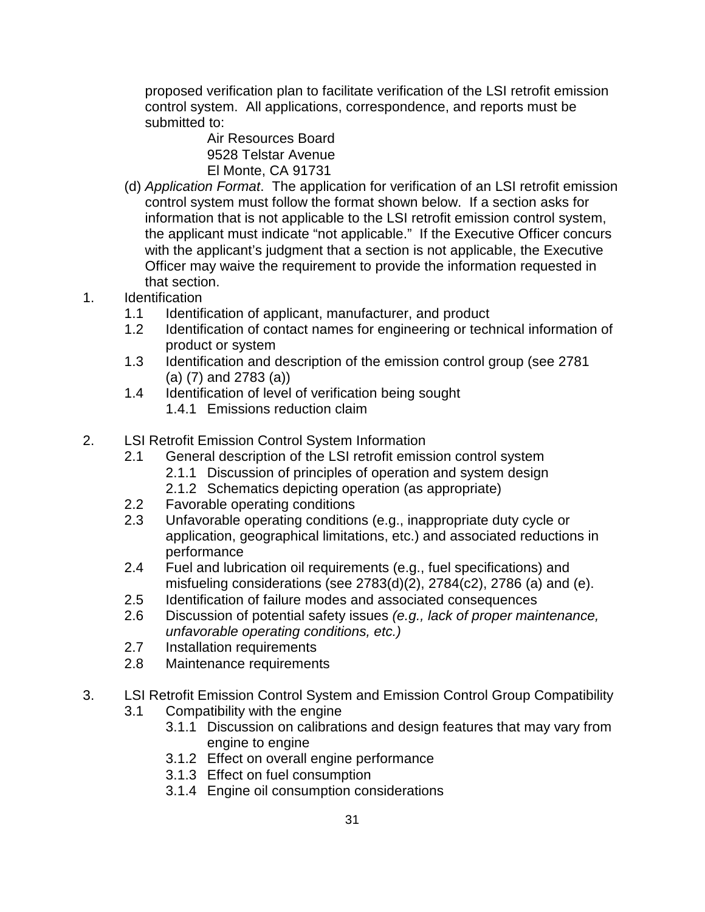proposed verification plan to facilitate verification of the LSI retrofit emission control system. All applications, correspondence, and reports must be submitted to:

Air Resources Board
9528 Telstar Avenue
El Monte, CA 91731

(d) *Application Format*. The application for verification of an LSI retrofit emission control system must follow the format shown below. If a section asks for information that is not applicable to the LSI retrofit emission control system, the applicant must indicate "not applicable." If the Executive Officer concurs with the applicant's judgment that a section is not applicable, the Executive Officer may waive the requirement to provide the information requested in that section.

1. Identification
   - 1.1 Identification of applicant, manufacturer, and product
   - 1.2 Identification of contact names for engineering or technical information of product or system
   - 1.3 Identification and description of the emission control group (see 2781 (a) (7) and 2783 (a))
   - 1.4 Identification of level of verification being sought
     - 1.4.1 Emissions reduction claim

2. LSI Retrofit Emission Control System Information
   - 2.1 General description of the LSI retrofit emission control system
     - 2.1.1 Discussion of principles of operation and system design
     - 2.1.2 Schematics depicting operation (as appropriate)
   - 2.2 Favorable operating conditions
   - 2.3 Unfavorable operating conditions (e.g., inappropriate duty cycle or application, geographical limitations, etc.) and associated reductions in performance
   - 2.4 Fuel and lubrication oil requirements (e.g., fuel specifications) and misfueling considerations (see 2783(d)(2), 2784(c2), 2786 (a) and (e).
   - 2.5 Identification of failure modes and associated consequences
   - 2.6 Discussion of potential safety issues *(e.g., lack of proper maintenance, unfavorable operating conditions, etc.)*
   - 2.7 Installation requirements
   - 2.8 Maintenance requirements

3. LSI Retrofit Emission Control System and Emission Control Group Compatibility
   - 3.1 Compatibility with the engine
     - 3.1.1 Discussion on calibrations and design features that may vary from engine to engine
     - 3.1.2 Effect on overall engine performance
     - 3.1.3 Effect on fuel consumption
     - 3.1.4 Engine oil consumption considerations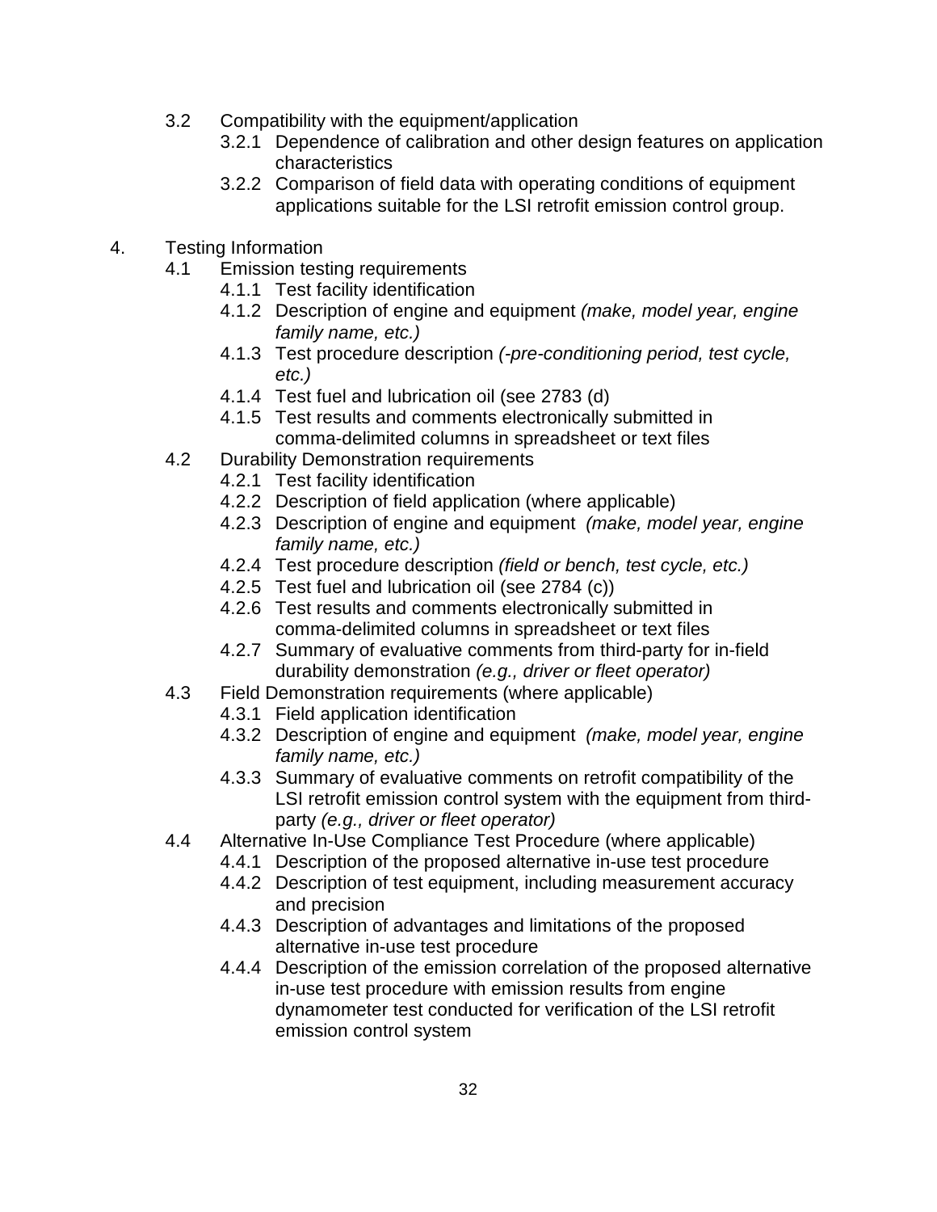- 3.2 Compatibility with the equipment/application
  - 3.2.1 Dependence of calibration and other design features on application characteristics
  - 3.2.2 Comparison of field data with operating conditions of equipment applications suitable for the LSI retrofit emission control group.

4. Testing Information
   - 4.1 Emission testing requirements
     - 4.1.1 Test facility identification
     - 4.1.2 Description of engine and equipment *(make, model year, engine family name, etc.)*
     - 4.1.3 Test procedure description *(-pre-conditioning period, test cycle, etc.)*
     - 4.1.4 Test fuel and lubrication oil (see 2783 (d)
     - 4.1.5 Test results and comments electronically submitted in comma-delimited columns in spreadsheet or text files
   - 4.2 Durability Demonstration requirements
     - 4.2.1 Test facility identification
     - 4.2.2 Description of field application (where applicable)
     - 4.2.3 Description of engine and equipment *(make, model year, engine family name, etc.)*
     - 4.2.4 Test procedure description *(field or bench, test cycle, etc.)*
     - 4.2.5 Test fuel and lubrication oil (see 2784 (c))
     - 4.2.6 Test results and comments electronically submitted in comma-delimited columns in spreadsheet or text files
     - 4.2.7 Summary of evaluative comments from third-party for in-field durability demonstration *(e.g., driver or fleet operator)*
   - 4.3 Field Demonstration requirements (where applicable)
     - 4.3.1 Field application identification
     - 4.3.2 Description of engine and equipment *(make, model year, engine family name, etc.)*
     - 4.3.3 Summary of evaluative comments on retrofit compatibility of the LSI retrofit emission control system with the equipment from third-party *(e.g., driver or fleet operator)*
   - 4.4 Alternative In-Use Compliance Test Procedure (where applicable)
     - 4.4.1 Description of the proposed alternative in-use test procedure
     - 4.4.2 Description of test equipment, including measurement accuracy and precision
     - 4.4.3 Description of advantages and limitations of the proposed alternative in-use test procedure
     - 4.4.4 Description of the emission correlation of the proposed alternative in-use test procedure with emission results from engine dynamometer test conducted for verification of the LSI retrofit emission control system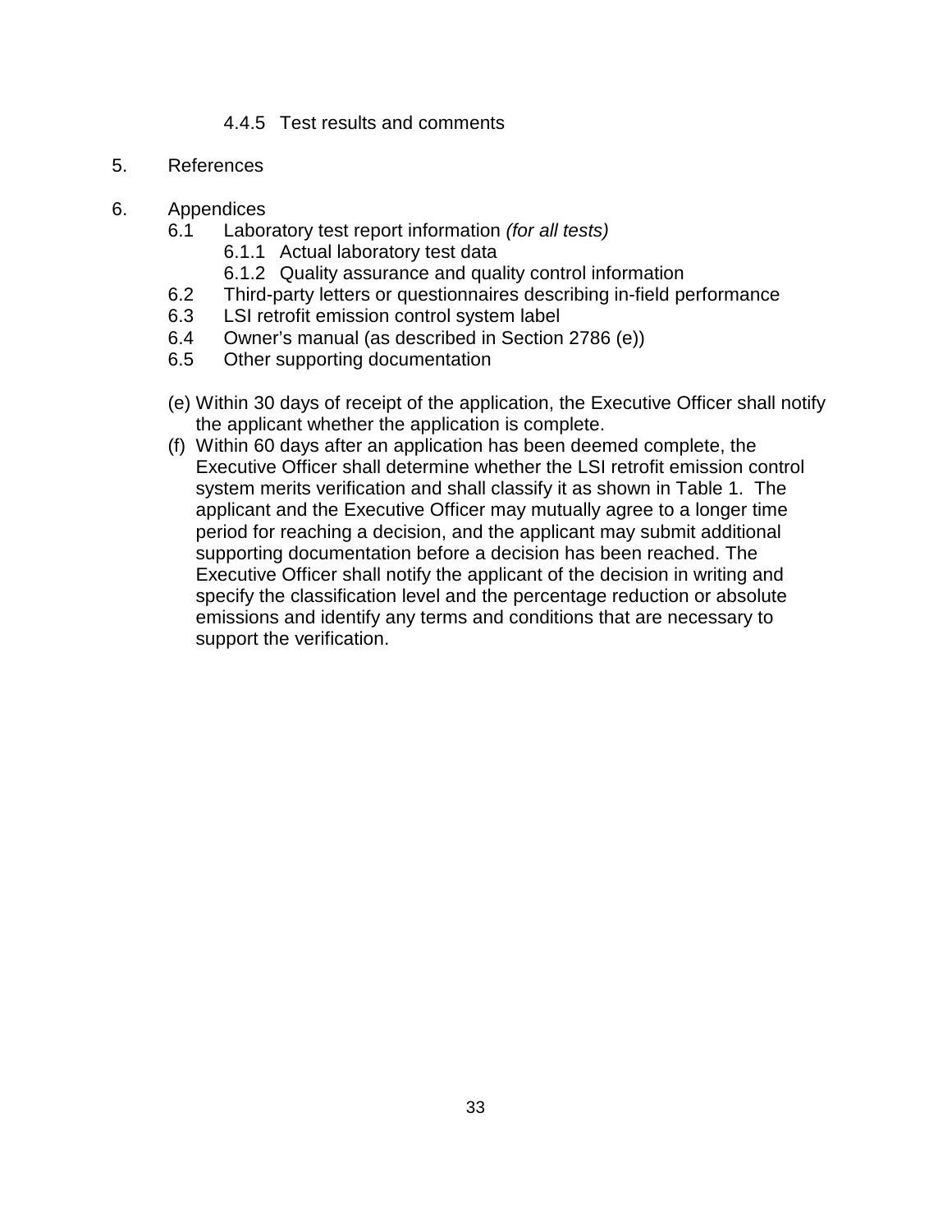4.4.5 Test results and comments

5. References

6. Appendices
    - 6.1 Laboratory test report information *(for all tests)*
        - 6.1.1 Actual laboratory test data
        - 6.1.2 Quality assurance and quality control information
    - 6.2 Third-party letters or questionnaires describing in-field performance
    - 6.3 LSI retrofit emission control system label
    - 6.4 Owner's manual (as described in Section 2786 (e))
    - 6.5 Other supporting documentation

(e) Within 30 days of receipt of the application, the Executive Officer shall notify the applicant whether the application is complete.

(f) Within 60 days after an application has been deemed complete, the Executive Officer shall determine whether the LSI retrofit emission control system merits verification and shall classify it as shown in Table 1. The applicant and the Executive Officer may mutually agree to a longer time period for reaching a decision, and the applicant may submit additional supporting documentation before a decision has been reached. The Executive Officer shall notify the applicant of the decision in writing and specify the classification level and the percentage reduction or absolute emissions and identify any terms and conditions that are necessary to support the verification.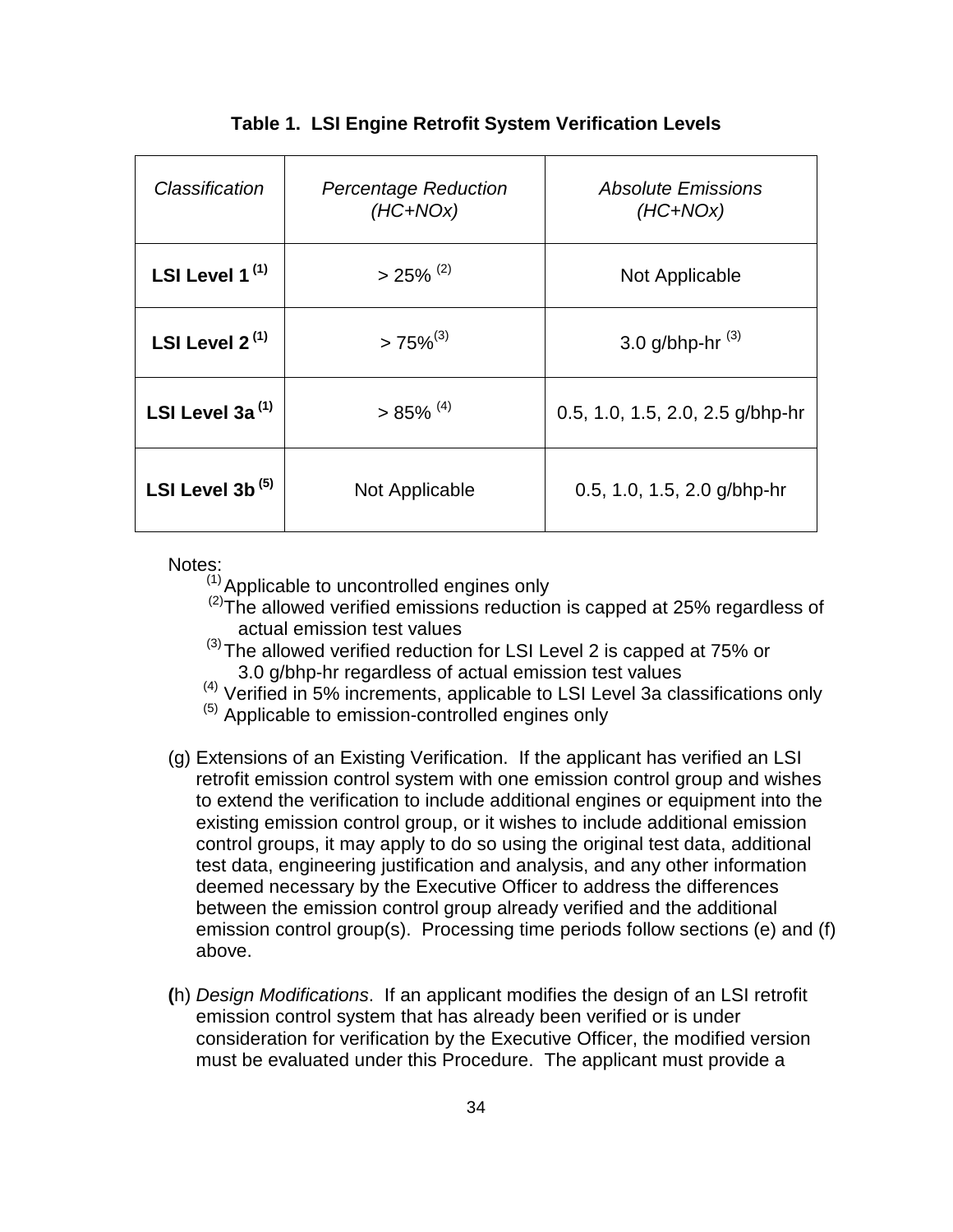**Table 1. LSI Engine Retrofit System Verification Levels**

| *Classification* | *Percentage Reduction (HC+NOx)* | *Absolute Emissions (HC+NOx)* |
|---|---|---|
| **LSI Level 1 (1)** | > 25% (2) | Not Applicable |
| **LSI Level 2 (1)** | > 75%(3) | 3.0 g/bhp-hr (3) |
| **LSI Level 3a (1)** | > 85% (4) | 0.5, 1.0, 1.5, 2.0, 2.5 g/bhp-hr |
| **LSI Level 3b (5)** | Not Applicable | 0.5, 1.0, 1.5, 2.0 g/bhp-hr |

Notes:

(1) Applicable to uncontrolled engines only

(2) The allowed verified emissions reduction is capped at 25% regardless of actual emission test values

(3) The allowed verified reduction for LSI Level 2 is capped at 75% or 3.0 g/bhp-hr regardless of actual emission test values

(4) Verified in 5% increments, applicable to LSI Level 3a classifications only

(5) Applicable to emission-controlled engines only

(g) Extensions of an Existing Verification. If the applicant has verified an LSI retrofit emission control system with one emission control group and wishes to extend the verification to include additional engines or equipment into the existing emission control group, or it wishes to include additional emission control groups, it may apply to do so using the original test data, additional test data, engineering justification and analysis, and any other information deemed necessary by the Executive Officer to address the differences between the emission control group already verified and the additional emission control group(s). Processing time periods follow sections (e) and (f) above.

**(**h) *Design Modifications*. If an applicant modifies the design of an LSI retrofit emission control system that has already been verified or is under consideration for verification by the Executive Officer, the modified version must be evaluated under this Procedure. The applicant must provide a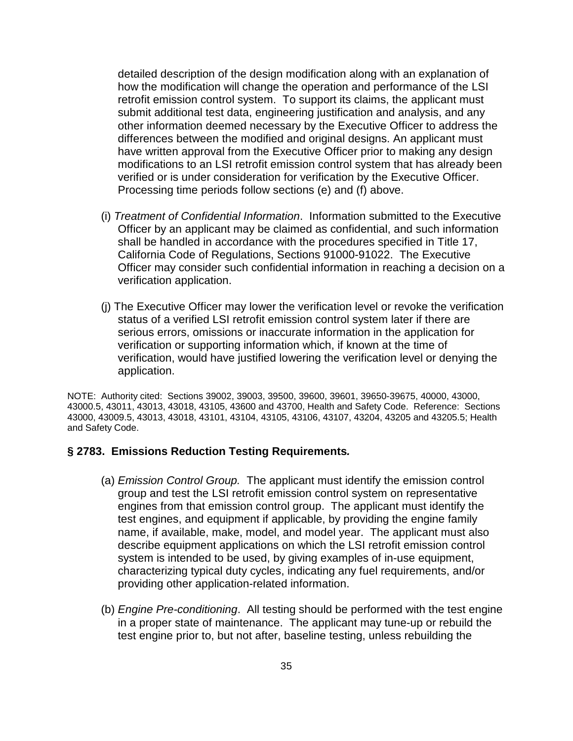detailed description of the design modification along with an explanation of how the modification will change the operation and performance of the LSI retrofit emission control system. To support its claims, the applicant must submit additional test data, engineering justification and analysis, and any other information deemed necessary by the Executive Officer to address the differences between the modified and original designs. An applicant must have written approval from the Executive Officer prior to making any design modifications to an LSI retrofit emission control system that has already been verified or is under consideration for verification by the Executive Officer. Processing time periods follow sections (e) and (f) above.

(i) *Treatment of Confidential Information*. Information submitted to the Executive Officer by an applicant may be claimed as confidential, and such information shall be handled in accordance with the procedures specified in Title 17, California Code of Regulations, Sections 91000-91022. The Executive Officer may consider such confidential information in reaching a decision on a verification application.

(j) The Executive Officer may lower the verification level or revoke the verification status of a verified LSI retrofit emission control system later if there are serious errors, omissions or inaccurate information in the application for verification or supporting information which, if known at the time of verification, would have justified lowering the verification level or denying the application.

NOTE: Authority cited: Sections 39002, 39003, 39500, 39600, 39601, 39650-39675, 40000, 43000, 43000.5, 43011, 43013, 43018, 43105, 43600 and 43700, Health and Safety Code. Reference: Sections 43000, 43009.5, 43013, 43018, 43101, 43104, 43105, 43106, 43107, 43204, 43205 and 43205.5; Health and Safety Code.

### § 2783. Emissions Reduction Testing Requirements*.*

(a) *Emission Control Group.* The applicant must identify the emission control group and test the LSI retrofit emission control system on representative engines from that emission control group. The applicant must identify the test engines, and equipment if applicable, by providing the engine family name, if available, make, model, and model year. The applicant must also describe equipment applications on which the LSI retrofit emission control system is intended to be used, by giving examples of in-use equipment, characterizing typical duty cycles, indicating any fuel requirements, and/or providing other application-related information.

(b) *Engine Pre-conditioning*. All testing should be performed with the test engine in a proper state of maintenance. The applicant may tune-up or rebuild the test engine prior to, but not after, baseline testing, unless rebuilding the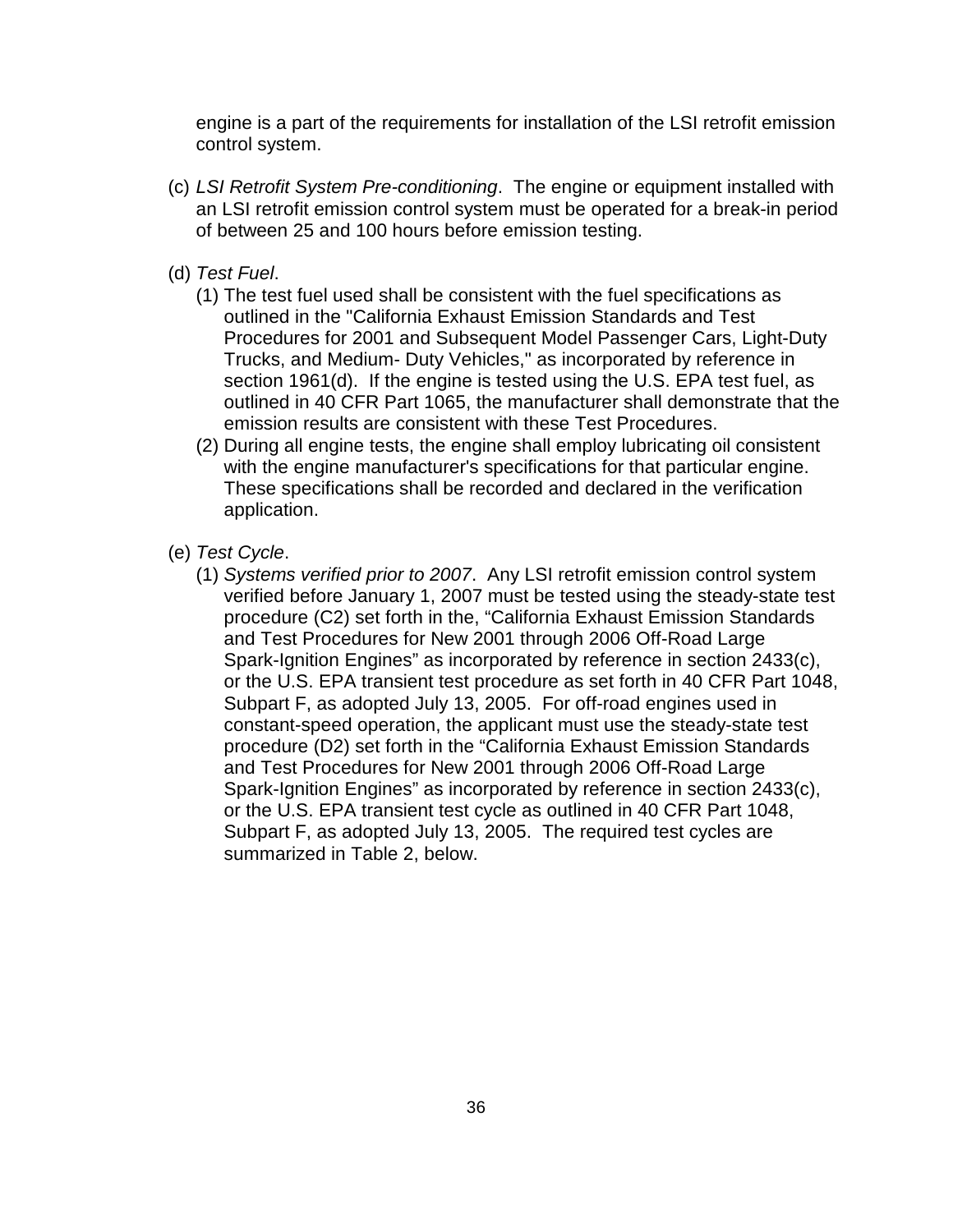engine is a part of the requirements for installation of the LSI retrofit emission control system.

(c) *LSI Retrofit System Pre-conditioning*. The engine or equipment installed with an LSI retrofit emission control system must be operated for a break-in period of between 25 and 100 hours before emission testing.

(d) *Test Fuel*.

(1) The test fuel used shall be consistent with the fuel specifications as outlined in the "California Exhaust Emission Standards and Test Procedures for 2001 and Subsequent Model Passenger Cars, Light-Duty Trucks, and Medium- Duty Vehicles," as incorporated by reference in section 1961(d). If the engine is tested using the U.S. EPA test fuel, as outlined in 40 CFR Part 1065, the manufacturer shall demonstrate that the emission results are consistent with these Test Procedures.

(2) During all engine tests, the engine shall employ lubricating oil consistent with the engine manufacturer's specifications for that particular engine. These specifications shall be recorded and declared in the verification application.

(e) *Test Cycle*.

(1) *Systems verified prior to 2007*. Any LSI retrofit emission control system verified before January 1, 2007 must be tested using the steady-state test procedure (C2) set forth in the, “California Exhaust Emission Standards and Test Procedures for New 2001 through 2006 Off-Road Large Spark-Ignition Engines” as incorporated by reference in section 2433(c), or the U.S. EPA transient test procedure as set forth in 40 CFR Part 1048, Subpart F, as adopted July 13, 2005. For off-road engines used in constant-speed operation, the applicant must use the steady-state test procedure (D2) set forth in the “California Exhaust Emission Standards and Test Procedures for New 2001 through 2006 Off-Road Large Spark-Ignition Engines” as incorporated by reference in section 2433(c), or the U.S. EPA transient test cycle as outlined in 40 CFR Part 1048, Subpart F, as adopted July 13, 2005. The required test cycles are summarized in Table 2, below.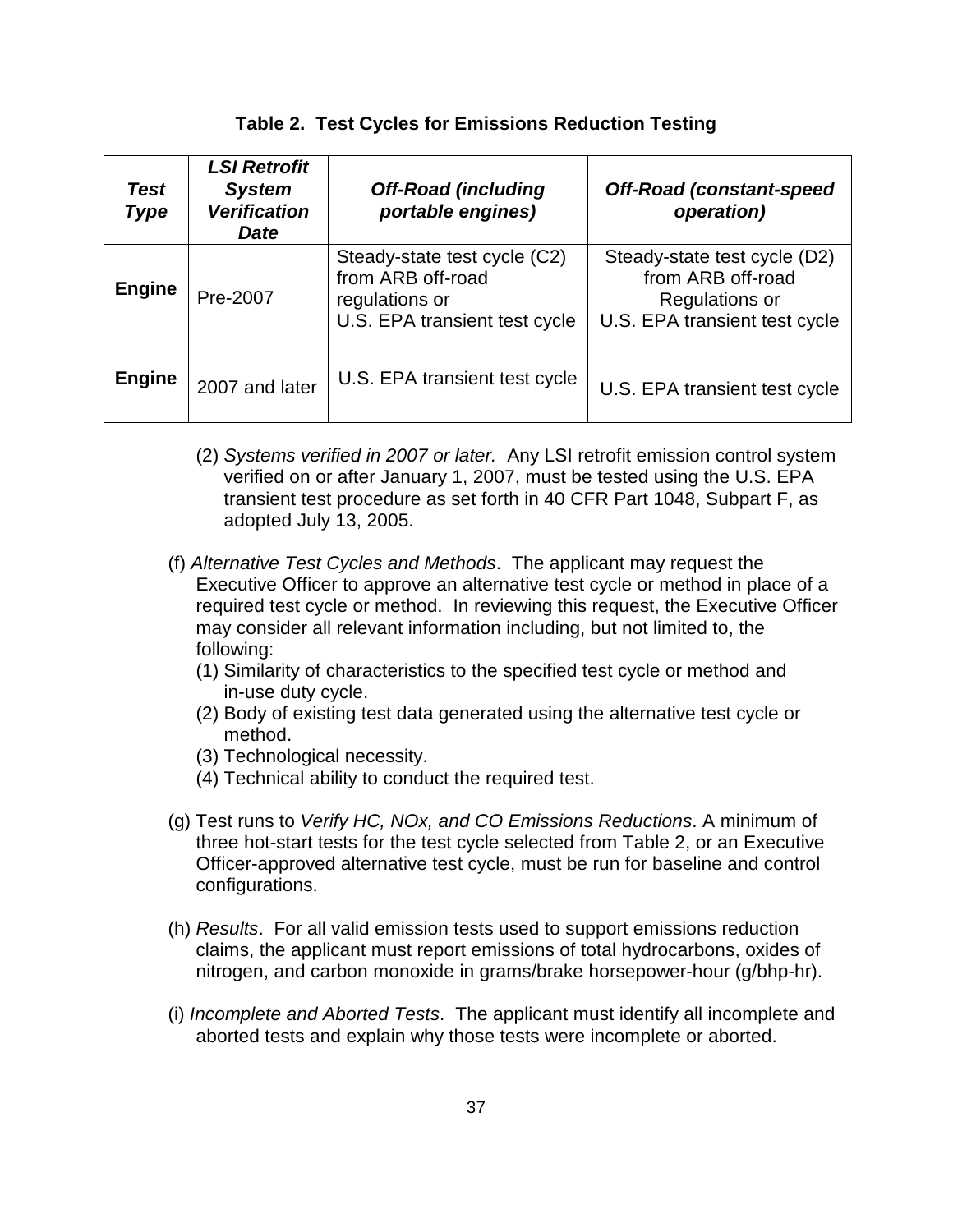**Table 2. Test Cycles for Emissions Reduction Testing**

| *Test Type* | *LSI Retrofit System Verification Date* | *Off-Road (including portable engines)* | *Off-Road (constant-speed operation)* |
|---|---|---|---|
| **Engine** | Pre-2007 | Steady-state test cycle (C2) from ARB off-road regulations or U.S. EPA transient test cycle | Steady-state test cycle (D2) from ARB off-road Regulations or U.S. EPA transient test cycle |
| **Engine** | 2007 and later | U.S. EPA transient test cycle | U.S. EPA transient test cycle |

(2) *Systems verified in 2007 or later.* Any LSI retrofit emission control system verified on or after January 1, 2007, must be tested using the U.S. EPA transient test procedure as set forth in 40 CFR Part 1048, Subpart F, as adopted July 13, 2005.

(f) *Alternative Test Cycles and Methods*. The applicant may request the Executive Officer to approve an alternative test cycle or method in place of a required test cycle or method. In reviewing this request, the Executive Officer may consider all relevant information including, but not limited to, the following:

(1) Similarity of characteristics to the specified test cycle or method and in-use duty cycle.
(2) Body of existing test data generated using the alternative test cycle or method.
(3) Technological necessity.
(4) Technical ability to conduct the required test.

(g) Test runs to *Verify HC, NOx, and CO Emissions Reductions*. A minimum of three hot-start tests for the test cycle selected from Table 2, or an Executive Officer-approved alternative test cycle, must be run for baseline and control configurations.

(h) *Results*. For all valid emission tests used to support emissions reduction claims, the applicant must report emissions of total hydrocarbons, oxides of nitrogen, and carbon monoxide in grams/brake horsepower-hour (g/bhp-hr).

(i) *Incomplete and Aborted Tests*. The applicant must identify all incomplete and aborted tests and explain why those tests were incomplete or aborted.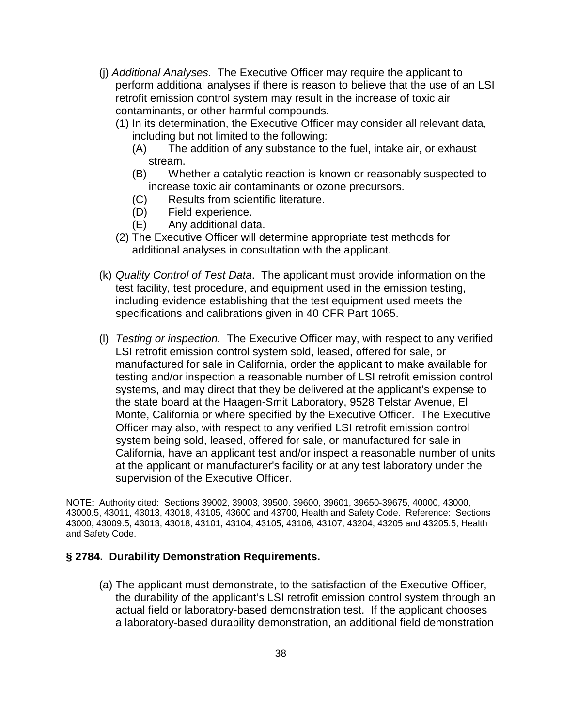(j) *Additional Analyses*. The Executive Officer may require the applicant to perform additional analyses if there is reason to believe that the use of an LSI retrofit emission control system may result in the increase of toxic air contaminants, or other harmful compounds.

(1) In its determination, the Executive Officer may consider all relevant data, including but not limited to the following:

(A) The addition of any substance to the fuel, intake air, or exhaust stream.

(B) Whether a catalytic reaction is known or reasonably suspected to increase toxic air contaminants or ozone precursors.

(C) Results from scientific literature.

(D) Field experience.

(E) Any additional data.

(2) The Executive Officer will determine appropriate test methods for additional analyses in consultation with the applicant.

(k) *Quality Control of Test Data*. The applicant must provide information on the test facility, test procedure, and equipment used in the emission testing, including evidence establishing that the test equipment used meets the specifications and calibrations given in 40 CFR Part 1065.

(l) *Testing or inspection.* The Executive Officer may, with respect to any verified LSI retrofit emission control system sold, leased, offered for sale, or manufactured for sale in California, order the applicant to make available for testing and/or inspection a reasonable number of LSI retrofit emission control systems, and may direct that they be delivered at the applicant's expense to the state board at the Haagen-Smit Laboratory, 9528 Telstar Avenue, El Monte, California or where specified by the Executive Officer. The Executive Officer may also, with respect to any verified LSI retrofit emission control system being sold, leased, offered for sale, or manufactured for sale in California, have an applicant test and/or inspect a reasonable number of units at the applicant or manufacturer's facility or at any test laboratory under the supervision of the Executive Officer.

NOTE: Authority cited: Sections 39002, 39003, 39500, 39600, 39601, 39650-39675, 40000, 43000, 43000.5, 43011, 43013, 43018, 43105, 43600 and 43700, Health and Safety Code. Reference: Sections 43000, 43009.5, 43013, 43018, 43101, 43104, 43105, 43106, 43107, 43204, 43205 and 43205.5; Health and Safety Code.

## § 2784. Durability Demonstration Requirements.

(a) The applicant must demonstrate, to the satisfaction of the Executive Officer, the durability of the applicant's LSI retrofit emission control system through an actual field or laboratory-based demonstration test. If the applicant chooses a laboratory-based durability demonstration, an additional field demonstration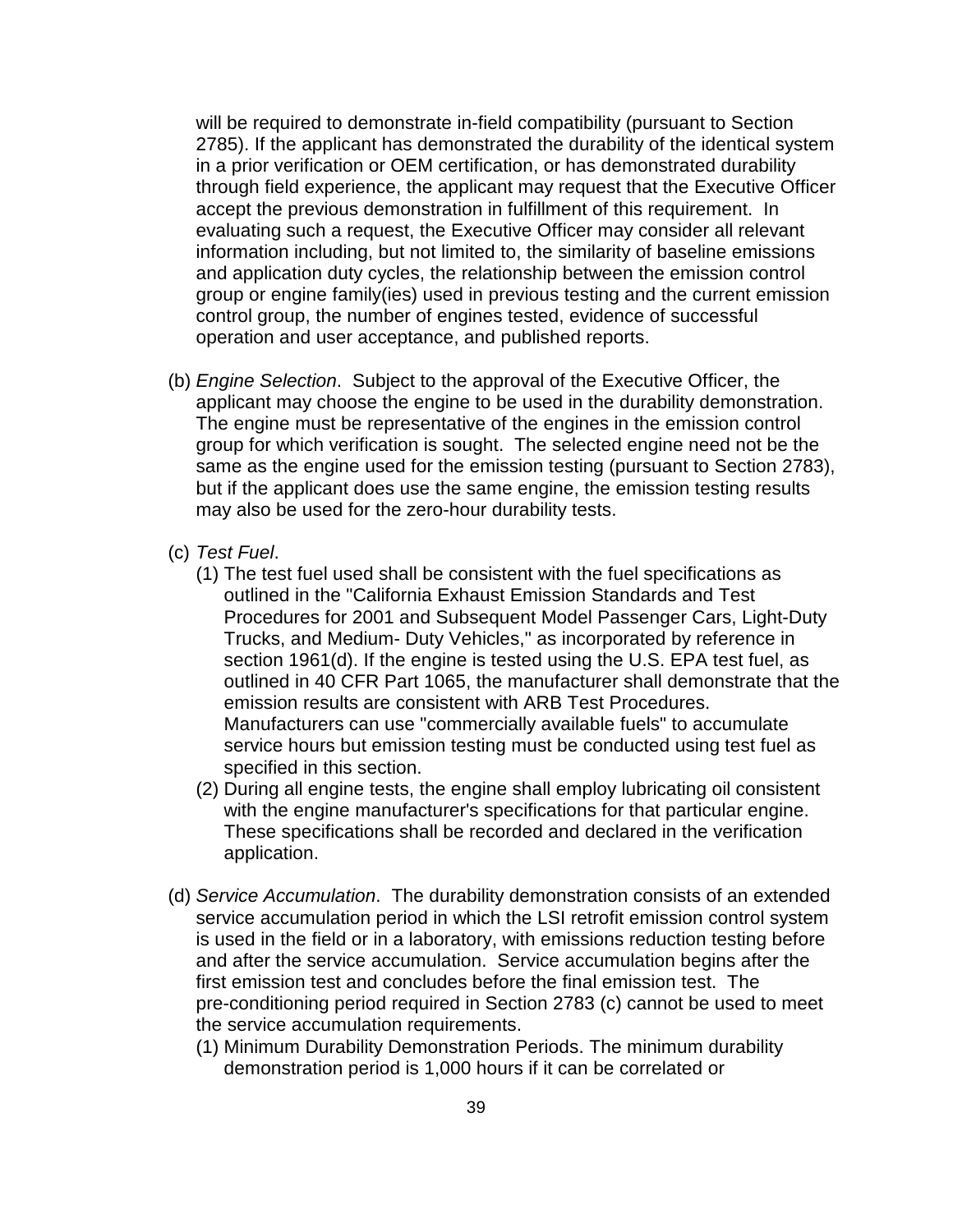will be required to demonstrate in-field compatibility (pursuant to Section 2785). If the applicant has demonstrated the durability of the identical system in a prior verification or OEM certification, or has demonstrated durability through field experience, the applicant may request that the Executive Officer accept the previous demonstration in fulfillment of this requirement. In evaluating such a request, the Executive Officer may consider all relevant information including, but not limited to, the similarity of baseline emissions and application duty cycles, the relationship between the emission control group or engine family(ies) used in previous testing and the current emission control group, the number of engines tested, evidence of successful operation and user acceptance, and published reports.

(b) *Engine Selection*. Subject to the approval of the Executive Officer, the applicant may choose the engine to be used in the durability demonstration. The engine must be representative of the engines in the emission control group for which verification is sought. The selected engine need not be the same as the engine used for the emission testing (pursuant to Section 2783), but if the applicant does use the same engine, the emission testing results may also be used for the zero-hour durability tests.

(c) *Test Fuel*.

(1) The test fuel used shall be consistent with the fuel specifications as outlined in the "California Exhaust Emission Standards and Test Procedures for 2001 and Subsequent Model Passenger Cars, Light-Duty Trucks, and Medium- Duty Vehicles," as incorporated by reference in section 1961(d). If the engine is tested using the U.S. EPA test fuel, as outlined in 40 CFR Part 1065, the manufacturer shall demonstrate that the emission results are consistent with ARB Test Procedures. Manufacturers can use "commercially available fuels" to accumulate service hours but emission testing must be conducted using test fuel as specified in this section.

(2) During all engine tests, the engine shall employ lubricating oil consistent with the engine manufacturer's specifications for that particular engine. These specifications shall be recorded and declared in the verification application.

(d) *Service Accumulation*. The durability demonstration consists of an extended service accumulation period in which the LSI retrofit emission control system is used in the field or in a laboratory, with emissions reduction testing before and after the service accumulation. Service accumulation begins after the first emission test and concludes before the final emission test. The pre-conditioning period required in Section 2783 (c) cannot be used to meet the service accumulation requirements.

(1) Minimum Durability Demonstration Periods. The minimum durability demonstration period is 1,000 hours if it can be correlated or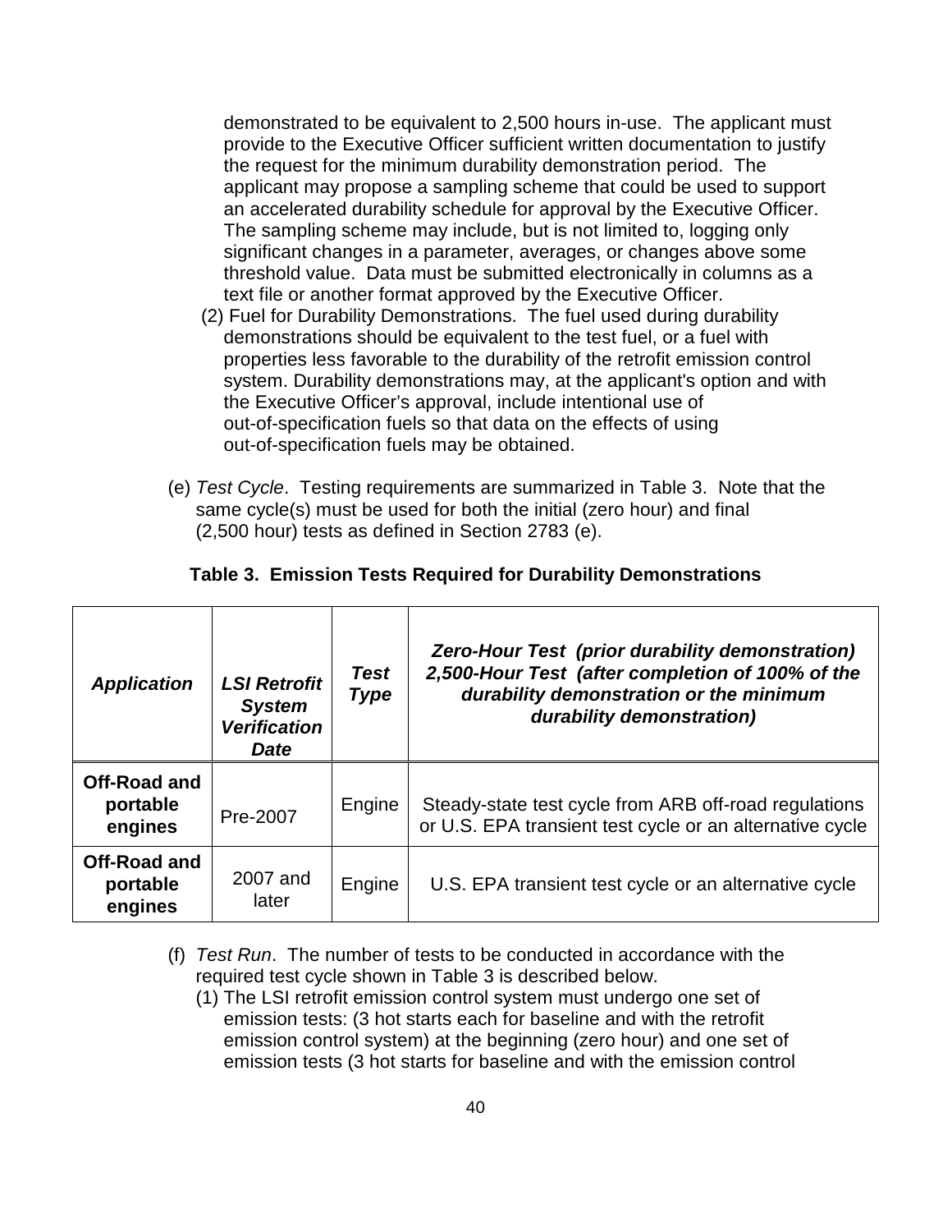demonstrated to be equivalent to 2,500 hours in-use. The applicant must provide to the Executive Officer sufficient written documentation to justify the request for the minimum durability demonstration period. The applicant may propose a sampling scheme that could be used to support an accelerated durability schedule for approval by the Executive Officer. The sampling scheme may include, but is not limited to, logging only significant changes in a parameter, averages, or changes above some threshold value. Data must be submitted electronically in columns as a text file or another format approved by the Executive Officer.

(2) Fuel for Durability Demonstrations. The fuel used during durability demonstrations should be equivalent to the test fuel, or a fuel with properties less favorable to the durability of the retrofit emission control system. Durability demonstrations may, at the applicant's option and with the Executive Officer's approval, include intentional use of out-of-specification fuels so that data on the effects of using out-of-specification fuels may be obtained.

(e) *Test Cycle*. Testing requirements are summarized in Table 3. Note that the same cycle(s) must be used for both the initial (zero hour) and final (2,500 hour) tests as defined in Section 2783 (e).

**Table 3. Emission Tests Required for Durability Demonstrations**

| ***Application*** | ***LSI Retrofit System Verification Date*** | ***Test Type*** | ***Zero-Hour Test (prior durability demonstration) 2,500-Hour Test (after completion of 100% of the durability demonstration or the minimum durability demonstration)*** |
|---|---|---|---|
| **Off-Road and portable engines** | Pre-2007 | Engine | Steady-state test cycle from ARB off-road regulations or U.S. EPA transient test cycle or an alternative cycle |
| **Off-Road and portable engines** | 2007 and later | Engine | U.S. EPA transient test cycle or an alternative cycle |

(f) *Test Run*. The number of tests to be conducted in accordance with the required test cycle shown in Table 3 is described below.

(1) The LSI retrofit emission control system must undergo one set of emission tests: (3 hot starts each for baseline and with the retrofit emission control system) at the beginning (zero hour) and one set of emission tests (3 hot starts for baseline and with the emission control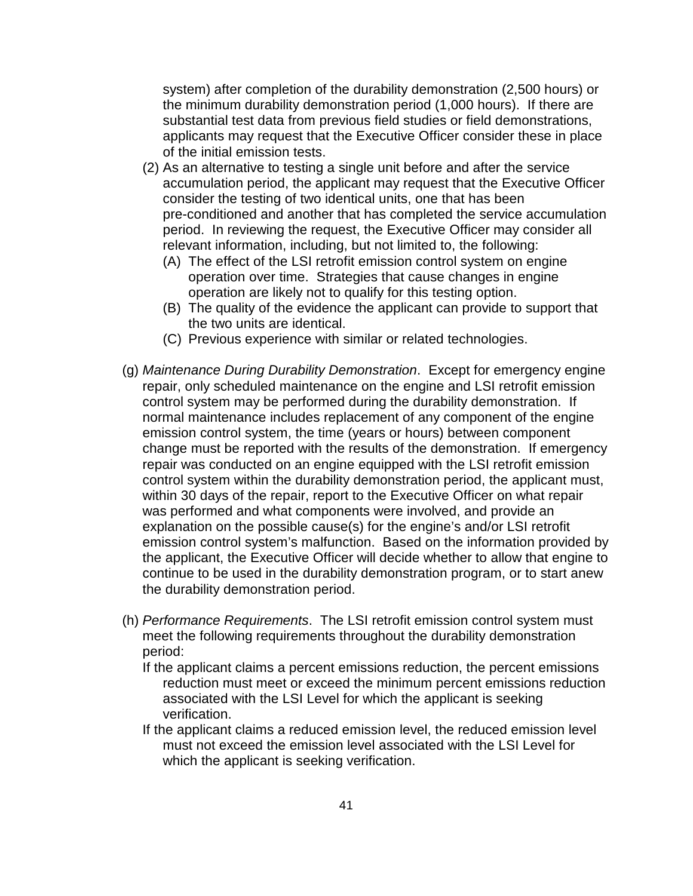system) after completion of the durability demonstration (2,500 hours) or the minimum durability demonstration period (1,000 hours). If there are substantial test data from previous field studies or field demonstrations, applicants may request that the Executive Officer consider these in place of the initial emission tests.

(2) As an alternative to testing a single unit before and after the service accumulation period, the applicant may request that the Executive Officer consider the testing of two identical units, one that has been pre-conditioned and another that has completed the service accumulation period. In reviewing the request, the Executive Officer may consider all relevant information, including, but not limited to, the following:

(A) The effect of the LSI retrofit emission control system on engine operation over time. Strategies that cause changes in engine operation are likely not to qualify for this testing option.

(B) The quality of the evidence the applicant can provide to support that the two units are identical.

(C) Previous experience with similar or related technologies.

(g) *Maintenance During Durability Demonstration*. Except for emergency engine repair, only scheduled maintenance on the engine and LSI retrofit emission control system may be performed during the durability demonstration. If normal maintenance includes replacement of any component of the engine emission control system, the time (years or hours) between component change must be reported with the results of the demonstration. If emergency repair was conducted on an engine equipped with the LSI retrofit emission control system within the durability demonstration period, the applicant must, within 30 days of the repair, report to the Executive Officer on what repair was performed and what components were involved, and provide an explanation on the possible cause(s) for the engine's and/or LSI retrofit emission control system's malfunction. Based on the information provided by the applicant, the Executive Officer will decide whether to allow that engine to continue to be used in the durability demonstration program, or to start anew the durability demonstration period.

(h) *Performance Requirements*. The LSI retrofit emission control system must meet the following requirements throughout the durability demonstration period:

If the applicant claims a percent emissions reduction, the percent emissions reduction must meet or exceed the minimum percent emissions reduction associated with the LSI Level for which the applicant is seeking verification.

If the applicant claims a reduced emission level, the reduced emission level must not exceed the emission level associated with the LSI Level for which the applicant is seeking verification.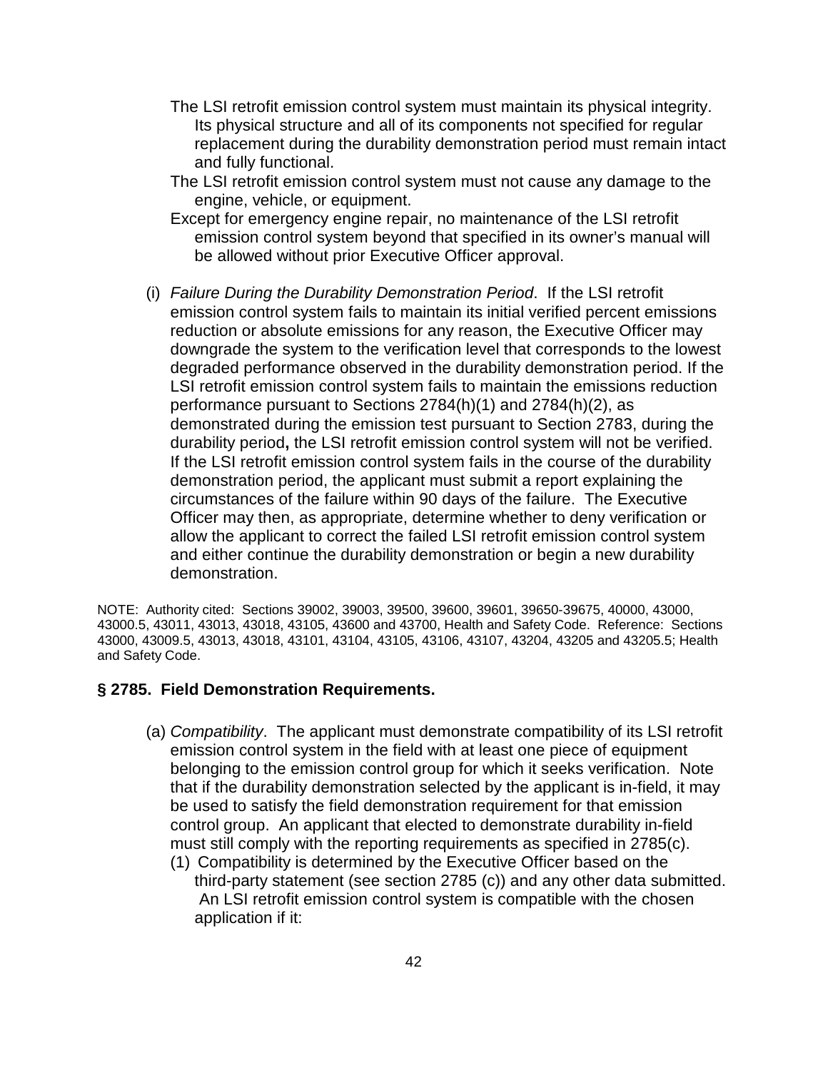The LSI retrofit emission control system must maintain its physical integrity. Its physical structure and all of its components not specified for regular replacement during the durability demonstration period must remain intact and fully functional.

The LSI retrofit emission control system must not cause any damage to the engine, vehicle, or equipment.

Except for emergency engine repair, no maintenance of the LSI retrofit emission control system beyond that specified in its owner's manual will be allowed without prior Executive Officer approval.

(i) *Failure During the Durability Demonstration Period*. If the LSI retrofit emission control system fails to maintain its initial verified percent emissions reduction or absolute emissions for any reason, the Executive Officer may downgrade the system to the verification level that corresponds to the lowest degraded performance observed in the durability demonstration period. If the LSI retrofit emission control system fails to maintain the emissions reduction performance pursuant to Sections 2784(h)(1) and 2784(h)(2), as demonstrated during the emission test pursuant to Section 2783, during the durability period**,** the LSI retrofit emission control system will not be verified. If the LSI retrofit emission control system fails in the course of the durability demonstration period, the applicant must submit a report explaining the circumstances of the failure within 90 days of the failure. The Executive Officer may then, as appropriate, determine whether to deny verification or allow the applicant to correct the failed LSI retrofit emission control system and either continue the durability demonstration or begin a new durability demonstration.

NOTE: Authority cited: Sections 39002, 39003, 39500, 39600, 39601, 39650-39675, 40000, 43000, 43000.5, 43011, 43013, 43018, 43105, 43600 and 43700, Health and Safety Code. Reference: Sections 43000, 43009.5, 43013, 43018, 43101, 43104, 43105, 43106, 43107, 43204, 43205 and 43205.5; Health and Safety Code.

### § 2785. Field Demonstration Requirements.

(a) *Compatibility*. The applicant must demonstrate compatibility of its LSI retrofit emission control system in the field with at least one piece of equipment belonging to the emission control group for which it seeks verification. Note that if the durability demonstration selected by the applicant is in-field, it may be used to satisfy the field demonstration requirement for that emission control group. An applicant that elected to demonstrate durability in-field must still comply with the reporting requirements as specified in 2785(c).

(1) Compatibility is determined by the Executive Officer based on the third-party statement (see section 2785 (c)) and any other data submitted. An LSI retrofit emission control system is compatible with the chosen application if it: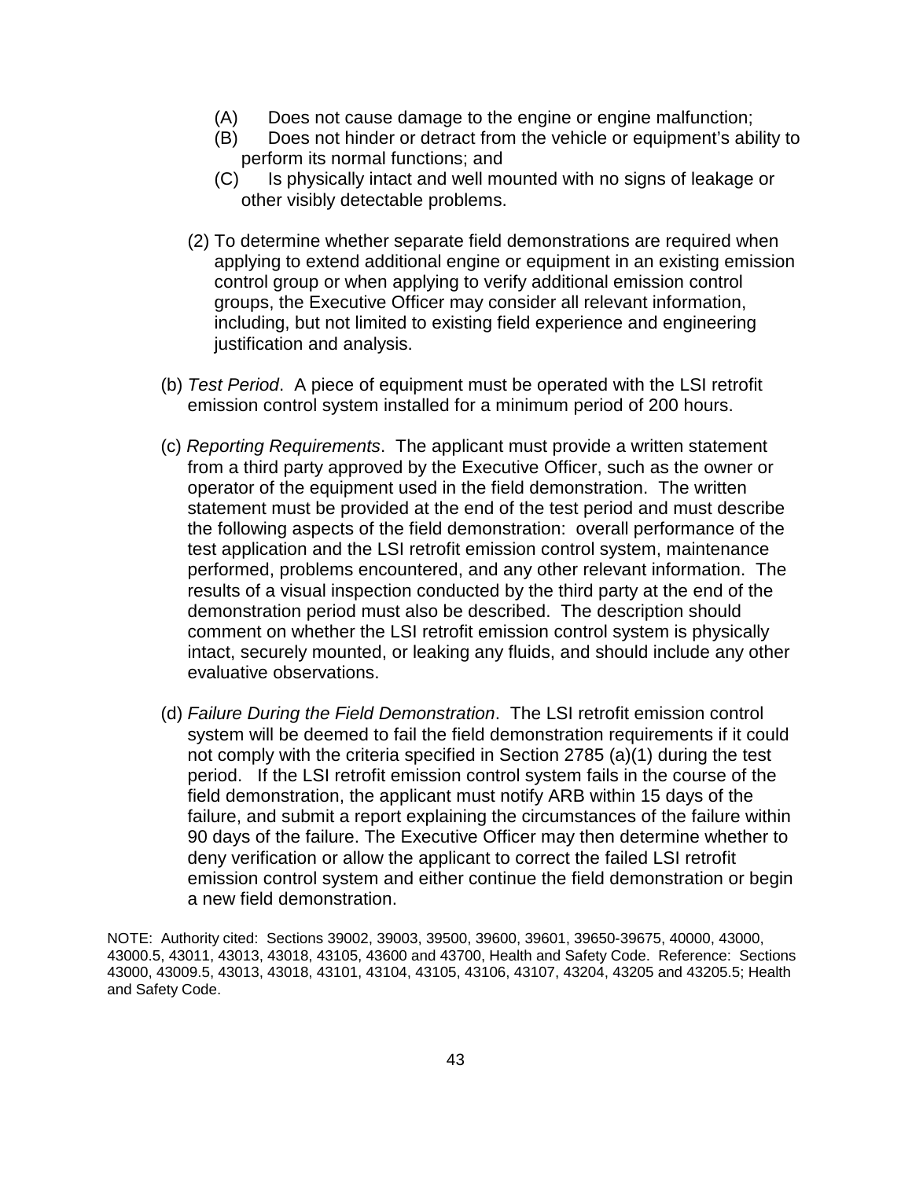(A) Does not cause damage to the engine or engine malfunction;

(B) Does not hinder or detract from the vehicle or equipment's ability to perform its normal functions; and

(C) Is physically intact and well mounted with no signs of leakage or other visibly detectable problems.

(2) To determine whether separate field demonstrations are required when applying to extend additional engine or equipment in an existing emission control group or when applying to verify additional emission control groups, the Executive Officer may consider all relevant information, including, but not limited to existing field experience and engineering justification and analysis.

(b) *Test Period*. A piece of equipment must be operated with the LSI retrofit emission control system installed for a minimum period of 200 hours.

(c) *Reporting Requirements*. The applicant must provide a written statement from a third party approved by the Executive Officer, such as the owner or operator of the equipment used in the field demonstration. The written statement must be provided at the end of the test period and must describe the following aspects of the field demonstration: overall performance of the test application and the LSI retrofit emission control system, maintenance performed, problems encountered, and any other relevant information. The results of a visual inspection conducted by the third party at the end of the demonstration period must also be described. The description should comment on whether the LSI retrofit emission control system is physically intact, securely mounted, or leaking any fluids, and should include any other evaluative observations.

(d) *Failure During the Field Demonstration*. The LSI retrofit emission control system will be deemed to fail the field demonstration requirements if it could not comply with the criteria specified in Section 2785 (a)(1) during the test period. If the LSI retrofit emission control system fails in the course of the field demonstration, the applicant must notify ARB within 15 days of the failure, and submit a report explaining the circumstances of the failure within 90 days of the failure. The Executive Officer may then determine whether to deny verification or allow the applicant to correct the failed LSI retrofit emission control system and either continue the field demonstration or begin a new field demonstration.

NOTE: Authority cited: Sections 39002, 39003, 39500, 39600, 39601, 39650-39675, 40000, 43000, 43000.5, 43011, 43013, 43018, 43105, 43600 and 43700, Health and Safety Code. Reference: Sections 43000, 43009.5, 43013, 43018, 43101, 43104, 43105, 43106, 43107, 43204, 43205 and 43205.5; Health and Safety Code.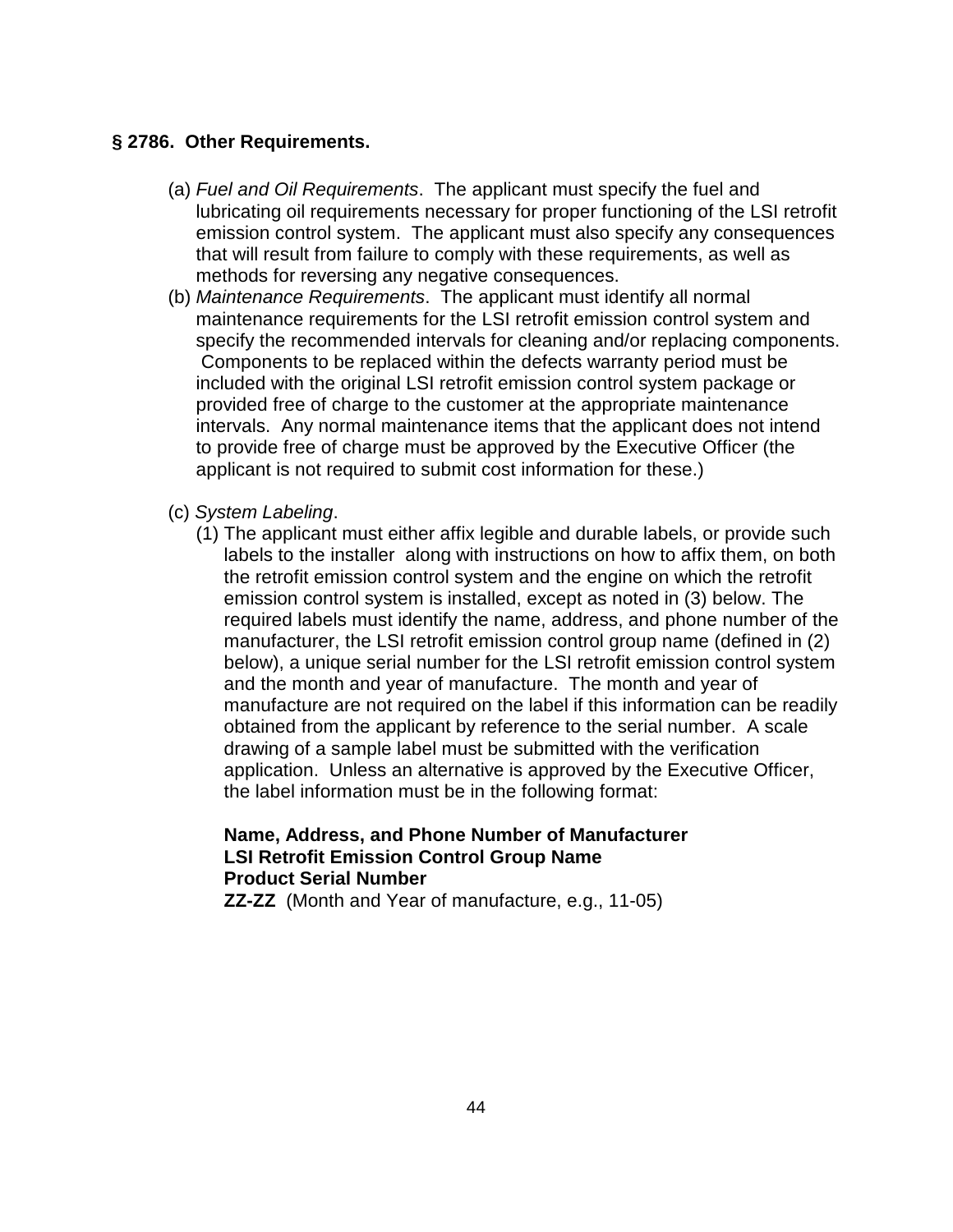## § 2786. Other Requirements.

(a) *Fuel and Oil Requirements*. The applicant must specify the fuel and lubricating oil requirements necessary for proper functioning of the LSI retrofit emission control system. The applicant must also specify any consequences that will result from failure to comply with these requirements, as well as methods for reversing any negative consequences.

(b) *Maintenance Requirements*. The applicant must identify all normal maintenance requirements for the LSI retrofit emission control system and specify the recommended intervals for cleaning and/or replacing components. Components to be replaced within the defects warranty period must be included with the original LSI retrofit emission control system package or provided free of charge to the customer at the appropriate maintenance intervals. Any normal maintenance items that the applicant does not intend to provide free of charge must be approved by the Executive Officer (the applicant is not required to submit cost information for these.)

(c) *System Labeling*.

(1) The applicant must either affix legible and durable labels, or provide such labels to the installer along with instructions on how to affix them, on both the retrofit emission control system and the engine on which the retrofit emission control system is installed, except as noted in (3) below. The required labels must identify the name, address, and phone number of the manufacturer, the LSI retrofit emission control group name (defined in (2) below), a unique serial number for the LSI retrofit emission control system and the month and year of manufacture. The month and year of manufacture are not required on the label if this information can be readily obtained from the applicant by reference to the serial number. A scale drawing of a sample label must be submitted with the verification application. Unless an alternative is approved by the Executive Officer, the label information must be in the following format:

**Name, Address, and Phone Number of Manufacturer**
**LSI Retrofit Emission Control Group Name**
**Product Serial Number**
**ZZ-ZZ** (Month and Year of manufacture, e.g., 11-05)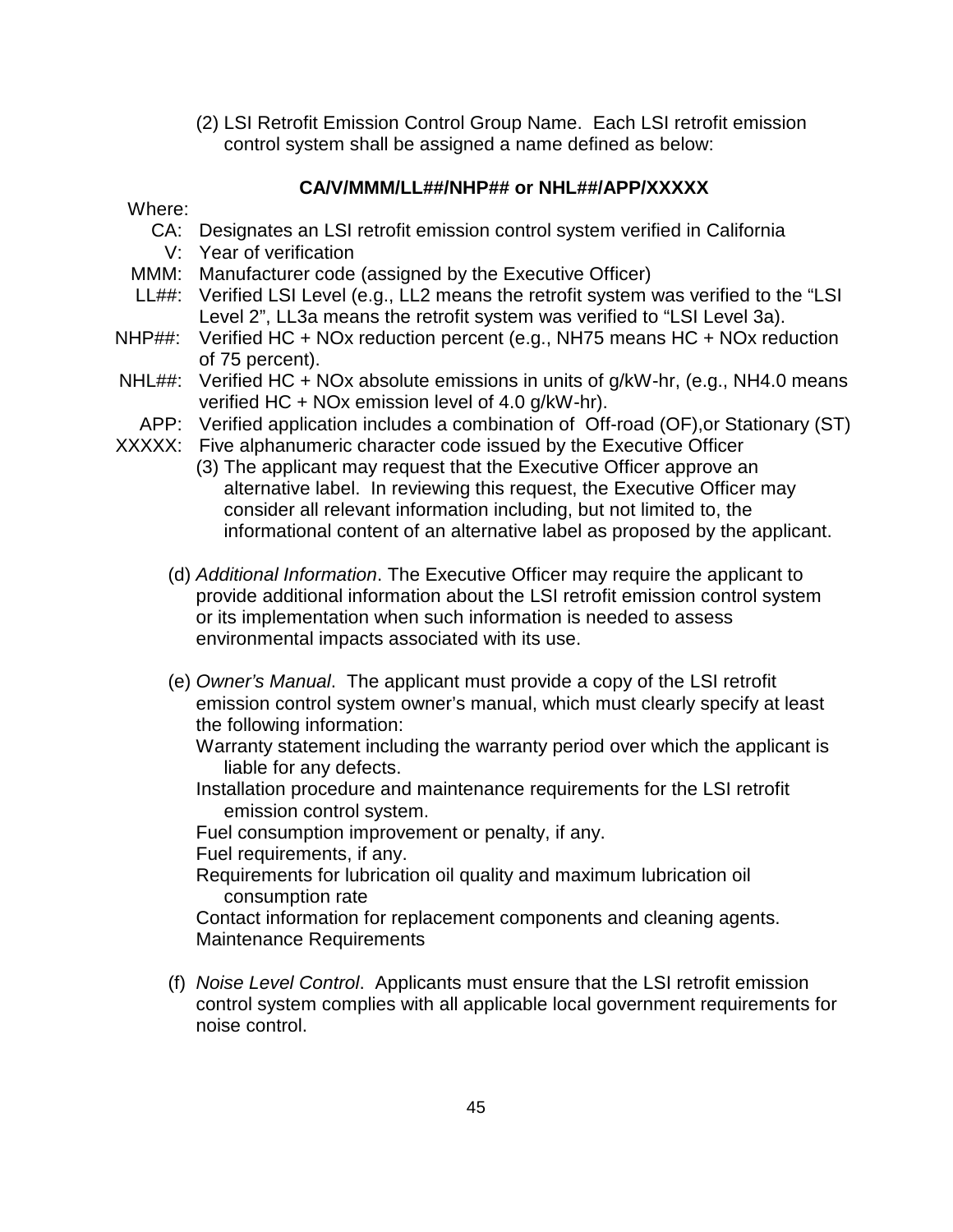(2) LSI Retrofit Emission Control Group Name. Each LSI retrofit emission control system shall be assigned a name defined as below:

**CA/V/MMM/LL##/NHP## or NHL##/APP/XXXXX**

Where:

- CA: Designates an LSI retrofit emission control system verified in California
- V: Year of verification
- MMM: Manufacturer code (assigned by the Executive Officer)
- LL##: Verified LSI Level (e.g., LL2 means the retrofit system was verified to the "LSI Level 2", LL3a means the retrofit system was verified to "LSI Level 3a).
- NHP##: Verified HC + NOx reduction percent (e.g., NH75 means HC + NOx reduction of 75 percent).
- NHL##: Verified HC + NOx absolute emissions in units of g/kW-hr, (e.g., NH4.0 means verified HC + NOx emission level of 4.0 g/kW-hr).
- APP: Verified application includes a combination of Off-road (OF),or Stationary (ST)
- XXXXX: Five alphanumeric character code issued by the Executive Officer

(3) The applicant may request that the Executive Officer approve an alternative label. In reviewing this request, the Executive Officer may consider all relevant information including, but not limited to, the informational content of an alternative label as proposed by the applicant.

(d) *Additional Information*. The Executive Officer may require the applicant to provide additional information about the LSI retrofit emission control system or its implementation when such information is needed to assess environmental impacts associated with its use.

(e) *Owner's Manual*. The applicant must provide a copy of the LSI retrofit emission control system owner's manual, which must clearly specify at least the following information:

Warranty statement including the warranty period over which the applicant is liable for any defects.

Installation procedure and maintenance requirements for the LSI retrofit emission control system.

Fuel consumption improvement or penalty, if any.

Fuel requirements, if any.

Requirements for lubrication oil quality and maximum lubrication oil consumption rate

Contact information for replacement components and cleaning agents.

Maintenance Requirements

(f) *Noise Level Control*. Applicants must ensure that the LSI retrofit emission control system complies with all applicable local government requirements for noise control.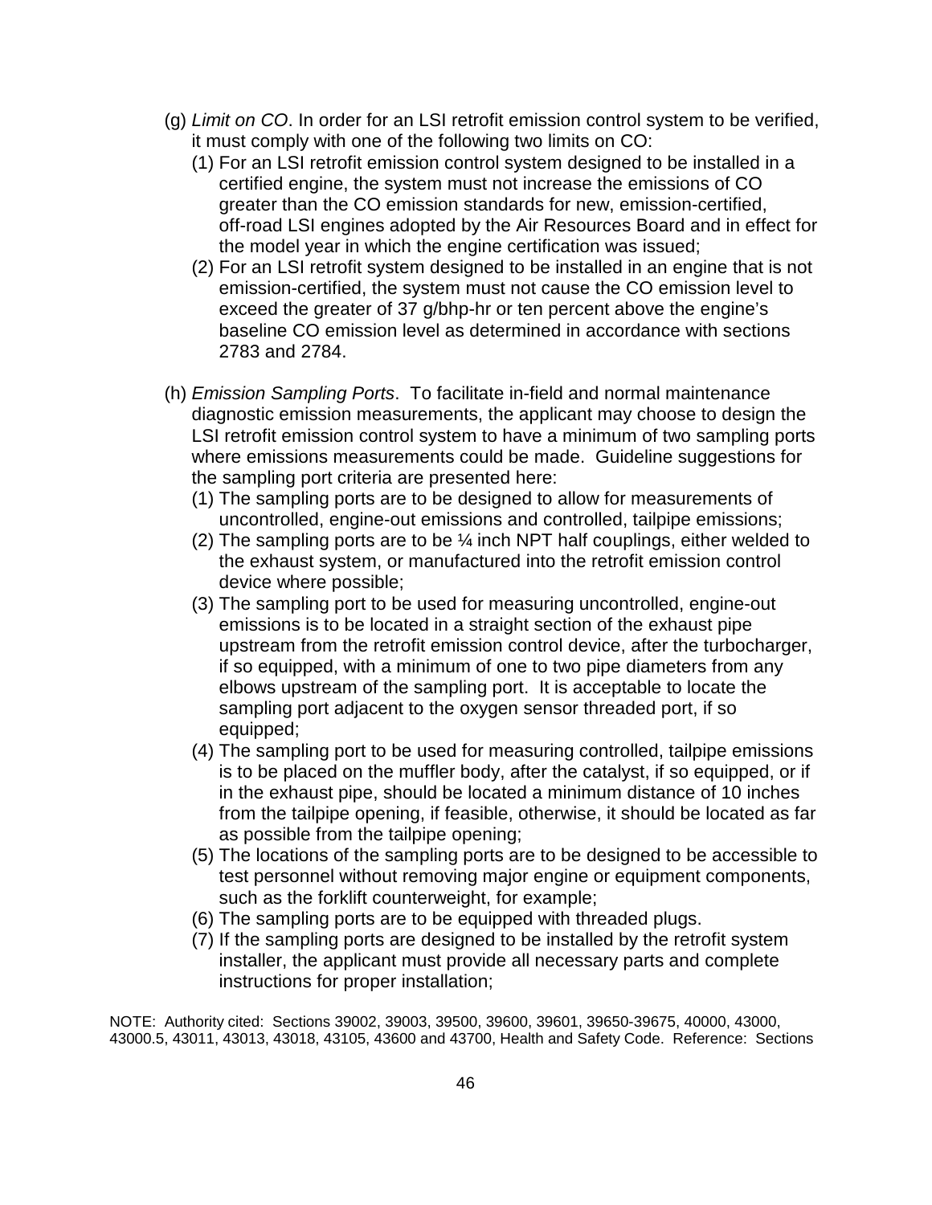(g) *Limit on CO*. In order for an LSI retrofit emission control system to be verified, it must comply with one of the following two limits on CO:

(1) For an LSI retrofit emission control system designed to be installed in a certified engine, the system must not increase the emissions of CO greater than the CO emission standards for new, emission-certified, off-road LSI engines adopted by the Air Resources Board and in effect for the model year in which the engine certification was issued;

(2) For an LSI retrofit system designed to be installed in an engine that is not emission-certified, the system must not cause the CO emission level to exceed the greater of 37 g/bhp-hr or ten percent above the engine's baseline CO emission level as determined in accordance with sections 2783 and 2784.

(h) *Emission Sampling Ports*. To facilitate in-field and normal maintenance diagnostic emission measurements, the applicant may choose to design the LSI retrofit emission control system to have a minimum of two sampling ports where emissions measurements could be made. Guideline suggestions for the sampling port criteria are presented here:

(1) The sampling ports are to be designed to allow for measurements of uncontrolled, engine-out emissions and controlled, tailpipe emissions;

(2) The sampling ports are to be ¼ inch NPT half couplings, either welded to the exhaust system, or manufactured into the retrofit emission control device where possible;

(3) The sampling port to be used for measuring uncontrolled, engine-out emissions is to be located in a straight section of the exhaust pipe upstream from the retrofit emission control device, after the turbocharger, if so equipped, with a minimum of one to two pipe diameters from any elbows upstream of the sampling port. It is acceptable to locate the sampling port adjacent to the oxygen sensor threaded port, if so equipped;

(4) The sampling port to be used for measuring controlled, tailpipe emissions is to be placed on the muffler body, after the catalyst, if so equipped, or if in the exhaust pipe, should be located a minimum distance of 10 inches from the tailpipe opening, if feasible, otherwise, it should be located as far as possible from the tailpipe opening;

(5) The locations of the sampling ports are to be designed to be accessible to test personnel without removing major engine or equipment components, such as the forklift counterweight, for example;

(6) The sampling ports are to be equipped with threaded plugs.

(7) If the sampling ports are designed to be installed by the retrofit system installer, the applicant must provide all necessary parts and complete instructions for proper installation;

NOTE: Authority cited: Sections 39002, 39003, 39500, 39600, 39601, 39650-39675, 40000, 43000, 43000.5, 43011, 43013, 43018, 43105, 43600 and 43700, Health and Safety Code. Reference: Sections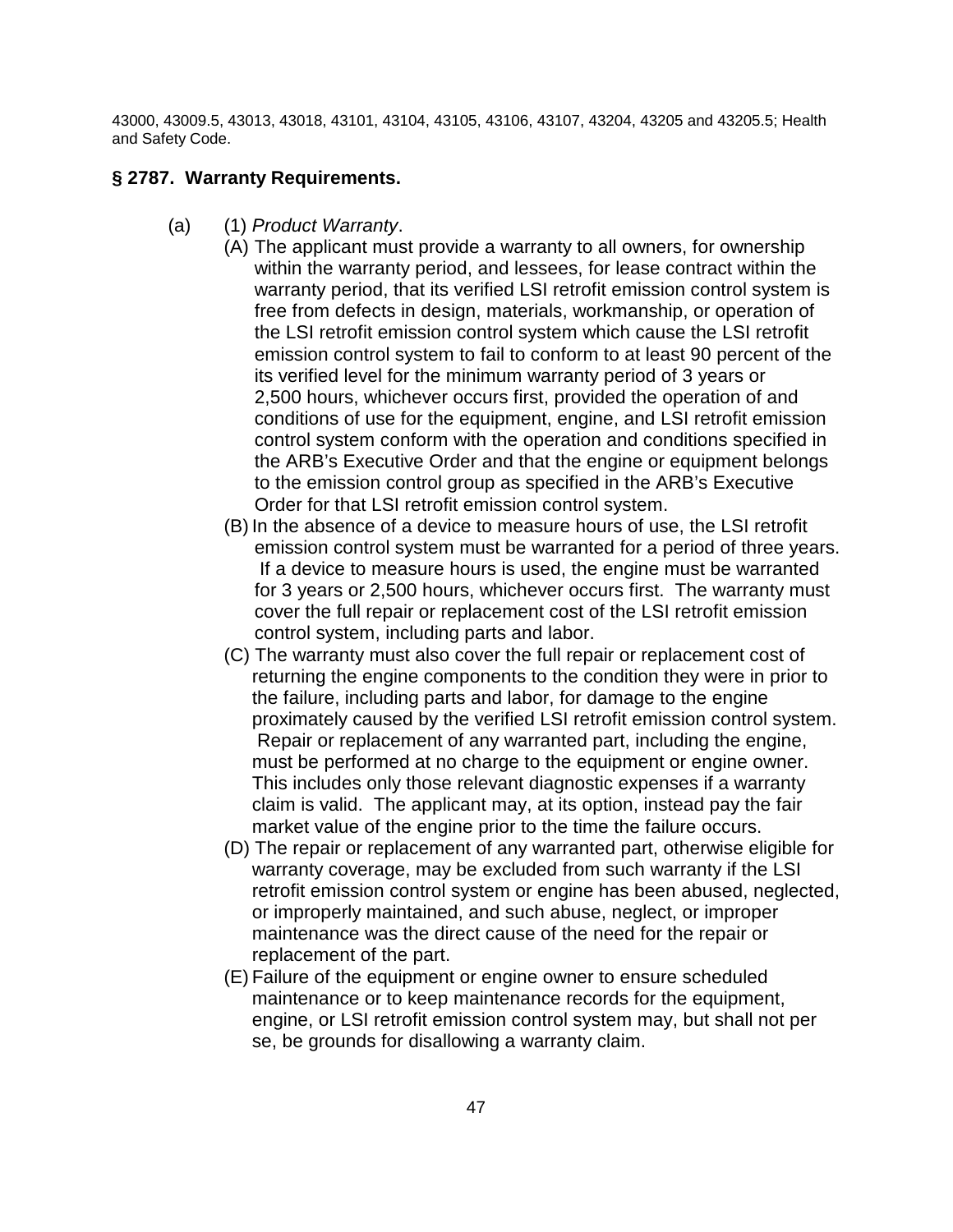43000, 43009.5, 43013, 43018, 43101, 43104, 43105, 43106, 43107, 43204, 43205 and 43205.5; Health and Safety Code.

### § 2787. Warranty Requirements.

(a) (1) *Product Warranty*.

(A) The applicant must provide a warranty to all owners, for ownership within the warranty period, and lessees, for lease contract within the warranty period, that its verified LSI retrofit emission control system is free from defects in design, materials, workmanship, or operation of the LSI retrofit emission control system which cause the LSI retrofit emission control system to fail to conform to at least 90 percent of the its verified level for the minimum warranty period of 3 years or 2,500 hours, whichever occurs first, provided the operation of and conditions of use for the equipment, engine, and LSI retrofit emission control system conform with the operation and conditions specified in the ARB's Executive Order and that the engine or equipment belongs to the emission control group as specified in the ARB's Executive Order for that LSI retrofit emission control system.

(B) In the absence of a device to measure hours of use, the LSI retrofit emission control system must be warranted for a period of three years. If a device to measure hours is used, the engine must be warranted for 3 years or 2,500 hours, whichever occurs first. The warranty must cover the full repair or replacement cost of the LSI retrofit emission control system, including parts and labor.

(C) The warranty must also cover the full repair or replacement cost of returning the engine components to the condition they were in prior to the failure, including parts and labor, for damage to the engine proximately caused by the verified LSI retrofit emission control system. Repair or replacement of any warranted part, including the engine, must be performed at no charge to the equipment or engine owner. This includes only those relevant diagnostic expenses if a warranty claim is valid. The applicant may, at its option, instead pay the fair market value of the engine prior to the time the failure occurs.

(D) The repair or replacement of any warranted part, otherwise eligible for warranty coverage, may be excluded from such warranty if the LSI retrofit emission control system or engine has been abused, neglected, or improperly maintained, and such abuse, neglect, or improper maintenance was the direct cause of the need for the repair or replacement of the part.

(E) Failure of the equipment or engine owner to ensure scheduled maintenance or to keep maintenance records for the equipment, engine, or LSI retrofit emission control system may, but shall not per se, be grounds for disallowing a warranty claim.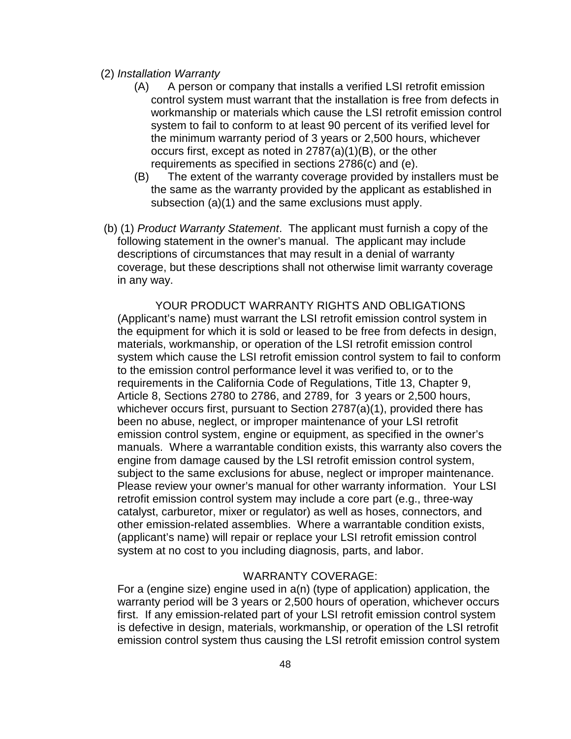(2) *Installation Warranty*

(A) A person or company that installs a verified LSI retrofit emission control system must warrant that the installation is free from defects in workmanship or materials which cause the LSI retrofit emission control system to fail to conform to at least 90 percent of its verified level for the minimum warranty period of 3 years or 2,500 hours, whichever occurs first, except as noted in 2787(a)(1)(B), or the other requirements as specified in sections 2786(c) and (e).

(B) The extent of the warranty coverage provided by installers must be the same as the warranty provided by the applicant as established in subsection (a)(1) and the same exclusions must apply.

(b) (1) *Product Warranty Statement*. The applicant must furnish a copy of the following statement in the owner's manual. The applicant may include descriptions of circumstances that may result in a denial of warranty coverage, but these descriptions shall not otherwise limit warranty coverage in any way.

YOUR PRODUCT WARRANTY RIGHTS AND OBLIGATIONS

(Applicant's name) must warrant the LSI retrofit emission control system in the equipment for which it is sold or leased to be free from defects in design, materials, workmanship, or operation of the LSI retrofit emission control system which cause the LSI retrofit emission control system to fail to conform to the emission control performance level it was verified to, or to the requirements in the California Code of Regulations, Title 13, Chapter 9, Article 8, Sections 2780 to 2786, and 2789, for 3 years or 2,500 hours, whichever occurs first, pursuant to Section 2787(a)(1), provided there has been no abuse, neglect, or improper maintenance of your LSI retrofit emission control system, engine or equipment, as specified in the owner's manuals. Where a warrantable condition exists, this warranty also covers the engine from damage caused by the LSI retrofit emission control system, subject to the same exclusions for abuse, neglect or improper maintenance. Please review your owner's manual for other warranty information. Your LSI retrofit emission control system may include a core part (e.g., three-way catalyst, carburetor, mixer or regulator) as well as hoses, connectors, and other emission-related assemblies. Where a warrantable condition exists, (applicant's name) will repair or replace your LSI retrofit emission control system at no cost to you including diagnosis, parts, and labor.

WARRANTY COVERAGE:

For a (engine size) engine used in a(n) (type of application) application, the warranty period will be 3 years or 2,500 hours of operation, whichever occurs first. If any emission-related part of your LSI retrofit emission control system is defective in design, materials, workmanship, or operation of the LSI retrofit emission control system thus causing the LSI retrofit emission control system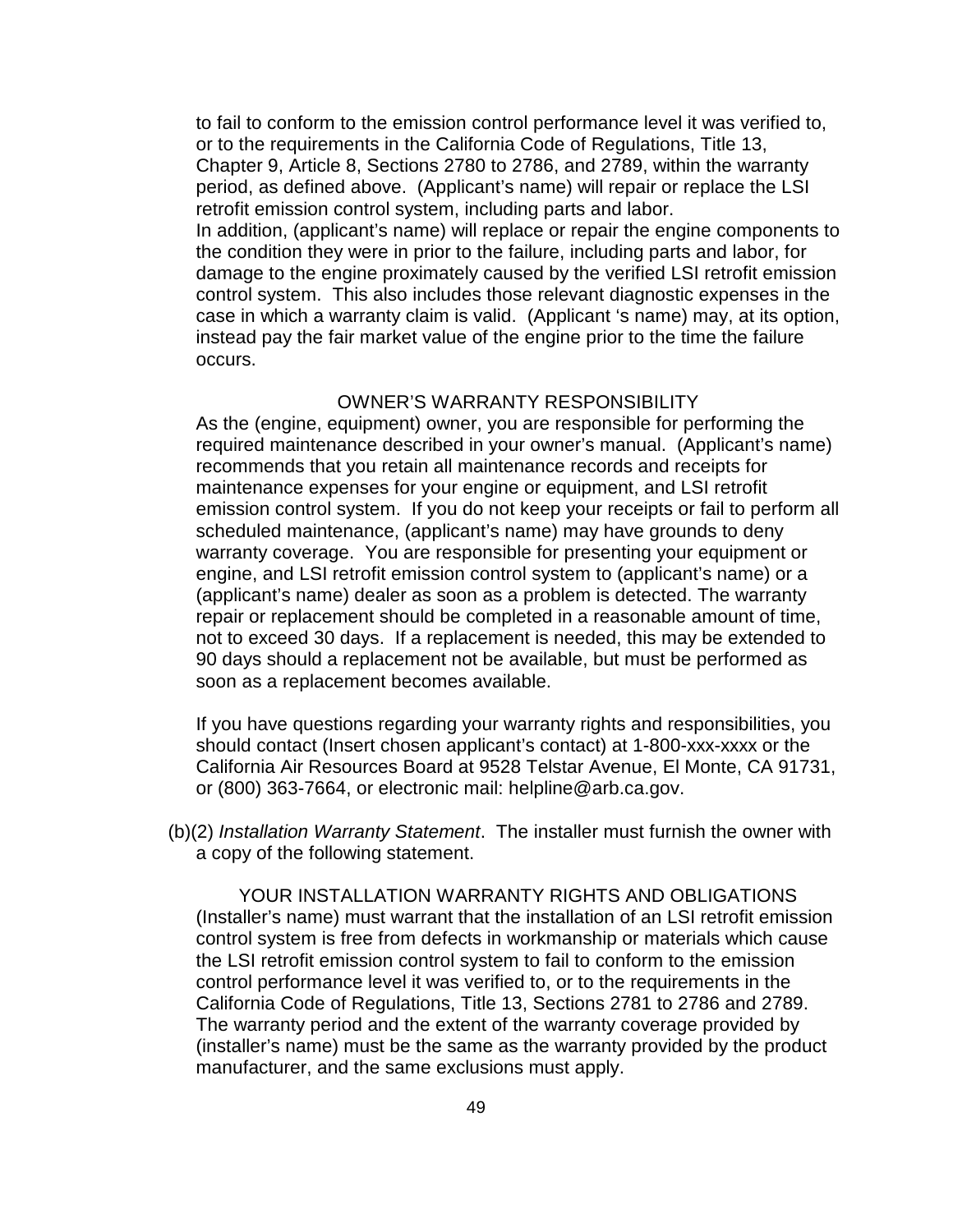to fail to conform to the emission control performance level it was verified to, or to the requirements in the California Code of Regulations, Title 13, Chapter 9, Article 8, Sections 2780 to 2786, and 2789, within the warranty period, as defined above. (Applicant's name) will repair or replace the LSI retrofit emission control system, including parts and labor.
In addition, (applicant's name) will replace or repair the engine components to the condition they were in prior to the failure, including parts and labor, for damage to the engine proximately caused by the verified LSI retrofit emission control system. This also includes those relevant diagnostic expenses in the case in which a warranty claim is valid. (Applicant 's name) may, at its option, instead pay the fair market value of the engine prior to the time the failure occurs.

OWNER'S WARRANTY RESPONSIBILITY

As the (engine, equipment) owner, you are responsible for performing the required maintenance described in your owner's manual. (Applicant's name) recommends that you retain all maintenance records and receipts for maintenance expenses for your engine or equipment, and LSI retrofit emission control system. If you do not keep your receipts or fail to perform all scheduled maintenance, (applicant's name) may have grounds to deny warranty coverage. You are responsible for presenting your equipment or engine, and LSI retrofit emission control system to (applicant's name) or a (applicant's name) dealer as soon as a problem is detected. The warranty repair or replacement should be completed in a reasonable amount of time, not to exceed 30 days. If a replacement is needed, this may be extended to 90 days should a replacement not be available, but must be performed as soon as a replacement becomes available.

If you have questions regarding your warranty rights and responsibilities, you should contact (Insert chosen applicant's contact) at 1-800-xxx-xxxx or the California Air Resources Board at 9528 Telstar Avenue, El Monte, CA 91731, or (800) 363-7664, or electronic mail: helpline@arb.ca.gov.

(b)(2) *Installation Warranty Statement*. The installer must furnish the owner with a copy of the following statement.

YOUR INSTALLATION WARRANTY RIGHTS AND OBLIGATIONS

(Installer's name) must warrant that the installation of an LSI retrofit emission control system is free from defects in workmanship or materials which cause the LSI retrofit emission control system to fail to conform to the emission control performance level it was verified to, or to the requirements in the California Code of Regulations, Title 13, Sections 2781 to 2786 and 2789. The warranty period and the extent of the warranty coverage provided by (installer's name) must be the same as the warranty provided by the product manufacturer, and the same exclusions must apply.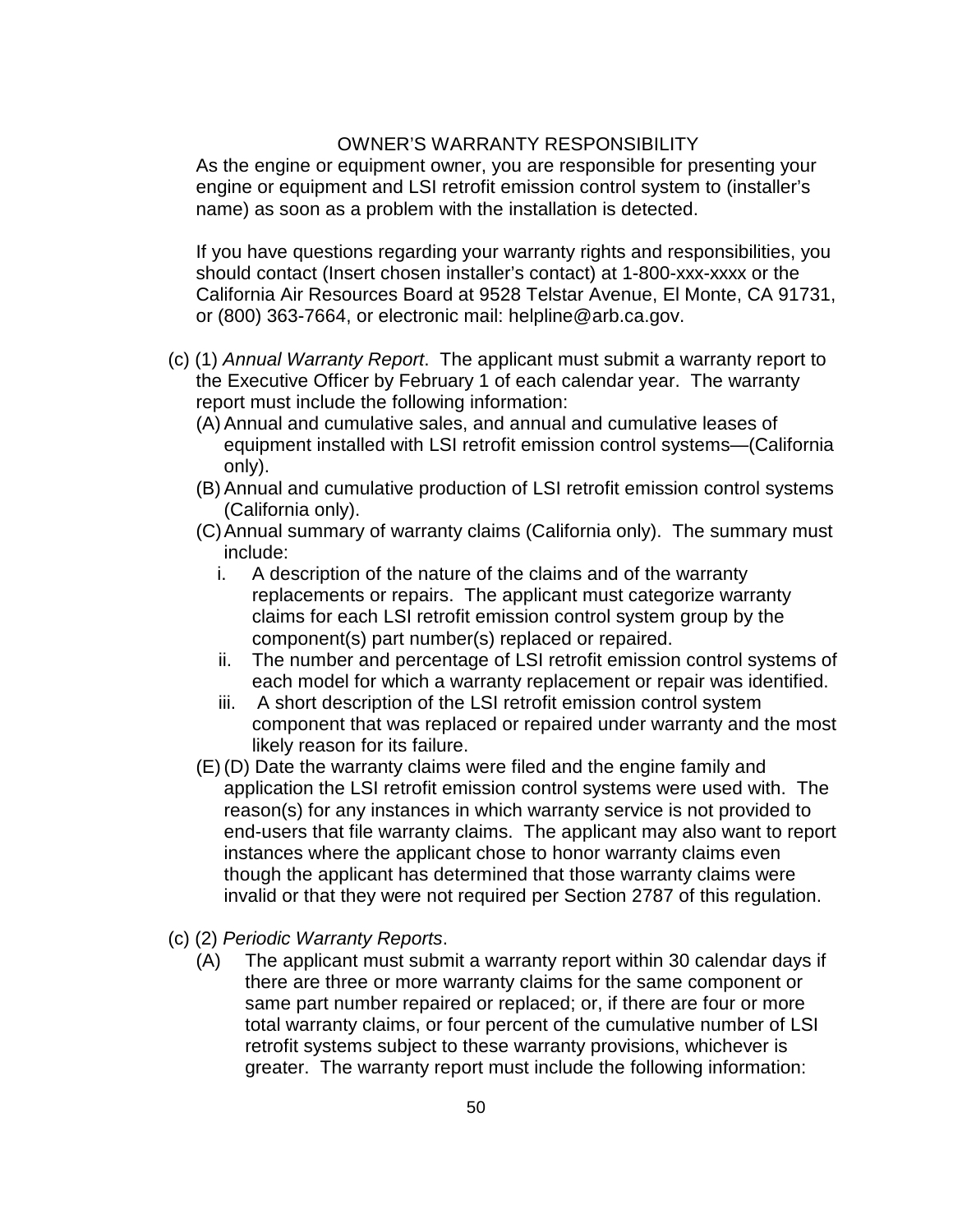OWNER'S WARRANTY RESPONSIBILITY

As the engine or equipment owner, you are responsible for presenting your engine or equipment and LSI retrofit emission control system to (installer's name) as soon as a problem with the installation is detected.

If you have questions regarding your warranty rights and responsibilities, you should contact (Insert chosen installer's contact) at 1-800-xxx-xxxx or the California Air Resources Board at 9528 Telstar Avenue, El Monte, CA 91731, or (800) 363-7664, or electronic mail: helpline@arb.ca.gov.

(c) (1) *Annual Warranty Report*. The applicant must submit a warranty report to the Executive Officer by February 1 of each calendar year. The warranty report must include the following information:

(A) Annual and cumulative sales, and annual and cumulative leases of equipment installed with LSI retrofit emission control systems—(California only).

(B) Annual and cumulative production of LSI retrofit emission control systems (California only).

(C) Annual summary of warranty claims (California only). The summary must include:

i. A description of the nature of the claims and of the warranty replacements or repairs. The applicant must categorize warranty claims for each LSI retrofit emission control system group by the component(s) part number(s) replaced or repaired.

ii. The number and percentage of LSI retrofit emission control systems of each model for which a warranty replacement or repair was identified.

iii. A short description of the LSI retrofit emission control system component that was replaced or repaired under warranty and the most likely reason for its failure.

(E) (D) Date the warranty claims were filed and the engine family and application the LSI retrofit emission control systems were used with. The reason(s) for any instances in which warranty service is not provided to end-users that file warranty claims. The applicant may also want to report instances where the applicant chose to honor warranty claims even though the applicant has determined that those warranty claims were invalid or that they were not required per Section 2787 of this regulation.

(c) (2) *Periodic Warranty Reports*.

(A) The applicant must submit a warranty report within 30 calendar days if there are three or more warranty claims for the same component or same part number repaired or replaced; or, if there are four or more total warranty claims, or four percent of the cumulative number of LSI retrofit systems subject to these warranty provisions, whichever is greater. The warranty report must include the following information: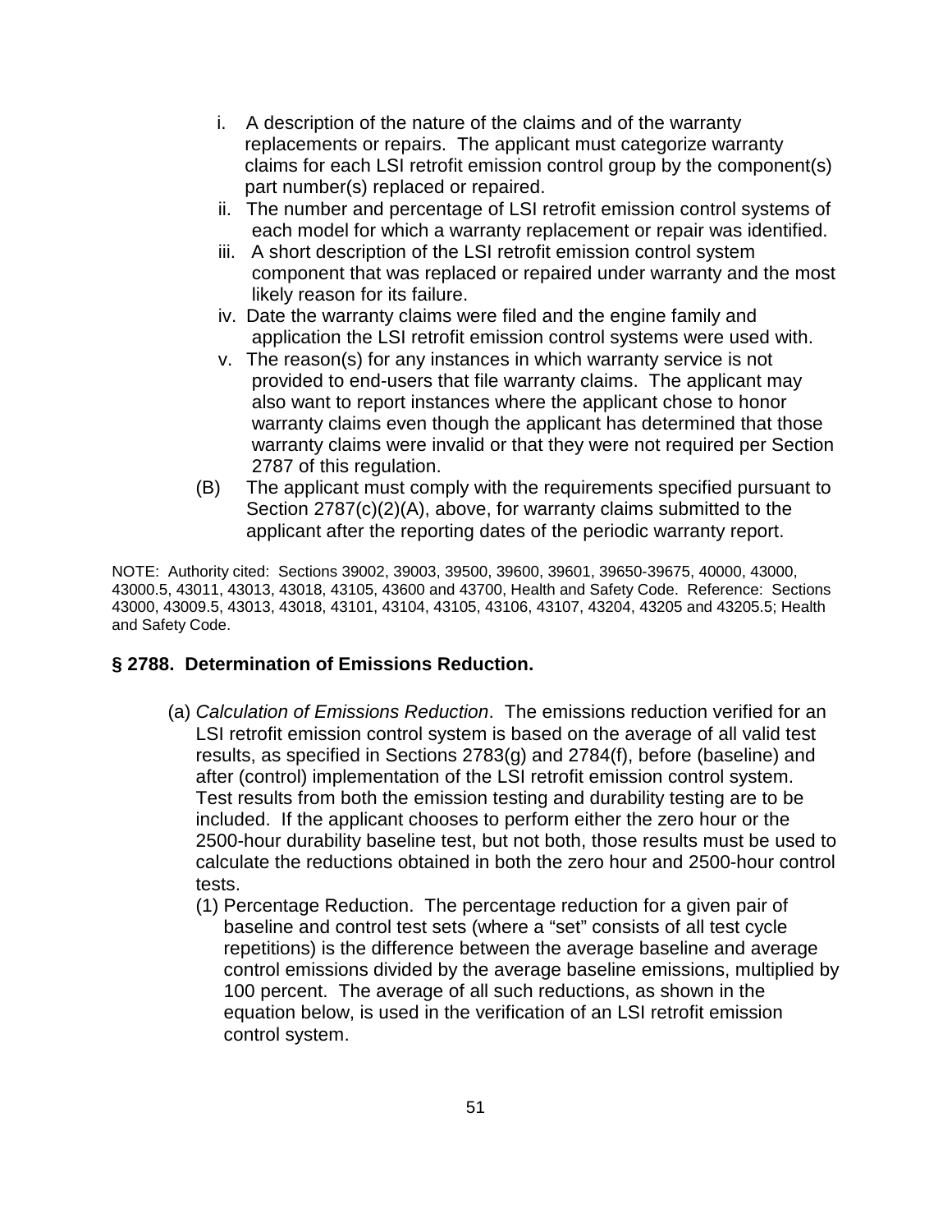i. A description of the nature of the claims and of the warranty replacements or repairs. The applicant must categorize warranty claims for each LSI retrofit emission control group by the component(s) part number(s) replaced or repaired.

ii. The number and percentage of LSI retrofit emission control systems of each model for which a warranty replacement or repair was identified.

iii. A short description of the LSI retrofit emission control system component that was replaced or repaired under warranty and the most likely reason for its failure.

iv. Date the warranty claims were filed and the engine family and application the LSI retrofit emission control systems were used with.

v. The reason(s) for any instances in which warranty service is not provided to end-users that file warranty claims. The applicant may also want to report instances where the applicant chose to honor warranty claims even though the applicant has determined that those warranty claims were invalid or that they were not required per Section 2787 of this regulation.

(B) The applicant must comply with the requirements specified pursuant to Section 2787(c)(2)(A), above, for warranty claims submitted to the applicant after the reporting dates of the periodic warranty report.

NOTE: Authority cited: Sections 39002, 39003, 39500, 39600, 39601, 39650-39675, 40000, 43000, 43000.5, 43011, 43013, 43018, 43105, 43600 and 43700, Health and Safety Code. Reference: Sections 43000, 43009.5, 43013, 43018, 43101, 43104, 43105, 43106, 43107, 43204, 43205 and 43205.5; Health and Safety Code.

## § 2788. Determination of Emissions Reduction.

(a) *Calculation of Emissions Reduction*. The emissions reduction verified for an LSI retrofit emission control system is based on the average of all valid test results, as specified in Sections 2783(g) and 2784(f), before (baseline) and after (control) implementation of the LSI retrofit emission control system. Test results from both the emission testing and durability testing are to be included. If the applicant chooses to perform either the zero hour or the 2500-hour durability baseline test, but not both, those results must be used to calculate the reductions obtained in both the zero hour and 2500-hour control tests.

(1) Percentage Reduction. The percentage reduction for a given pair of baseline and control test sets (where a "set" consists of all test cycle repetitions) is the difference between the average baseline and average control emissions divided by the average baseline emissions, multiplied by 100 percent. The average of all such reductions, as shown in the equation below, is used in the verification of an LSI retrofit emission control system.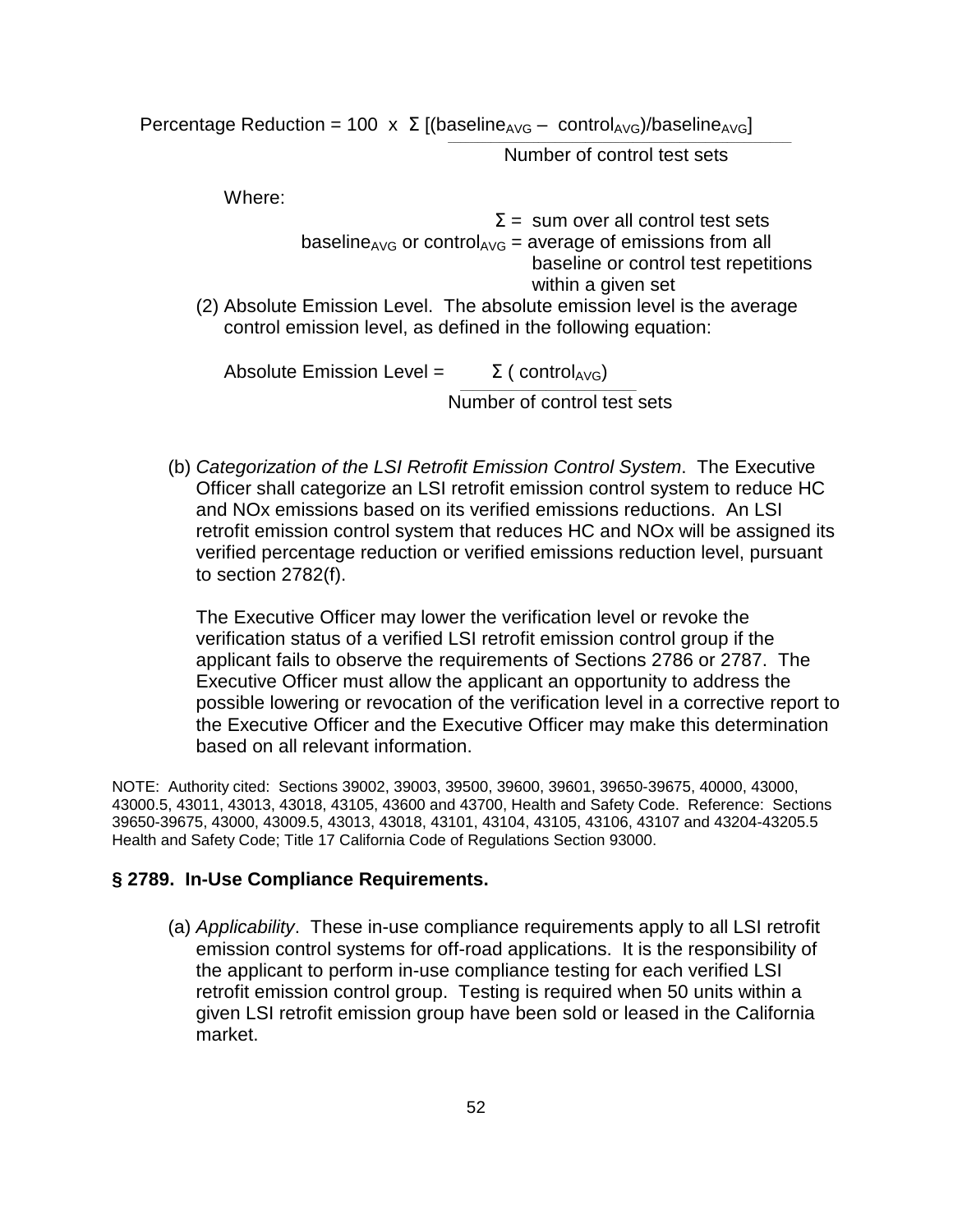$$\text{Percentage Reduction} = 100 \times \frac{\Sigma\left[(\text{baseline}_{AVG} - \text{control}_{AVG})/\text{baseline}_{AVG}\right]}{\text{Number of control test sets}}$$

Where:

$\Sigma$ = sum over all control test sets

$\text{baseline}_{AVG}$ or $\text{control}_{AVG}$ = average of emissions from all baseline or control test repetitions within a given set

(2) Absolute Emission Level. The absolute emission level is the average control emission level, as defined in the following equation:

$$\text{Absolute Emission Level} = \frac{\Sigma\,(\text{control}_{AVG})}{\text{Number of control test sets}}$$

(b) *Categorization of the LSI Retrofit Emission Control System*. The Executive Officer shall categorize an LSI retrofit emission control system to reduce HC and NOx emissions based on its verified emissions reductions. An LSI retrofit emission control system that reduces HC and NOx will be assigned its verified percentage reduction or verified emissions reduction level, pursuant to section 2782(f).

The Executive Officer may lower the verification level or revoke the verification status of a verified LSI retrofit emission control group if the applicant fails to observe the requirements of Sections 2786 or 2787. The Executive Officer must allow the applicant an opportunity to address the possible lowering or revocation of the verification level in a corrective report to the Executive Officer and the Executive Officer may make this determination based on all relevant information.

NOTE: Authority cited: Sections 39002, 39003, 39500, 39600, 39601, 39650-39675, 40000, 43000, 43000.5, 43011, 43013, 43018, 43105, 43600 and 43700, Health and Safety Code. Reference: Sections 39650-39675, 43000, 43009.5, 43013, 43018, 43101, 43104, 43105, 43106, 43107 and 43204-43205.5 Health and Safety Code; Title 17 California Code of Regulations Section 93000.

### § 2789. In-Use Compliance Requirements.

(a) *Applicability*. These in-use compliance requirements apply to all LSI retrofit emission control systems for off-road applications. It is the responsibility of the applicant to perform in-use compliance testing for each verified LSI retrofit emission control group. Testing is required when 50 units within a given LSI retrofit emission group have been sold or leased in the California market.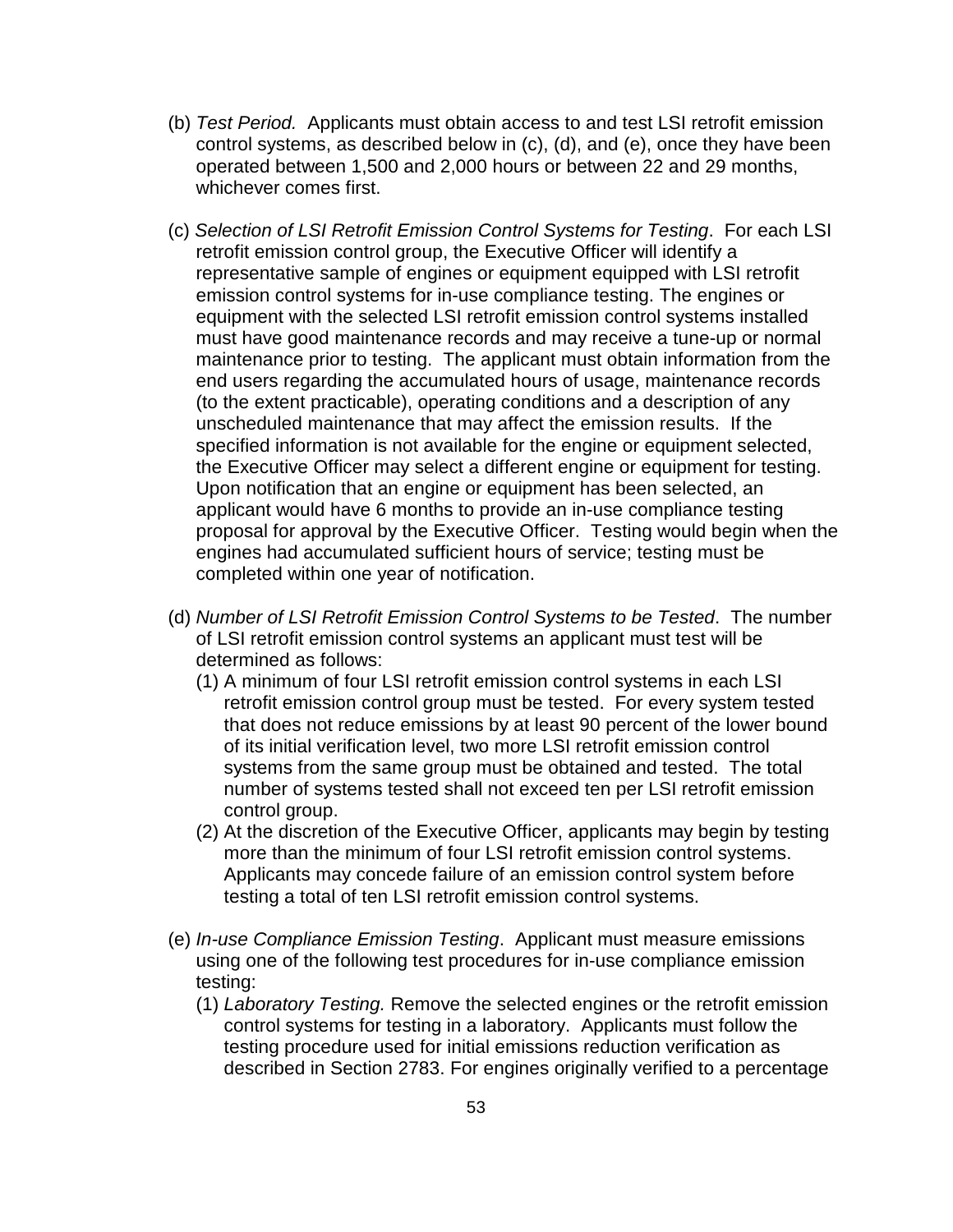(b) *Test Period.* Applicants must obtain access to and test LSI retrofit emission control systems, as described below in (c), (d), and (e), once they have been operated between 1,500 and 2,000 hours or between 22 and 29 months, whichever comes first.

(c) *Selection of LSI Retrofit Emission Control Systems for Testing*. For each LSI retrofit emission control group, the Executive Officer will identify a representative sample of engines or equipment equipped with LSI retrofit emission control systems for in-use compliance testing. The engines or equipment with the selected LSI retrofit emission control systems installed must have good maintenance records and may receive a tune-up or normal maintenance prior to testing. The applicant must obtain information from the end users regarding the accumulated hours of usage, maintenance records (to the extent practicable), operating conditions and a description of any unscheduled maintenance that may affect the emission results. If the specified information is not available for the engine or equipment selected, the Executive Officer may select a different engine or equipment for testing. Upon notification that an engine or equipment has been selected, an applicant would have 6 months to provide an in-use compliance testing proposal for approval by the Executive Officer. Testing would begin when the engines had accumulated sufficient hours of service; testing must be completed within one year of notification.

(d) *Number of LSI Retrofit Emission Control Systems to be Tested*. The number of LSI retrofit emission control systems an applicant must test will be determined as follows:
   (1) A minimum of four LSI retrofit emission control systems in each LSI retrofit emission control group must be tested. For every system tested that does not reduce emissions by at least 90 percent of the lower bound of its initial verification level, two more LSI retrofit emission control systems from the same group must be obtained and tested. The total number of systems tested shall not exceed ten per LSI retrofit emission control group.
   (2) At the discretion of the Executive Officer, applicants may begin by testing more than the minimum of four LSI retrofit emission control systems. Applicants may concede failure of an emission control system before testing a total of ten LSI retrofit emission control systems.

(e) *In-use Compliance Emission Testing*. Applicant must measure emissions using one of the following test procedures for in-use compliance emission testing:
   (1) *Laboratory Testing.* Remove the selected engines or the retrofit emission control systems for testing in a laboratory. Applicants must follow the testing procedure used for initial emissions reduction verification as described in Section 2783. For engines originally verified to a percentage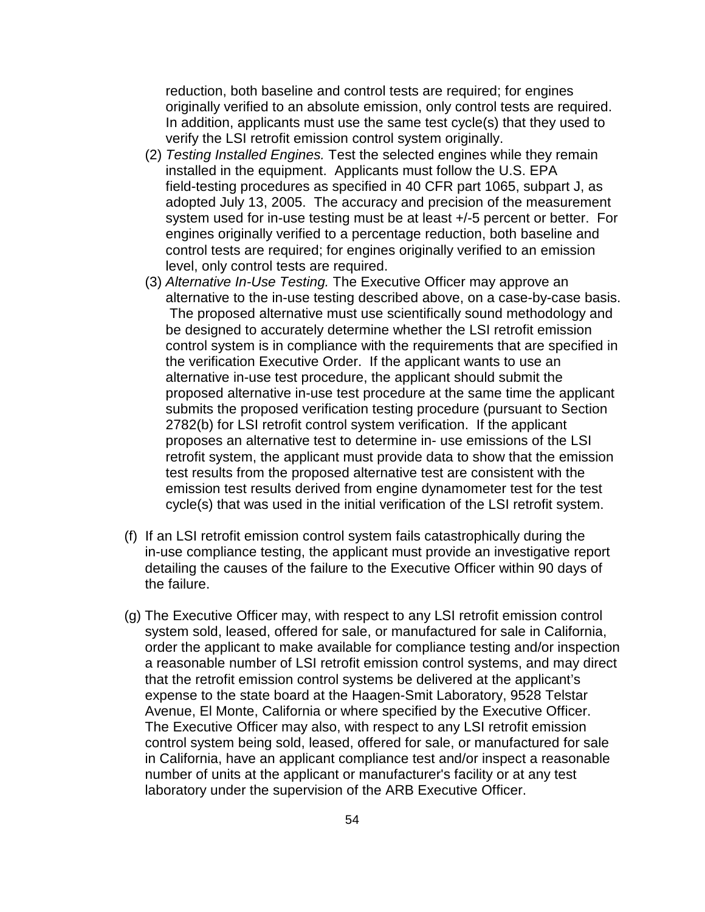reduction, both baseline and control tests are required; for engines originally verified to an absolute emission, only control tests are required. In addition, applicants must use the same test cycle(s) that they used to verify the LSI retrofit emission control system originally.

(2) *Testing Installed Engines.* Test the selected engines while they remain installed in the equipment. Applicants must follow the U.S. EPA field-testing procedures as specified in 40 CFR part 1065, subpart J, as adopted July 13, 2005. The accuracy and precision of the measurement system used for in-use testing must be at least +/-5 percent or better. For engines originally verified to a percentage reduction, both baseline and control tests are required; for engines originally verified to an emission level, only control tests are required.

(3) *Alternative In-Use Testing.* The Executive Officer may approve an alternative to the in-use testing described above, on a case-by-case basis. The proposed alternative must use scientifically sound methodology and be designed to accurately determine whether the LSI retrofit emission control system is in compliance with the requirements that are specified in the verification Executive Order. If the applicant wants to use an alternative in-use test procedure, the applicant should submit the proposed alternative in-use test procedure at the same time the applicant submits the proposed verification testing procedure (pursuant to Section 2782(b) for LSI retrofit control system verification. If the applicant proposes an alternative test to determine in- use emissions of the LSI retrofit system, the applicant must provide data to show that the emission test results from the proposed alternative test are consistent with the emission test results derived from engine dynamometer test for the test cycle(s) that was used in the initial verification of the LSI retrofit system.

(f) If an LSI retrofit emission control system fails catastrophically during the in-use compliance testing, the applicant must provide an investigative report detailing the causes of the failure to the Executive Officer within 90 days of the failure.

(g) The Executive Officer may, with respect to any LSI retrofit emission control system sold, leased, offered for sale, or manufactured for sale in California, order the applicant to make available for compliance testing and/or inspection a reasonable number of LSI retrofit emission control systems, and may direct that the retrofit emission control systems be delivered at the applicant's expense to the state board at the Haagen-Smit Laboratory, 9528 Telstar Avenue, El Monte, California or where specified by the Executive Officer. The Executive Officer may also, with respect to any LSI retrofit emission control system being sold, leased, offered for sale, or manufactured for sale in California, have an applicant compliance test and/or inspect a reasonable number of units at the applicant or manufacturer's facility or at any test laboratory under the supervision of the ARB Executive Officer.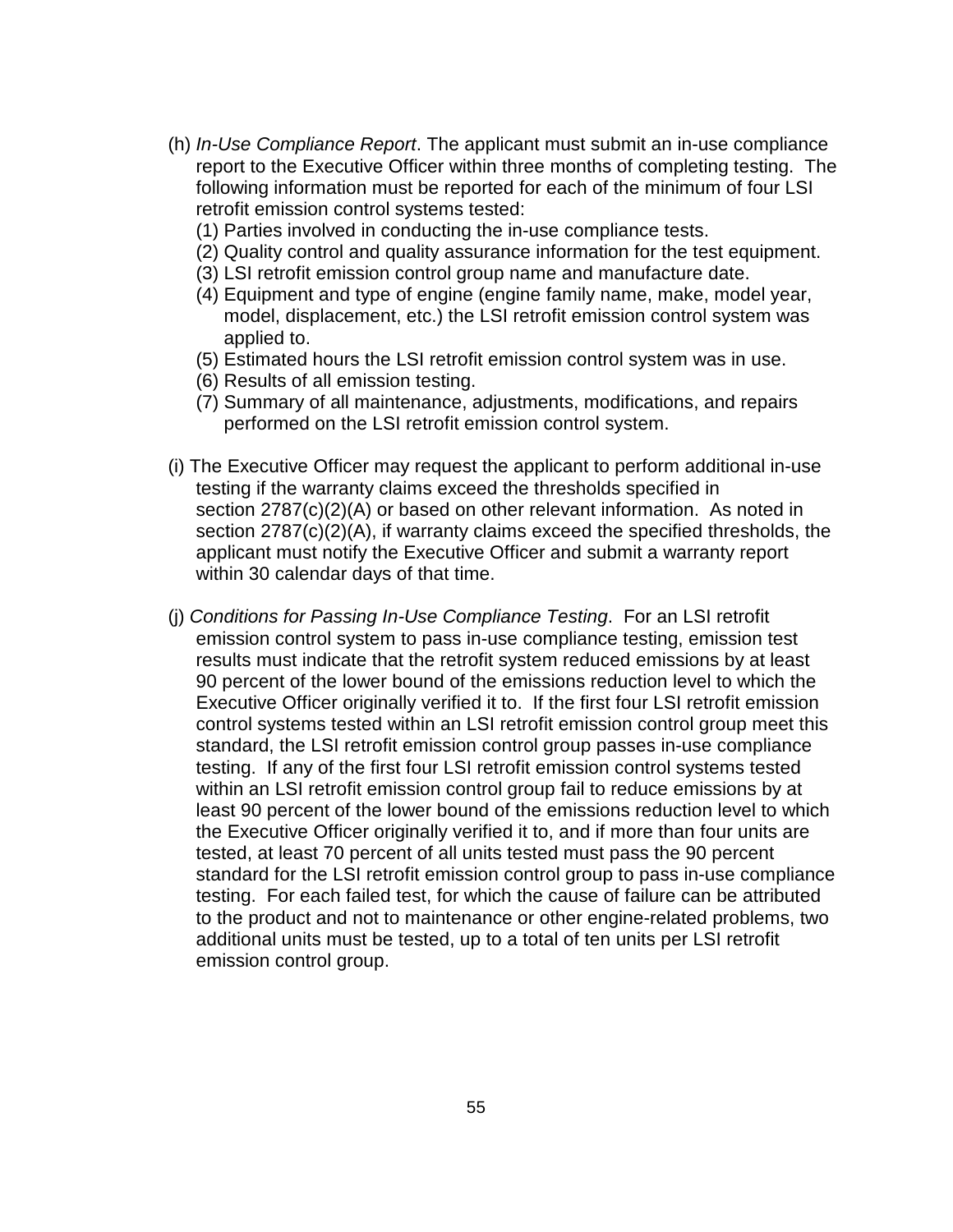(h) *In-Use Compliance Report*. The applicant must submit an in-use compliance report to the Executive Officer within three months of completing testing. The following information must be reported for each of the minimum of four LSI retrofit emission control systems tested:

(1) Parties involved in conducting the in-use compliance tests.
(2) Quality control and quality assurance information for the test equipment.
(3) LSI retrofit emission control group name and manufacture date.
(4) Equipment and type of engine (engine family name, make, model year, model, displacement, etc.) the LSI retrofit emission control system was applied to.
(5) Estimated hours the LSI retrofit emission control system was in use.
(6) Results of all emission testing.
(7) Summary of all maintenance, adjustments, modifications, and repairs performed on the LSI retrofit emission control system.

(i) The Executive Officer may request the applicant to perform additional in-use testing if the warranty claims exceed the thresholds specified in section 2787(c)(2)(A) or based on other relevant information. As noted in section 2787(c)(2)(A), if warranty claims exceed the specified thresholds, the applicant must notify the Executive Officer and submit a warranty report within 30 calendar days of that time.

(j) *Conditions for Passing In-Use Compliance Testing*. For an LSI retrofit emission control system to pass in-use compliance testing, emission test results must indicate that the retrofit system reduced emissions by at least 90 percent of the lower bound of the emissions reduction level to which the Executive Officer originally verified it to. If the first four LSI retrofit emission control systems tested within an LSI retrofit emission control group meet this standard, the LSI retrofit emission control group passes in-use compliance testing. If any of the first four LSI retrofit emission control systems tested within an LSI retrofit emission control group fail to reduce emissions by at least 90 percent of the lower bound of the emissions reduction level to which the Executive Officer originally verified it to, and if more than four units are tested, at least 70 percent of all units tested must pass the 90 percent standard for the LSI retrofit emission control group to pass in-use compliance testing. For each failed test, for which the cause of failure can be attributed to the product and not to maintenance or other engine-related problems, two additional units must be tested, up to a total of ten units per LSI retrofit emission control group.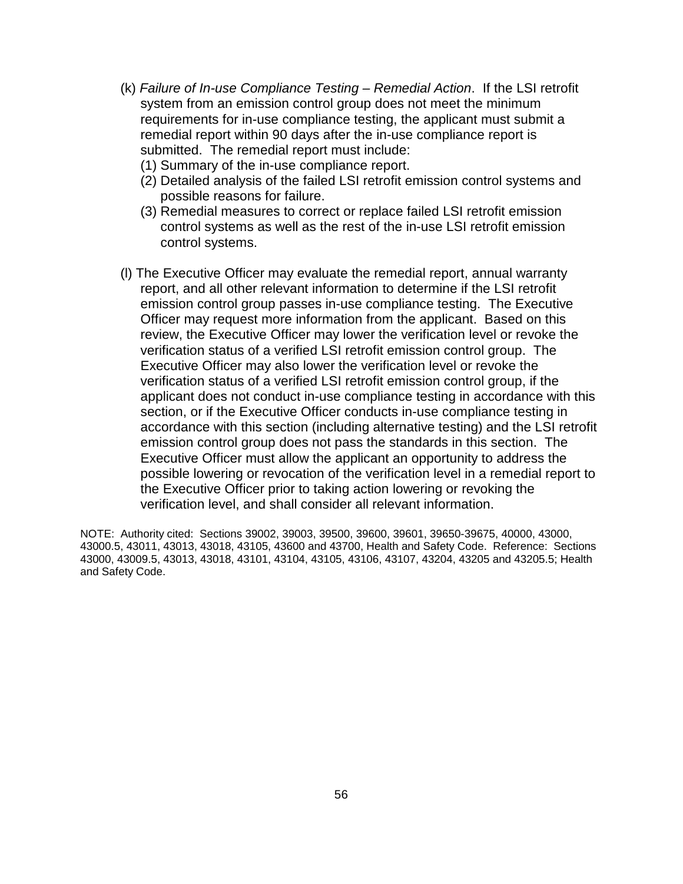(k) *Failure of In-use Compliance Testing – Remedial Action*. If the LSI retrofit system from an emission control group does not meet the minimum requirements for in-use compliance testing, the applicant must submit a remedial report within 90 days after the in-use compliance report is submitted. The remedial report must include:

(1) Summary of the in-use compliance report.

(2) Detailed analysis of the failed LSI retrofit emission control systems and possible reasons for failure.

(3) Remedial measures to correct or replace failed LSI retrofit emission control systems as well as the rest of the in-use LSI retrofit emission control systems.

(l) The Executive Officer may evaluate the remedial report, annual warranty report, and all other relevant information to determine if the LSI retrofit emission control group passes in-use compliance testing. The Executive Officer may request more information from the applicant. Based on this review, the Executive Officer may lower the verification level or revoke the verification status of a verified LSI retrofit emission control group. The Executive Officer may also lower the verification level or revoke the verification status of a verified LSI retrofit emission control group, if the applicant does not conduct in-use compliance testing in accordance with this section, or if the Executive Officer conducts in-use compliance testing in accordance with this section (including alternative testing) and the LSI retrofit emission control group does not pass the standards in this section. The Executive Officer must allow the applicant an opportunity to address the possible lowering or revocation of the verification level in a remedial report to the Executive Officer prior to taking action lowering or revoking the verification level, and shall consider all relevant information.

NOTE: Authority cited: Sections 39002, 39003, 39500, 39600, 39601, 39650-39675, 40000, 43000, 43000.5, 43011, 43013, 43018, 43105, 43600 and 43700, Health and Safety Code. Reference: Sections 43000, 43009.5, 43013, 43018, 43101, 43104, 43105, 43106, 43107, 43204, 43205 and 43205.5; Health and Safety Code.